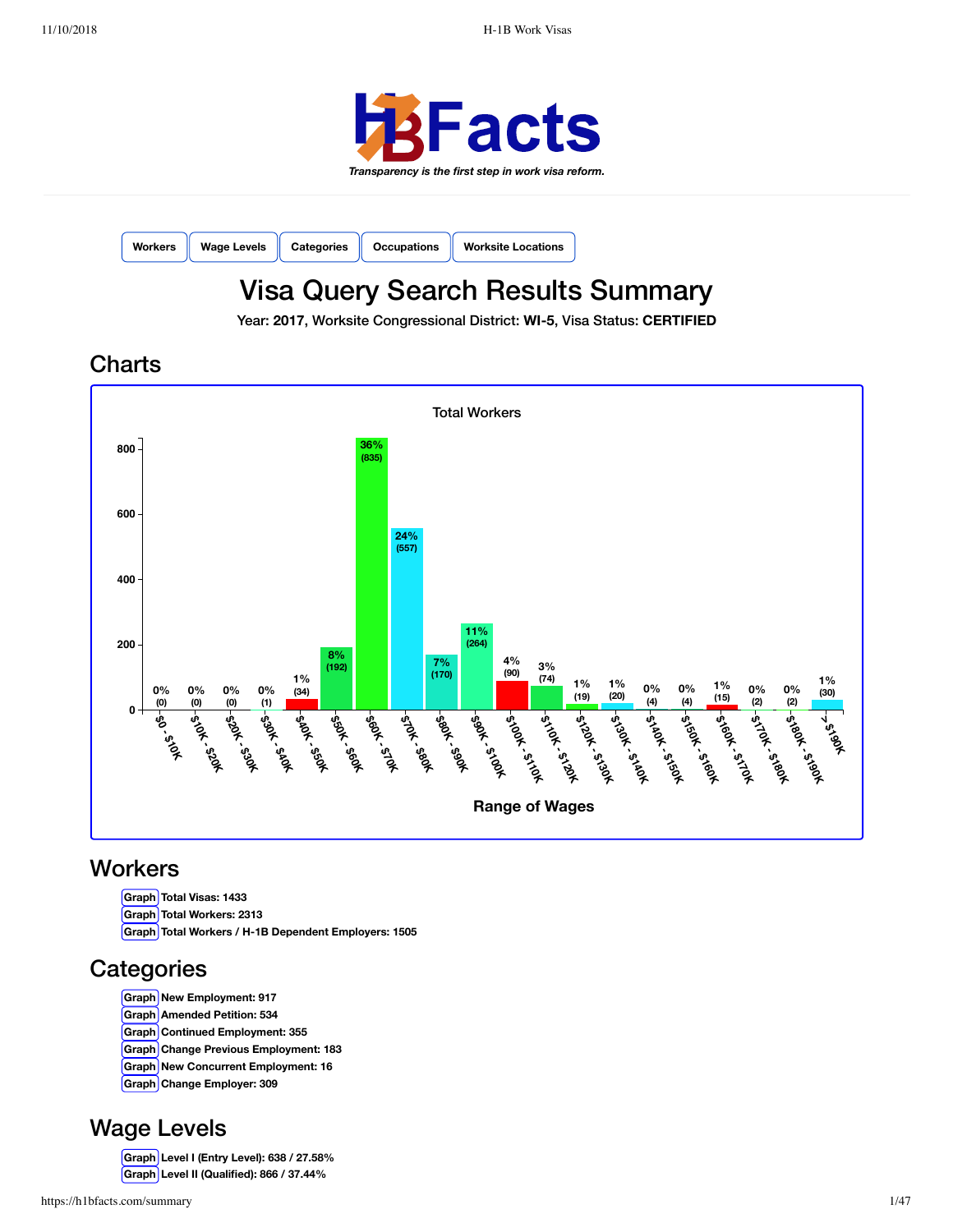**H1BFacts**

*Transparency is the first step in work visa reform.*

Workers | Wage Levels | Categories | Occupations | Worksite Locations

# Visa Query Search Results Summary

Year: **2017**, Worksite Congressional District: **WI-5**, Visa Status: **CERTIFIED**

## Charts

**Total Workers**

| Range of Wages | Percent | Workers |
|---|---|---|
| $0 - $10K | 0% | 0 |
| $10K - $20K | 0% | 0 |
| $20K - $30K | 0% | 0 |
| $30K - $40K | 0% | 1 |
| $40K - $50K | 1% | 34 |
| $50K - $60K | 8% | 192 |
| $60K - $70K | 36% | 835 |
| $70K - $80K | 24% | 557 |
| $80K - $90K | 7% | 170 |
| $90K - $100K | 11% | 264 |
| $100K - $110K | 4% | 90 |
| $110K - $120K | 3% | 74 |
| $120K - $130K | 1% | 19 |
| $130K - $140K | 1% | 20 |
| $140K - $150K | 0% | 4 |
| $150K - $160K | 0% | 4 |
| $160K - $170K | 1% | 15 |
| $170K - $180K | 0% | 2 |
| $180K - $190K | 0% | 2 |
| > $190K | 1% | 30 |

## Workers

- Graph **Total Visas: 1433**
- Graph **Total Workers: 2313**
- Graph **Total Workers / H-1B Dependent Employers: 1505**

## Categories

- Graph **New Employment: 917**
- Graph **Amended Petition: 534**
- Graph **Continued Employment: 355**
- Graph **Change Previous Employment: 183**
- Graph **New Concurrent Employment: 16**
- Graph **Change Employer: 309**

## Wage Levels

- Graph **Level I (Entry Level): 638 / 27.58%**
- Graph **Level II (Qualified): 866 / 37.44%**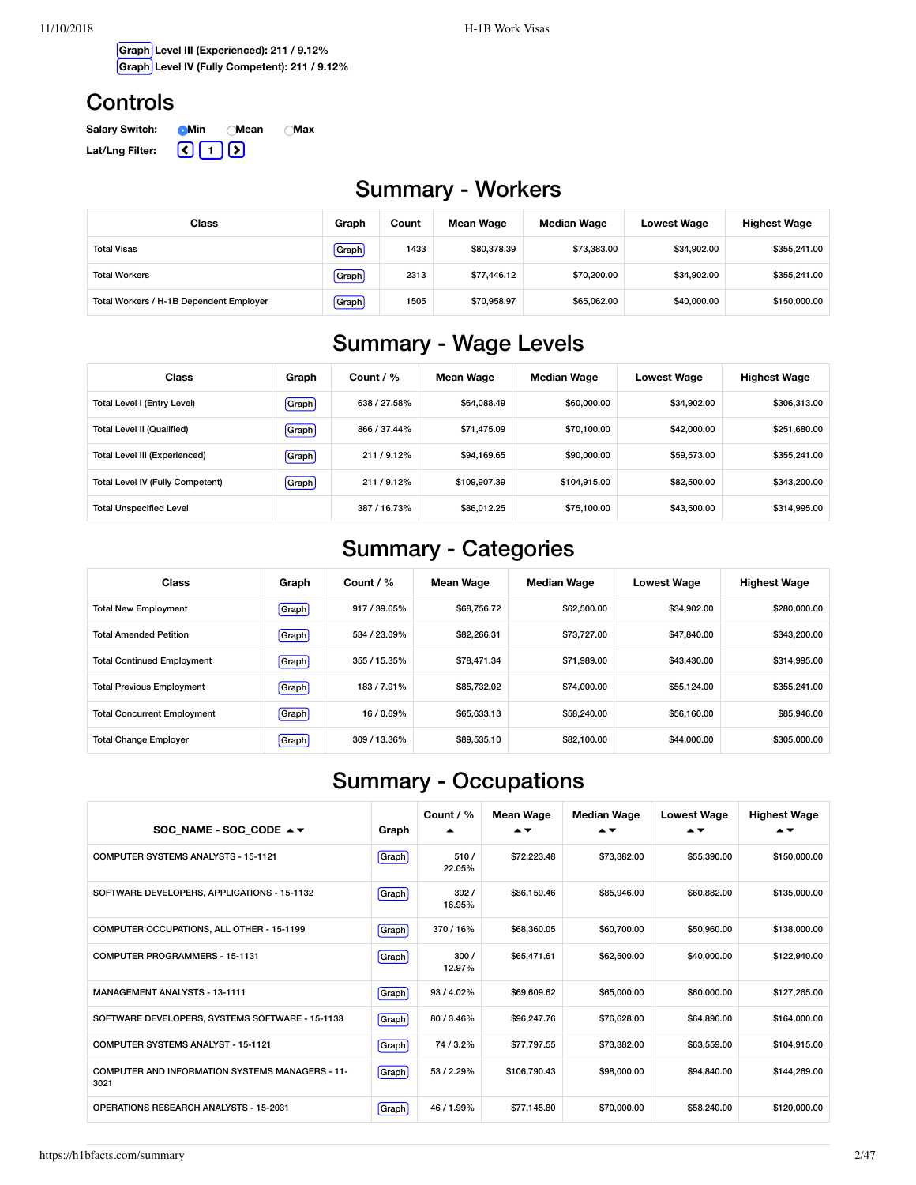Graph Level III (Experienced): 211 / 9.12%

Graph Level IV (Fully Competent): 211 / 9.12%

## Controls

**Salary Switch:** ◉ Min ○ Mean ○ Max

**Lat/Lng Filter:** < 1 >

## Summary - Workers

| Class | Graph | Count | Mean Wage | Median Wage | Lowest Wage | Highest Wage |
|---|---|---|---|---|---|---|
| Total Visas | Graph | 1433 | $80,378.39 | $73,383.00 | $34,902.00 | $355,241.00 |
| Total Workers | Graph | 2313 | $77,446.12 | $70,200.00 | $34,902.00 | $355,241.00 |
| Total Workers / H-1B Dependent Employer | Graph | 1505 | $70,958.97 | $65,062.00 | $40,000.00 | $150,000.00 |

## Summary - Wage Levels

| Class | Graph | Count / % | Mean Wage | Median Wage | Lowest Wage | Highest Wage |
|---|---|---|---|---|---|---|
| Total Level I (Entry Level) | Graph | 638 / 27.58% | $64,088.49 | $60,000.00 | $34,902.00 | $306,313.00 |
| Total Level II (Qualified) | Graph | 866 / 37.44% | $71,475.09 | $70,100.00 | $42,000.00 | $251,680.00 |
| Total Level III (Experienced) | Graph | 211 / 9.12% | $94,169.65 | $90,000.00 | $59,573.00 | $355,241.00 |
| Total Level IV (Fully Competent) | Graph | 211 / 9.12% | $109,907.39 | $104,915.00 | $82,500.00 | $343,200.00 |
| Total Unspecified Level | | 387 / 16.73% | $86,012.25 | $75,100.00 | $43,500.00 | $314,995.00 |

## Summary - Categories

| Class | Graph | Count / % | Mean Wage | Median Wage | Lowest Wage | Highest Wage |
|---|---|---|---|---|---|---|
| Total New Employment | Graph | 917 / 39.65% | $68,756.72 | $62,500.00 | $34,902.00 | $280,000.00 |
| Total Amended Petition | Graph | 534 / 23.09% | $82,266.31 | $73,727.00 | $47,840.00 | $343,200.00 |
| Total Continued Employment | Graph | 355 / 15.35% | $78,471.34 | $71,989.00 | $43,430.00 | $314,995.00 |
| Total Previous Employment | Graph | 183 / 7.91% | $85,732.02 | $74,000.00 | $55,124.00 | $355,241.00 |
| Total Concurrent Employment | Graph | 16 / 0.69% | $65,633.13 | $58,240.00 | $56,160.00 | $85,946.00 |
| Total Change Employer | Graph | 309 / 13.36% | $89,535.10 | $82,100.00 | $44,000.00 | $305,000.00 |

## Summary - Occupations

| SOC_NAME - SOC_CODE ▲▼ | Graph | Count / % ▲ | Mean Wage ▲▼ | Median Wage ▲▼ | Lowest Wage ▲▼ | Highest Wage ▲▼ |
|---|---|---|---|---|---|---|
| COMPUTER SYSTEMS ANALYSTS - 15-1121 | Graph | 510 / 22.05% | $72,223.48 | $73,382.00 | $55,390.00 | $150,000.00 |
| SOFTWARE DEVELOPERS, APPLICATIONS - 15-1132 | Graph | 392 / 16.95% | $86,159.46 | $85,946.00 | $60,882.00 | $135,000.00 |
| COMPUTER OCCUPATIONS, ALL OTHER - 15-1199 | Graph | 370 / 16% | $68,360.05 | $60,700.00 | $50,960.00 | $138,000.00 |
| COMPUTER PROGRAMMERS - 15-1131 | Graph | 300 / 12.97% | $65,471.61 | $62,500.00 | $40,000.00 | $122,940.00 |
| MANAGEMENT ANALYSTS - 13-1111 | Graph | 93 / 4.02% | $69,609.62 | $65,000.00 | $60,000.00 | $127,265.00 |
| SOFTWARE DEVELOPERS, SYSTEMS SOFTWARE - 15-1133 | Graph | 80 / 3.46% | $96,247.76 | $76,628.00 | $64,896.00 | $164,000.00 |
| COMPUTER SYSTEMS ANALYST - 15-1121 | Graph | 74 / 3.2% | $77,797.55 | $73,382.00 | $63,559.00 | $104,915.00 |
| COMPUTER AND INFORMATION SYSTEMS MANAGERS - 11-3021 | Graph | 53 / 2.29% | $106,790.43 | $98,000.00 | $94,840.00 | $144,269.00 |
| OPERATIONS RESEARCH ANALYSTS - 15-2031 | Graph | 46 / 1.99% | $77,145.80 | $70,000.00 | $58,240.00 | $120,000.00 |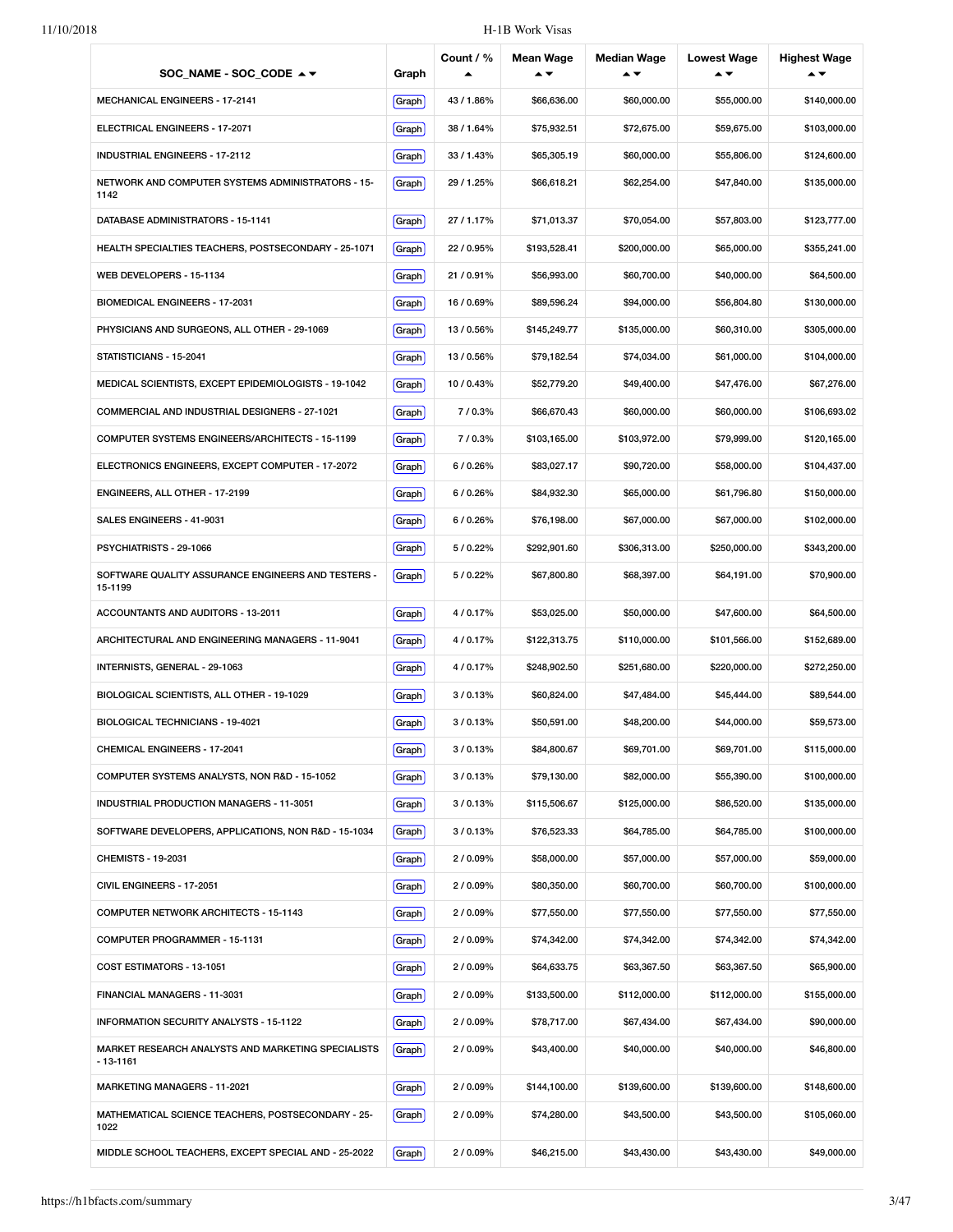| SOC_NAME - SOC_CODE ▲▼ | Graph | Count / % ▲ | Mean Wage ▲▼ | Median Wage ▲▼ | Lowest Wage ▲▼ | Highest Wage ▲▼ |
|---|---|---|---|---|---|---|
| MECHANICAL ENGINEERS - 17-2141 | Graph | 43 / 1.86% | $66,636.00 | $60,000.00 | $55,000.00 | $140,000.00 |
| ELECTRICAL ENGINEERS - 17-2071 | Graph | 38 / 1.64% | $75,932.51 | $72,675.00 | $59,675.00 | $103,000.00 |
| INDUSTRIAL ENGINEERS - 17-2112 | Graph | 33 / 1.43% | $65,305.19 | $60,000.00 | $55,806.00 | $124,600.00 |
| NETWORK AND COMPUTER SYSTEMS ADMINISTRATORS - 15-1142 | Graph | 29 / 1.25% | $66,618.21 | $62,254.00 | $47,840.00 | $135,000.00 |
| DATABASE ADMINISTRATORS - 15-1141 | Graph | 27 / 1.17% | $71,013.37 | $70,054.00 | $57,803.00 | $123,777.00 |
| HEALTH SPECIALTIES TEACHERS, POSTSECONDARY - 25-1071 | Graph | 22 / 0.95% | $193,528.41 | $200,000.00 | $65,000.00 | $355,241.00 |
| WEB DEVELOPERS - 15-1134 | Graph | 21 / 0.91% | $56,993.00 | $60,700.00 | $40,000.00 | $64,500.00 |
| BIOMEDICAL ENGINEERS - 17-2031 | Graph | 16 / 0.69% | $89,596.24 | $94,000.00 | $56,804.80 | $130,000.00 |
| PHYSICIANS AND SURGEONS, ALL OTHER - 29-1069 | Graph | 13 / 0.56% | $145,249.77 | $135,000.00 | $60,310.00 | $305,000.00 |
| STATISTICIANS - 15-2041 | Graph | 13 / 0.56% | $79,182.54 | $74,034.00 | $61,000.00 | $104,000.00 |
| MEDICAL SCIENTISTS, EXCEPT EPIDEMIOLOGISTS - 19-1042 | Graph | 10 / 0.43% | $52,779.20 | $49,400.00 | $47,476.00 | $67,276.00 |
| COMMERCIAL AND INDUSTRIAL DESIGNERS - 27-1021 | Graph | 7 / 0.3% | $66,670.43 | $60,000.00 | $60,000.00 | $106,693.02 |
| COMPUTER SYSTEMS ENGINEERS/ARCHITECTS - 15-1199 | Graph | 7 / 0.3% | $103,165.00 | $103,972.00 | $79,999.00 | $120,165.00 |
| ELECTRONICS ENGINEERS, EXCEPT COMPUTER - 17-2072 | Graph | 6 / 0.26% | $83,027.17 | $90,720.00 | $58,000.00 | $104,437.00 |
| ENGINEERS, ALL OTHER - 17-2199 | Graph | 6 / 0.26% | $84,932.30 | $65,000.00 | $61,796.80 | $150,000.00 |
| SALES ENGINEERS - 41-9031 | Graph | 6 / 0.26% | $76,198.00 | $67,000.00 | $67,000.00 | $102,000.00 |
| PSYCHIATRISTS - 29-1066 | Graph | 5 / 0.22% | $292,901.60 | $306,313.00 | $250,000.00 | $343,200.00 |
| SOFTWARE QUALITY ASSURANCE ENGINEERS AND TESTERS - 15-1199 | Graph | 5 / 0.22% | $67,800.80 | $68,397.00 | $64,191.00 | $70,900.00 |
| ACCOUNTANTS AND AUDITORS - 13-2011 | Graph | 4 / 0.17% | $53,025.00 | $50,000.00 | $47,600.00 | $64,500.00 |
| ARCHITECTURAL AND ENGINEERING MANAGERS - 11-9041 | Graph | 4 / 0.17% | $122,313.75 | $110,000.00 | $101,566.00 | $152,689.00 |
| INTERNISTS, GENERAL - 29-1063 | Graph | 4 / 0.17% | $248,902.50 | $251,680.00 | $220,000.00 | $272,250.00 |
| BIOLOGICAL SCIENTISTS, ALL OTHER - 19-1029 | Graph | 3 / 0.13% | $60,824.00 | $47,484.00 | $45,444.00 | $89,544.00 |
| BIOLOGICAL TECHNICIANS - 19-4021 | Graph | 3 / 0.13% | $50,591.00 | $48,200.00 | $44,000.00 | $59,573.00 |
| CHEMICAL ENGINEERS - 17-2041 | Graph | 3 / 0.13% | $84,800.67 | $69,701.00 | $69,701.00 | $115,000.00 |
| COMPUTER SYSTEMS ANALYSTS, NON R&D - 15-1052 | Graph | 3 / 0.13% | $79,130.00 | $82,000.00 | $55,390.00 | $100,000.00 |
| INDUSTRIAL PRODUCTION MANAGERS - 11-3051 | Graph | 3 / 0.13% | $115,506.67 | $125,000.00 | $86,520.00 | $135,000.00 |
| SOFTWARE DEVELOPERS, APPLICATIONS, NON R&D - 15-1034 | Graph | 3 / 0.13% | $76,523.33 | $64,785.00 | $64,785.00 | $100,000.00 |
| CHEMISTS - 19-2031 | Graph | 2 / 0.09% | $58,000.00 | $57,000.00 | $57,000.00 | $59,000.00 |
| CIVIL ENGINEERS - 17-2051 | Graph | 2 / 0.09% | $80,350.00 | $60,700.00 | $60,700.00 | $100,000.00 |
| COMPUTER NETWORK ARCHITECTS - 15-1143 | Graph | 2 / 0.09% | $77,550.00 | $77,550.00 | $77,550.00 | $77,550.00 |
| COMPUTER PROGRAMMER - 15-1131 | Graph | 2 / 0.09% | $74,342.00 | $74,342.00 | $74,342.00 | $74,342.00 |
| COST ESTIMATORS - 13-1051 | Graph | 2 / 0.09% | $64,633.75 | $63,367.50 | $63,367.50 | $65,900.00 |
| FINANCIAL MANAGERS - 11-3031 | Graph | 2 / 0.09% | $133,500.00 | $112,000.00 | $112,000.00 | $155,000.00 |
| INFORMATION SECURITY ANALYSTS - 15-1122 | Graph | 2 / 0.09% | $78,717.00 | $67,434.00 | $67,434.00 | $90,000.00 |
| MARKET RESEARCH ANALYSTS AND MARKETING SPECIALISTS - 13-1161 | Graph | 2 / 0.09% | $43,400.00 | $40,000.00 | $40,000.00 | $46,800.00 |
| MARKETING MANAGERS - 11-2021 | Graph | 2 / 0.09% | $144,100.00 | $139,600.00 | $139,600.00 | $148,600.00 |
| MATHEMATICAL SCIENCE TEACHERS, POSTSECONDARY - 25-1022 | Graph | 2 / 0.09% | $74,280.00 | $43,500.00 | $43,500.00 | $105,060.00 |
| MIDDLE SCHOOL TEACHERS, EXCEPT SPECIAL AND - 25-2022 | Graph | 2 / 0.09% | $46,215.00 | $43,430.00 | $43,430.00 | $49,000.00 |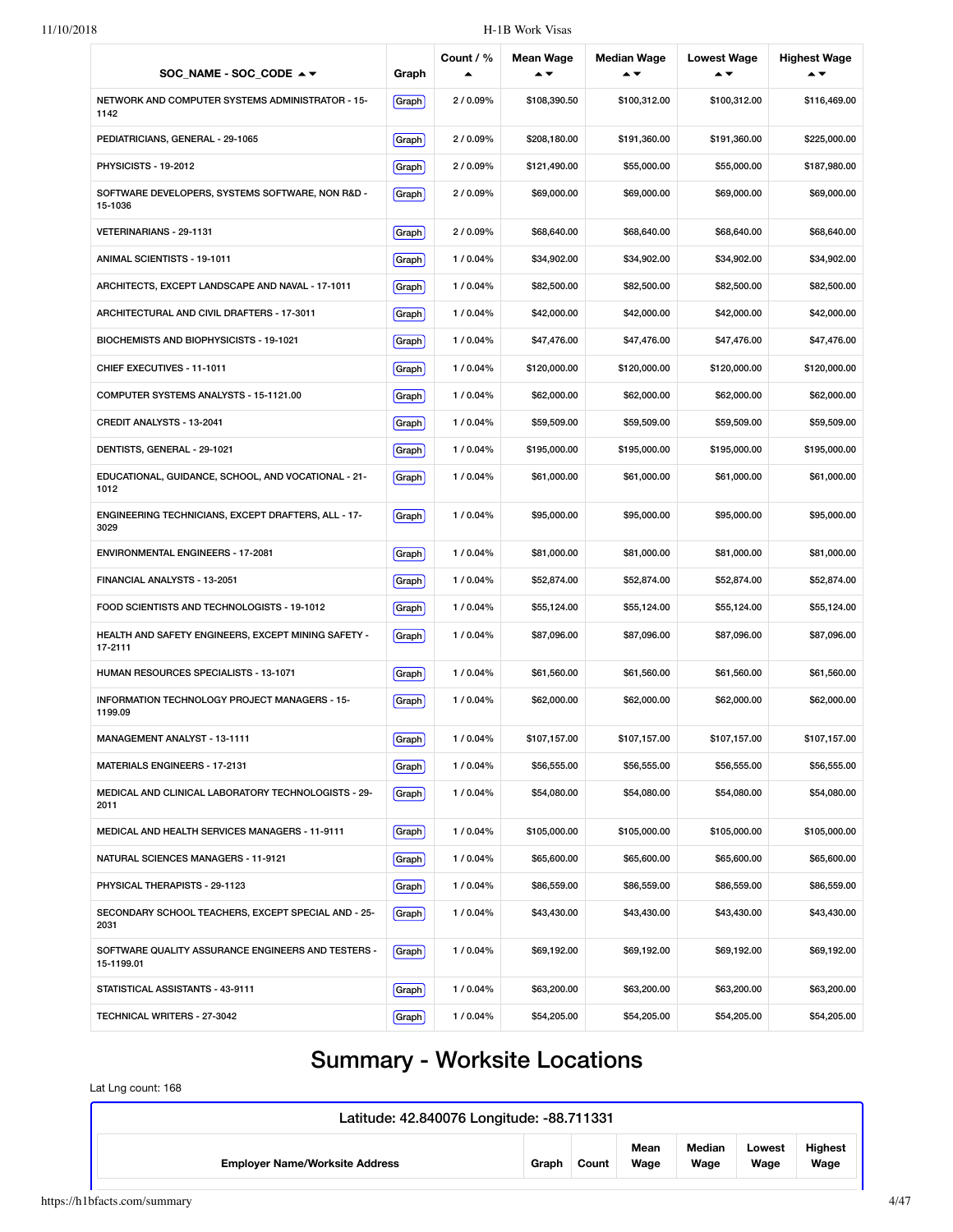| SOC_NAME - SOC_CODE ▲▼ | Graph | Count / % ▲ | Mean Wage ▲▼ | Median Wage ▲▼ | Lowest Wage ▲▼ | Highest Wage ▲▼ |
|---|---|---|---|---|---|---|
| NETWORK AND COMPUTER SYSTEMS ADMINISTRATOR - 15-1142 | Graph | 2 / 0.09% | $108,390.50 | $100,312.00 | $100,312.00 | $116,469.00 |
| PEDIATRICIANS, GENERAL - 29-1065 | Graph | 2 / 0.09% | $208,180.00 | $191,360.00 | $191,360.00 | $225,000.00 |
| PHYSICISTS - 19-2012 | Graph | 2 / 0.09% | $121,490.00 | $55,000.00 | $55,000.00 | $187,980.00 |
| SOFTWARE DEVELOPERS, SYSTEMS SOFTWARE, NON R&D - 15-1036 | Graph | 2 / 0.09% | $69,000.00 | $69,000.00 | $69,000.00 | $69,000.00 |
| VETERINARIANS - 29-1131 | Graph | 2 / 0.09% | $68,640.00 | $68,640.00 | $68,640.00 | $68,640.00 |
| ANIMAL SCIENTISTS - 19-1011 | Graph | 1 / 0.04% | $34,902.00 | $34,902.00 | $34,902.00 | $34,902.00 |
| ARCHITECTS, EXCEPT LANDSCAPE AND NAVAL - 17-1011 | Graph | 1 / 0.04% | $82,500.00 | $82,500.00 | $82,500.00 | $82,500.00 |
| ARCHITECTURAL AND CIVIL DRAFTERS - 17-3011 | Graph | 1 / 0.04% | $42,000.00 | $42,000.00 | $42,000.00 | $42,000.00 |
| BIOCHEMISTS AND BIOPHYSICISTS - 19-1021 | Graph | 1 / 0.04% | $47,476.00 | $47,476.00 | $47,476.00 | $47,476.00 |
| CHIEF EXECUTIVES - 11-1011 | Graph | 1 / 0.04% | $120,000.00 | $120,000.00 | $120,000.00 | $120,000.00 |
| COMPUTER SYSTEMS ANALYSTS - 15-1121.00 | Graph | 1 / 0.04% | $62,000.00 | $62,000.00 | $62,000.00 | $62,000.00 |
| CREDIT ANALYSTS - 13-2041 | Graph | 1 / 0.04% | $59,509.00 | $59,509.00 | $59,509.00 | $59,509.00 |
| DENTISTS, GENERAL - 29-1021 | Graph | 1 / 0.04% | $195,000.00 | $195,000.00 | $195,000.00 | $195,000.00 |
| EDUCATIONAL, GUIDANCE, SCHOOL, AND VOCATIONAL - 21-1012 | Graph | 1 / 0.04% | $61,000.00 | $61,000.00 | $61,000.00 | $61,000.00 |
| ENGINEERING TECHNICIANS, EXCEPT DRAFTERS, ALL - 17-3029 | Graph | 1 / 0.04% | $95,000.00 | $95,000.00 | $95,000.00 | $95,000.00 |
| ENVIRONMENTAL ENGINEERS - 17-2081 | Graph | 1 / 0.04% | $81,000.00 | $81,000.00 | $81,000.00 | $81,000.00 |
| FINANCIAL ANALYSTS - 13-2051 | Graph | 1 / 0.04% | $52,874.00 | $52,874.00 | $52,874.00 | $52,874.00 |
| FOOD SCIENTISTS AND TECHNOLOGISTS - 19-1012 | Graph | 1 / 0.04% | $55,124.00 | $55,124.00 | $55,124.00 | $55,124.00 |
| HEALTH AND SAFETY ENGINEERS, EXCEPT MINING SAFETY - 17-2111 | Graph | 1 / 0.04% | $87,096.00 | $87,096.00 | $87,096.00 | $87,096.00 |
| HUMAN RESOURCES SPECIALISTS - 13-1071 | Graph | 1 / 0.04% | $61,560.00 | $61,560.00 | $61,560.00 | $61,560.00 |
| INFORMATION TECHNOLOGY PROJECT MANAGERS - 15-1199.09 | Graph | 1 / 0.04% | $62,000.00 | $62,000.00 | $62,000.00 | $62,000.00 |
| MANAGEMENT ANALYST - 13-1111 | Graph | 1 / 0.04% | $107,157.00 | $107,157.00 | $107,157.00 | $107,157.00 |
| MATERIALS ENGINEERS - 17-2131 | Graph | 1 / 0.04% | $56,555.00 | $56,555.00 | $56,555.00 | $56,555.00 |
| MEDICAL AND CLINICAL LABORATORY TECHNOLOGISTS - 29-2011 | Graph | 1 / 0.04% | $54,080.00 | $54,080.00 | $54,080.00 | $54,080.00 |
| MEDICAL AND HEALTH SERVICES MANAGERS - 11-9111 | Graph | 1 / 0.04% | $105,000.00 | $105,000.00 | $105,000.00 | $105,000.00 |
| NATURAL SCIENCES MANAGERS - 11-9121 | Graph | 1 / 0.04% | $65,600.00 | $65,600.00 | $65,600.00 | $65,600.00 |
| PHYSICAL THERAPISTS - 29-1123 | Graph | 1 / 0.04% | $86,559.00 | $86,559.00 | $86,559.00 | $86,559.00 |
| SECONDARY SCHOOL TEACHERS, EXCEPT SPECIAL AND - 25-2031 | Graph | 1 / 0.04% | $43,430.00 | $43,430.00 | $43,430.00 | $43,430.00 |
| SOFTWARE QUALITY ASSURANCE ENGINEERS AND TESTERS - 15-1199.01 | Graph | 1 / 0.04% | $69,192.00 | $69,192.00 | $69,192.00 | $69,192.00 |
| STATISTICAL ASSISTANTS - 43-9111 | Graph | 1 / 0.04% | $63,200.00 | $63,200.00 | $63,200.00 | $63,200.00 |
| TECHNICAL WRITERS - 27-3042 | Graph | 1 / 0.04% | $54,205.00 | $54,205.00 | $54,205.00 | $54,205.00 |

# Summary - Worksite Locations

Lat Lng count: 168

**Latitude: 42.840076 Longitude: -88.711331**

| Employer Name/Worksite Address | Graph | Count | Mean Wage | Median Wage | Lowest Wage | Highest Wage |
|---|---|---|---|---|---|---|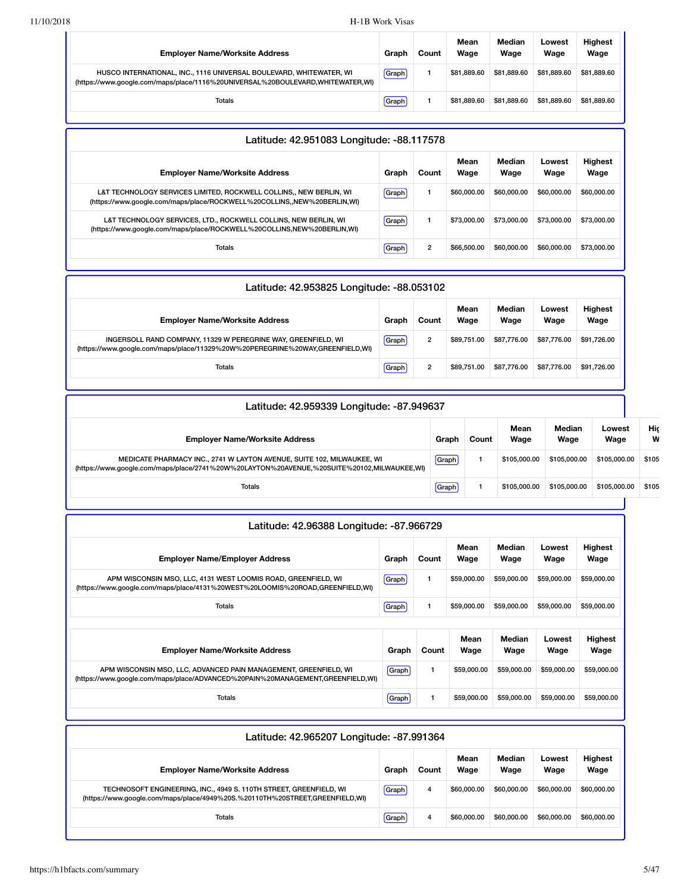| Employer Name/Worksite Address | Graph | Count | Mean Wage | Median Wage | Lowest Wage | Highest Wage |
|---|---|---|---|---|---|---|
| HUSCO INTERNATIONAL, INC., 1116 UNIVERSAL BOULEVARD, WHITEWATER, WI (https://www.google.com/maps/place/1116%20UNIVERSAL%20BOULEVARD,WHITEWATER,WI) | Graph | 1 | $81,889.60 | $81,889.60 | $81,889.60 | $81,889.60 |
| Totals | Graph | 1 | $81,889.60 | $81,889.60 | $81,889.60 | $81,889.60 |

## Latitude: 42.951083 Longitude: -88.117578

| Employer Name/Worksite Address | Graph | Count | Mean Wage | Median Wage | Lowest Wage | Highest Wage |
|---|---|---|---|---|---|---|
| L&T TECHNOLOGY SERVICES LIMITED, ROCKWELL COLLINS,, NEW BERLIN, WI (https://www.google.com/maps/place/ROCKWELL%20COLLINS,,NEW%20BERLIN,WI) | Graph | 1 | $60,000.00 | $60,000.00 | $60,000.00 | $60,000.00 |
| L&T TECHNOLOGY SERVICES, LTD., ROCKWELL COLLINS, NEW BERLIN, WI (https://www.google.com/maps/place/ROCKWELL%20COLLINS,NEW%20BERLIN,WI) | Graph | 1 | $73,000.00 | $73,000.00 | $73,000.00 | $73,000.00 |
| Totals | Graph | 2 | $66,500.00 | $60,000.00 | $60,000.00 | $73,000.00 |

## Latitude: 42.953825 Longitude: -88.053102

| Employer Name/Worksite Address | Graph | Count | Mean Wage | Median Wage | Lowest Wage | Highest Wage |
|---|---|---|---|---|---|---|
| INGERSOLL RAND COMPANY, 11329 W PEREGRINE WAY, GREENFIELD, WI (https://www.google.com/maps/place/11329%20W%20PEREGRINE%20WAY,GREENFIELD,WI) | Graph | 2 | $89,751.00 | $87,776.00 | $87,776.00 | $91,726.00 |
| Totals | Graph | 2 | $89,751.00 | $87,776.00 | $87,776.00 | $91,726.00 |

## Latitude: 42.959339 Longitude: -87.949637

| Employer Name/Worksite Address | Graph | Count | Mean Wage | Median Wage | Lowest Wage | Hig W |
|---|---|---|---|---|---|---|
| MEDICATE PHARMACY INC., 2741 W LAYTON AVENUE, SUITE 102, MILWAUKEE, WI (https://www.google.com/maps/place/2741%20W%20LAYTON%20AVENUE,%20SUITE%20102,MILWAUKEE,WI) | Graph | 1 | $105,000.00 | $105,000.00 | $105,000.00 | $105 |
| Totals | Graph | 1 | $105,000.00 | $105,000.00 | $105,000.00 | $105 |

## Latitude: 42.96388 Longitude: -87.966729

| Employer Name/Employer Address | Graph | Count | Mean Wage | Median Wage | Lowest Wage | Highest Wage |
|---|---|---|---|---|---|---|
| APM WISCONSIN MSO, LLC, 4131 WEST LOOMIS ROAD, GREENFIELD, WI (https://www.google.com/maps/place/4131%20WEST%20LOOMIS%20ROAD,GREENFIELD,WI) | Graph | 1 | $59,000.00 | $59,000.00 | $59,000.00 | $59,000.00 |
| Totals | Graph | 1 | $59,000.00 | $59,000.00 | $59,000.00 | $59,000.00 |

| Employer Name/Worksite Address | Graph | Count | Mean Wage | Median Wage | Lowest Wage | Highest Wage |
|---|---|---|---|---|---|---|
| APM WISCONSIN MSO, LLC, ADVANCED PAIN MANAGEMENT, GREENFIELD, WI (https://www.google.com/maps/place/ADVANCED%20PAIN%20MANAGEMENT,GREENFIELD,WI) | Graph | 1 | $59,000.00 | $59,000.00 | $59,000.00 | $59,000.00 |
| Totals | Graph | 1 | $59,000.00 | $59,000.00 | $59,000.00 | $59,000.00 |

## Latitude: 42.965207 Longitude: -87.991364

| Employer Name/Worksite Address | Graph | Count | Mean Wage | Median Wage | Lowest Wage | Highest Wage |
|---|---|---|---|---|---|---|
| TECHNOSOFT ENGINEERING, INC., 4949 S. 110TH STREET, GREENFIELD, WI (https://www.google.com/maps/place/4949%20S.%20110TH%20STREET,GREENFIELD,WI) | Graph | 4 | $60,000.00 | $60,000.00 | $60,000.00 | $60,000.00 |
| Totals | Graph | 4 | $60,000.00 | $60,000.00 | $60,000.00 | $60,000.00 |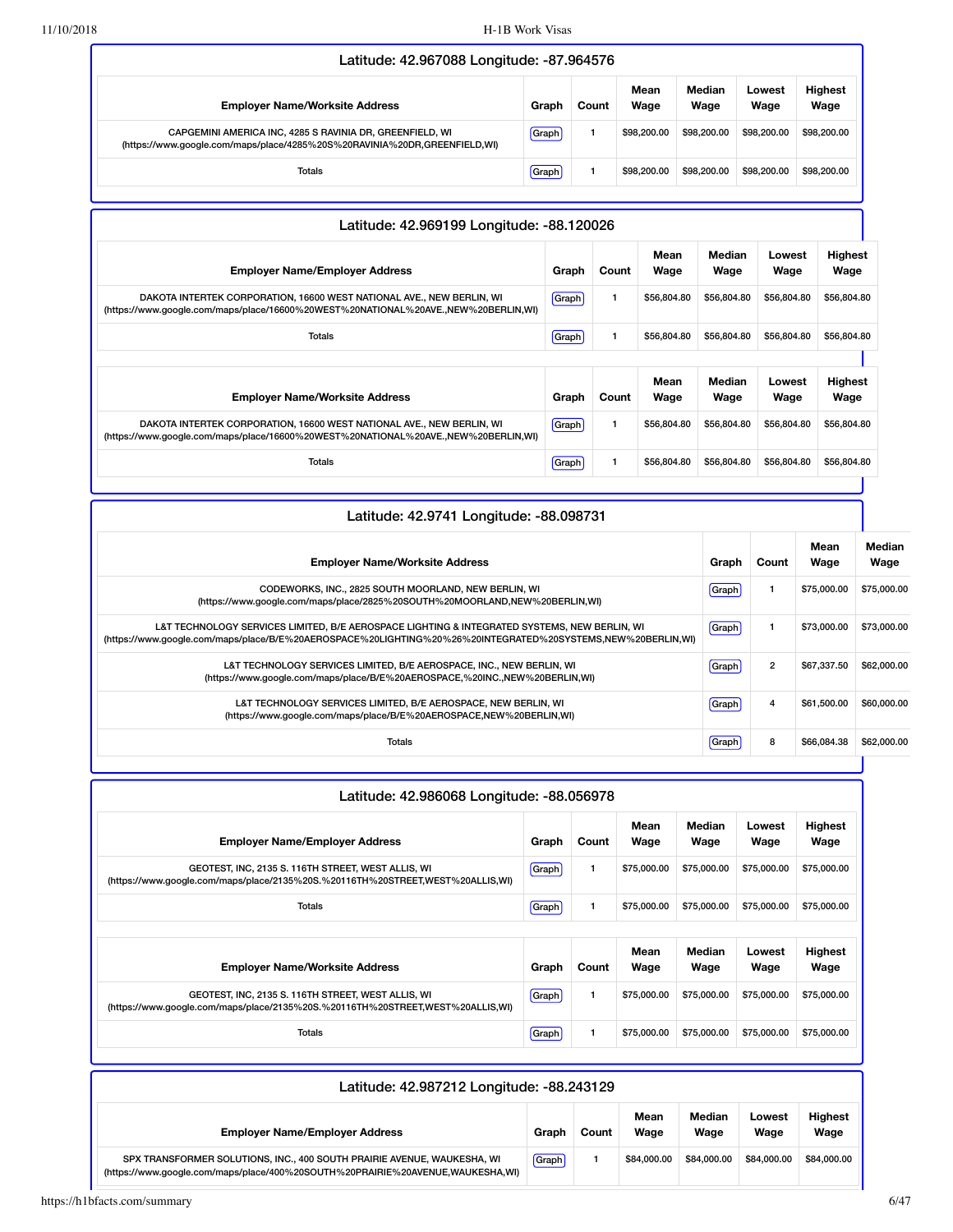### Latitude: 42.967088 Longitude: -87.964576

| Employer Name/Worksite Address | Graph | Count | Mean Wage | Median Wage | Lowest Wage | Highest Wage |
|---|---|---|---|---|---|---|
| CAPGEMINI AMERICA INC, 4285 S RAVINIA DR, GREENFIELD, WI (https://www.google.com/maps/place/4285%20S%20RAVINIA%20DR,GREENFIELD,WI) | Graph | 1 | $98,200.00 | $98,200.00 | $98,200.00 | $98,200.00 |
| Totals | Graph | 1 | $98,200.00 | $98,200.00 | $98,200.00 | $98,200.00 |

### Latitude: 42.969199 Longitude: -88.120026

| Employer Name/Employer Address | Graph | Count | Mean Wage | Median Wage | Lowest Wage | Highest Wage |
|---|---|---|---|---|---|---|
| DAKOTA INTERTEK CORPORATION, 16600 WEST NATIONAL AVE., NEW BERLIN, WI (https://www.google.com/maps/place/16600%20WEST%20NATIONAL%20AVE.,NEW%20BERLIN,WI) | Graph | 1 | $56,804.80 | $56,804.80 | $56,804.80 | $56,804.80 |
| Totals | Graph | 1 | $56,804.80 | $56,804.80 | $56,804.80 | $56,804.80 |

| Employer Name/Worksite Address | Graph | Count | Mean Wage | Median Wage | Lowest Wage | Highest Wage |
|---|---|---|---|---|---|---|
| DAKOTA INTERTEK CORPORATION, 16600 WEST NATIONAL AVE., NEW BERLIN, WI (https://www.google.com/maps/place/16600%20WEST%20NATIONAL%20AVE.,NEW%20BERLIN,WI) | Graph | 1 | $56,804.80 | $56,804.80 | $56,804.80 | $56,804.80 |
| Totals | Graph | 1 | $56,804.80 | $56,804.80 | $56,804.80 | $56,804.80 |

### Latitude: 42.9741 Longitude: -88.098731

| Employer Name/Worksite Address | Graph | Count | Mean Wage | Median Wage |
|---|---|---|---|---|
| CODEWORKS, INC., 2825 SOUTH MOORLAND, NEW BERLIN, WI (https://www.google.com/maps/place/2825%20SOUTH%20MOORLAND,NEW%20BERLIN,WI) | Graph | 1 | $75,000.00 | $75,000.00 |
| L&T TECHNOLOGY SERVICES LIMITED, B/E AEROSPACE LIGHTING & INTEGRATED SYSTEMS, NEW BERLIN, WI (https://www.google.com/maps/place/B/E%20AEROSPACE%20LIGHTING%20%26%20INTEGRATED%20SYSTEMS,NEW%20BERLIN,WI) | Graph | 1 | $73,000.00 | $73,000.00 |
| L&T TECHNOLOGY SERVICES LIMITED, B/E AEROSPACE, INC., NEW BERLIN, WI (https://www.google.com/maps/place/B/E%20AEROSPACE,%20INC.,NEW%20BERLIN,WI) | Graph | 2 | $67,337.50 | $62,000.00 |
| L&T TECHNOLOGY SERVICES LIMITED, B/E AEROSPACE, NEW BERLIN, WI (https://www.google.com/maps/place/B/E%20AEROSPACE,NEW%20BERLIN,WI) | Graph | 4 | $61,500.00 | $60,000.00 |
| Totals | Graph | 8 | $66,084.38 | $62,000.00 |

### Latitude: 42.986068 Longitude: -88.056978

| Employer Name/Employer Address | Graph | Count | Mean Wage | Median Wage | Lowest Wage | Highest Wage |
|---|---|---|---|---|---|---|
| GEOTEST, INC, 2135 S. 116TH STREET, WEST ALLIS, WI (https://www.google.com/maps/place/2135%20S.%20116TH%20STREET,WEST%20ALLIS,WI) | Graph | 1 | $75,000.00 | $75,000.00 | $75,000.00 | $75,000.00 |
| Totals | Graph | 1 | $75,000.00 | $75,000.00 | $75,000.00 | $75,000.00 |

| Employer Name/Worksite Address | Graph | Count | Mean Wage | Median Wage | Lowest Wage | Highest Wage |
|---|---|---|---|---|---|---|
| GEOTEST, INC, 2135 S. 116TH STREET, WEST ALLIS, WI (https://www.google.com/maps/place/2135%20S.%20116TH%20STREET,WEST%20ALLIS,WI) | Graph | 1 | $75,000.00 | $75,000.00 | $75,000.00 | $75,000.00 |
| Totals | Graph | 1 | $75,000.00 | $75,000.00 | $75,000.00 | $75,000.00 |

### Latitude: 42.987212 Longitude: -88.243129

| Employer Name/Employer Address | Graph | Count | Mean Wage | Median Wage | Lowest Wage | Highest Wage |
|---|---|---|---|---|---|---|
| SPX TRANSFORMER SOLUTIONS, INC., 400 SOUTH PRAIRIE AVENUE, WAUKESHA, WI (https://www.google.com/maps/place/400%20SOUTH%20PRAIRIE%20AVENUE,WAUKESHA,WI) | Graph | 1 | $84,000.00 | $84,000.00 | $84,000.00 | $84,000.00 |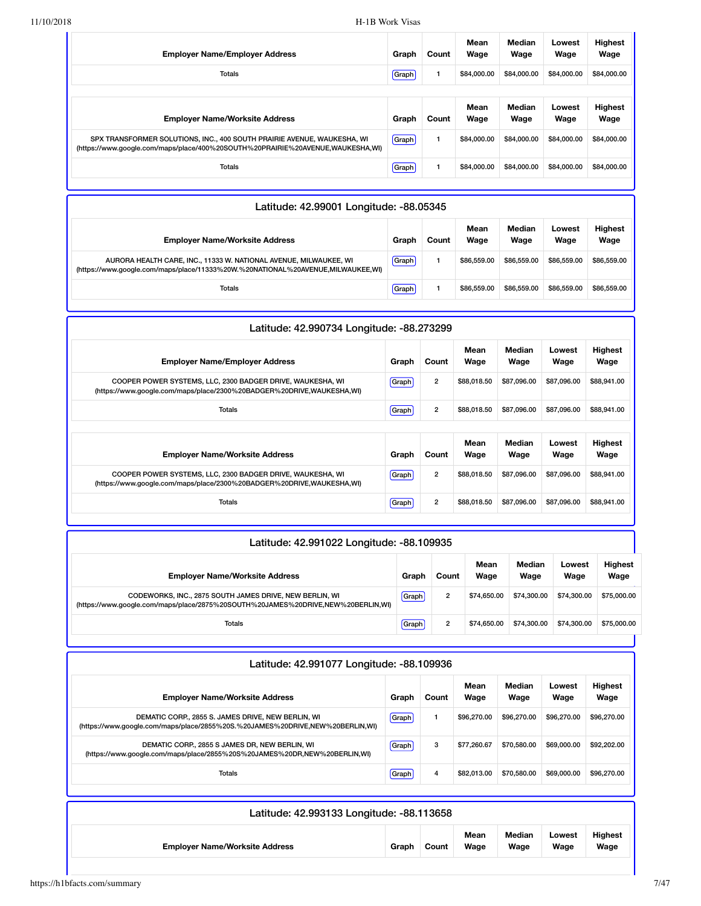| Employer Name/Employer Address | Graph | Count | Mean Wage | Median Wage | Lowest Wage | Highest Wage |
|---|---|---|---|---|---|---|
| Totals | Graph | 1 | $84,000.00 | $84,000.00 | $84,000.00 | $84,000.00 |

| Employer Name/Worksite Address | Graph | Count | Mean Wage | Median Wage | Lowest Wage | Highest Wage |
|---|---|---|---|---|---|---|
| SPX TRANSFORMER SOLUTIONS, INC., 400 SOUTH PRAIRIE AVENUE, WAUKESHA, WI (https://www.google.com/maps/place/400%20SOUTH%20PRAIRIE%20AVENUE,WAUKESHA,WI) | Graph | 1 | $84,000.00 | $84,000.00 | $84,000.00 | $84,000.00 |
| Totals | Graph | 1 | $84,000.00 | $84,000.00 | $84,000.00 | $84,000.00 |

## Latitude: 42.99001 Longitude: -88.05345

| Employer Name/Worksite Address | Graph | Count | Mean Wage | Median Wage | Lowest Wage | Highest Wage |
|---|---|---|---|---|---|---|
| AURORA HEALTH CARE, INC., 11333 W. NATIONAL AVENUE, MILWAUKEE, WI (https://www.google.com/maps/place/11333%20W.%20NATIONAL%20AVENUE,MILWAUKEE,WI) | Graph | 1 | $86,559.00 | $86,559.00 | $86,559.00 | $86,559.00 |
| Totals | Graph | 1 | $86,559.00 | $86,559.00 | $86,559.00 | $86,559.00 |

## Latitude: 42.990734 Longitude: -88.273299

| Employer Name/Employer Address | Graph | Count | Mean Wage | Median Wage | Lowest Wage | Highest Wage |
|---|---|---|---|---|---|---|
| COOPER POWER SYSTEMS, LLC, 2300 BADGER DRIVE, WAUKESHA, WI (https://www.google.com/maps/place/2300%20BADGER%20DRIVE,WAUKESHA,WI) | Graph | 2 | $88,018.50 | $87,096.00 | $87,096.00 | $88,941.00 |
| Totals | Graph | 2 | $88,018.50 | $87,096.00 | $87,096.00 | $88,941.00 |

| Employer Name/Worksite Address | Graph | Count | Mean Wage | Median Wage | Lowest Wage | Highest Wage |
|---|---|---|---|---|---|---|
| COOPER POWER SYSTEMS, LLC, 2300 BADGER DRIVE, WAUKESHA, WI (https://www.google.com/maps/place/2300%20BADGER%20DRIVE,WAUKESHA,WI) | Graph | 2 | $88,018.50 | $87,096.00 | $87,096.00 | $88,941.00 |
| Totals | Graph | 2 | $88,018.50 | $87,096.00 | $87,096.00 | $88,941.00 |

## Latitude: 42.991022 Longitude: -88.109935

| Employer Name/Worksite Address | Graph | Count | Mean Wage | Median Wage | Lowest Wage | Highest Wage |
|---|---|---|---|---|---|---|
| CODEWORKS, INC., 2875 SOUTH JAMES DRIVE, NEW BERLIN, WI (https://www.google.com/maps/place/2875%20SOUTH%20JAMES%20DRIVE,NEW%20BERLIN,WI) | Graph | 2 | $74,650.00 | $74,300.00 | $74,300.00 | $75,000.00 |
| Totals | Graph | 2 | $74,650.00 | $74,300.00 | $74,300.00 | $75,000.00 |

## Latitude: 42.991077 Longitude: -88.109936

| Employer Name/Worksite Address | Graph | Count | Mean Wage | Median Wage | Lowest Wage | Highest Wage |
|---|---|---|---|---|---|---|
| DEMATIC CORP., 2855 S. JAMES DRIVE, NEW BERLIN, WI (https://www.google.com/maps/place/2855%20S.%20JAMES%20DRIVE,NEW%20BERLIN,WI) | Graph | 1 | $96,270.00 | $96,270.00 | $96,270.00 | $96,270.00 |
| DEMATIC CORP., 2855 S JAMES DR, NEW BERLIN, WI (https://www.google.com/maps/place/2855%20S%20JAMES%20DR,NEW%20BERLIN,WI) | Graph | 3 | $77,260.67 | $70,580.00 | $69,000.00 | $92,202.00 |
| Totals | Graph | 4 | $82,013.00 | $70,580.00 | $69,000.00 | $96,270.00 |

## Latitude: 42.993133 Longitude: -88.113658

| Employer Name/Worksite Address | Graph | Count | Mean Wage | Median Wage | Lowest Wage | Highest Wage |
|---|---|---|---|---|---|---|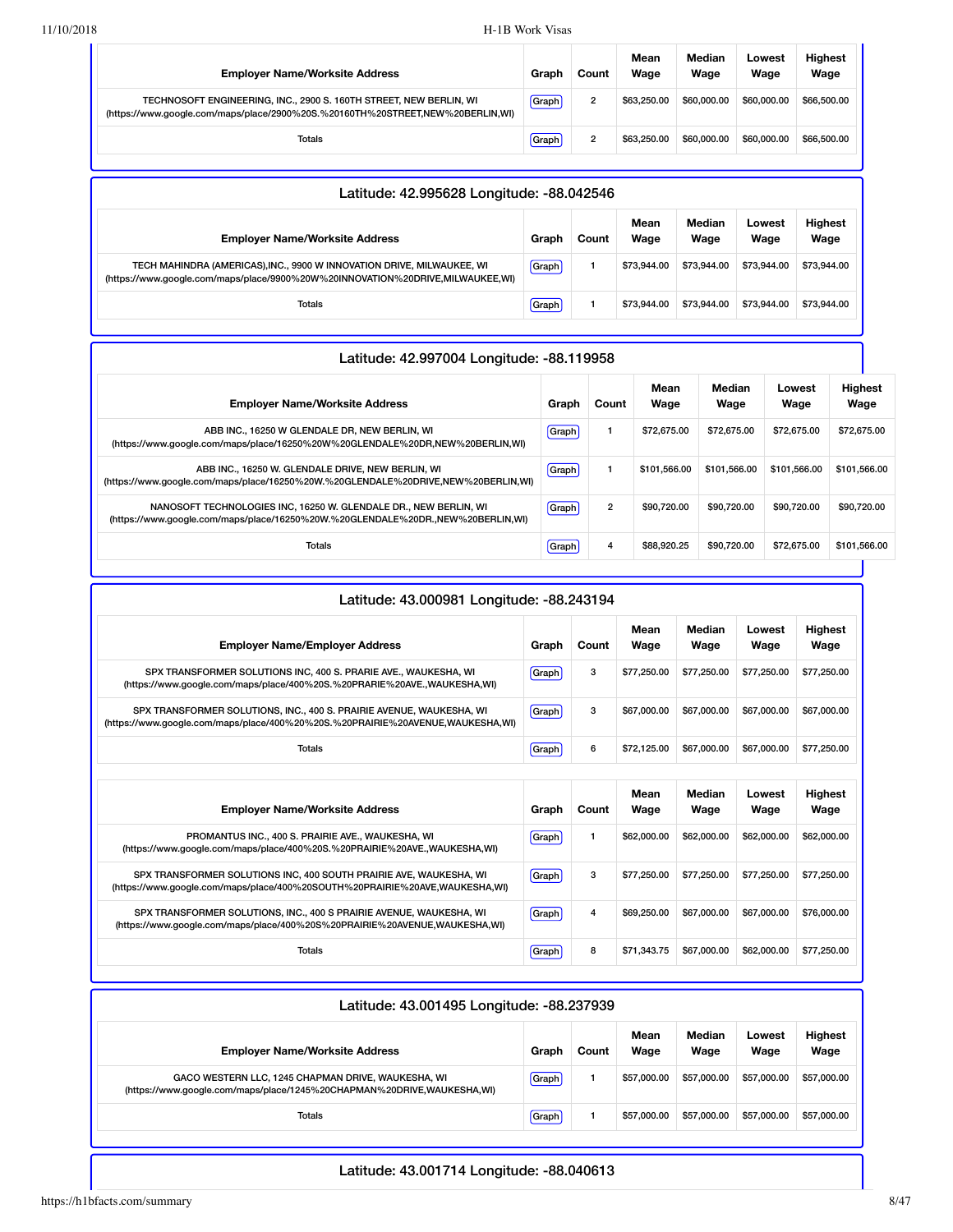| Employer Name/Worksite Address | Graph | Count | Mean Wage | Median Wage | Lowest Wage | Highest Wage |
|---|---|---|---|---|---|---|
| TECHNOSOFT ENGINEERING, INC., 2900 S. 160TH STREET, NEW BERLIN, WI (https://www.google.com/maps/place/2900%20S.%20160TH%20STREET,NEW%20BERLIN,WI) | Graph | 2 | $63,250.00 | $60,000.00 | $60,000.00 | $66,500.00 |
| Totals | Graph | 2 | $63,250.00 | $60,000.00 | $60,000.00 | $66,500.00 |

## Latitude: 42.995628 Longitude: -88.042546

| Employer Name/Worksite Address | Graph | Count | Mean Wage | Median Wage | Lowest Wage | Highest Wage |
|---|---|---|---|---|---|---|
| TECH MAHINDRA (AMERICAS),INC., 9900 W INNOVATION DRIVE, MILWAUKEE, WI (https://www.google.com/maps/place/9900%20W%20INNOVATION%20DRIVE,MILWAUKEE,WI) | Graph | 1 | $73,944.00 | $73,944.00 | $73,944.00 | $73,944.00 |
| Totals | Graph | 1 | $73,944.00 | $73,944.00 | $73,944.00 | $73,944.00 |

## Latitude: 42.997004 Longitude: -88.119958

| Employer Name/Worksite Address | Graph | Count | Mean Wage | Median Wage | Lowest Wage | Highest Wage |
|---|---|---|---|---|---|---|
| ABB INC., 16250 W GLENDALE DR, NEW BERLIN, WI (https://www.google.com/maps/place/16250%20W%20GLENDALE%20DR,NEW%20BERLIN,WI) | Graph | 1 | $72,675.00 | $72,675.00 | $72,675.00 | $72,675.00 |
| ABB INC., 16250 W. GLENDALE DRIVE, NEW BERLIN, WI (https://www.google.com/maps/place/16250%20W.%20GLENDALE%20DRIVE,NEW%20BERLIN,WI) | Graph | 1 | $101,566.00 | $101,566.00 | $101,566.00 | $101,566.00 |
| NANOSOFT TECHNOLOGIES INC, 16250 W. GLENDALE DR., NEW BERLIN, WI (https://www.google.com/maps/place/16250%20W.%20GLENDALE%20DR.,NEW%20BERLIN,WI) | Graph | 2 | $90,720.00 | $90,720.00 | $90,720.00 | $90,720.00 |
| Totals | Graph | 4 | $88,920.25 | $90,720.00 | $72,675.00 | $101,566.00 |

## Latitude: 43.000981 Longitude: -88.243194

| Employer Name/Employer Address | Graph | Count | Mean Wage | Median Wage | Lowest Wage | Highest Wage |
|---|---|---|---|---|---|---|
| SPX TRANSFORMER SOLUTIONS INC, 400 S. PRARIE AVE., WAUKESHA, WI (https://www.google.com/maps/place/400%20S.%20PRARIE%20AVE.,WAUKESHA,WI) | Graph | 3 | $77,250.00 | $77,250.00 | $77,250.00 | $77,250.00 |
| SPX TRANSFORMER SOLUTIONS, INC., 400 S. PRAIRIE AVENUE, WAUKESHA, WI (https://www.google.com/maps/place/400%20%20S.%20PRAIRIE%20AVENUE,WAUKESHA,WI) | Graph | 3 | $67,000.00 | $67,000.00 | $67,000.00 | $67,000.00 |
| Totals | Graph | 6 | $72,125.00 | $67,000.00 | $67,000.00 | $77,250.00 |

| Employer Name/Worksite Address | Graph | Count | Mean Wage | Median Wage | Lowest Wage | Highest Wage |
|---|---|---|---|---|---|---|
| PROMANTUS INC., 400 S. PRAIRIE AVE., WAUKESHA, WI (https://www.google.com/maps/place/400%20S.%20PRAIRIE%20AVE.,WAUKESHA,WI) | Graph | 1 | $62,000.00 | $62,000.00 | $62,000.00 | $62,000.00 |
| SPX TRANSFORMER SOLUTIONS INC, 400 SOUTH PRAIRIE AVE, WAUKESHA, WI (https://www.google.com/maps/place/400%20SOUTH%20PRAIRIE%20AVE,WAUKESHA,WI) | Graph | 3 | $77,250.00 | $77,250.00 | $77,250.00 | $77,250.00 |
| SPX TRANSFORMER SOLUTIONS, INC., 400 S PRAIRIE AVENUE, WAUKESHA, WI (https://www.google.com/maps/place/400%20S%20PRAIRIE%20AVENUE,WAUKESHA,WI) | Graph | 4 | $69,250.00 | $67,000.00 | $67,000.00 | $76,000.00 |
| Totals | Graph | 8 | $71,343.75 | $67,000.00 | $62,000.00 | $77,250.00 |

## Latitude: 43.001495 Longitude: -88.237939

| Employer Name/Worksite Address | Graph | Count | Mean Wage | Median Wage | Lowest Wage | Highest Wage |
|---|---|---|---|---|---|---|
| GACO WESTERN LLC, 1245 CHAPMAN DRIVE, WAUKESHA, WI (https://www.google.com/maps/place/1245%20CHAPMAN%20DRIVE,WAUKESHA,WI) | Graph | 1 | $57,000.00 | $57,000.00 | $57,000.00 | $57,000.00 |
| Totals | Graph | 1 | $57,000.00 | $57,000.00 | $57,000.00 | $57,000.00 |

## Latitude: 43.001714 Longitude: -88.040613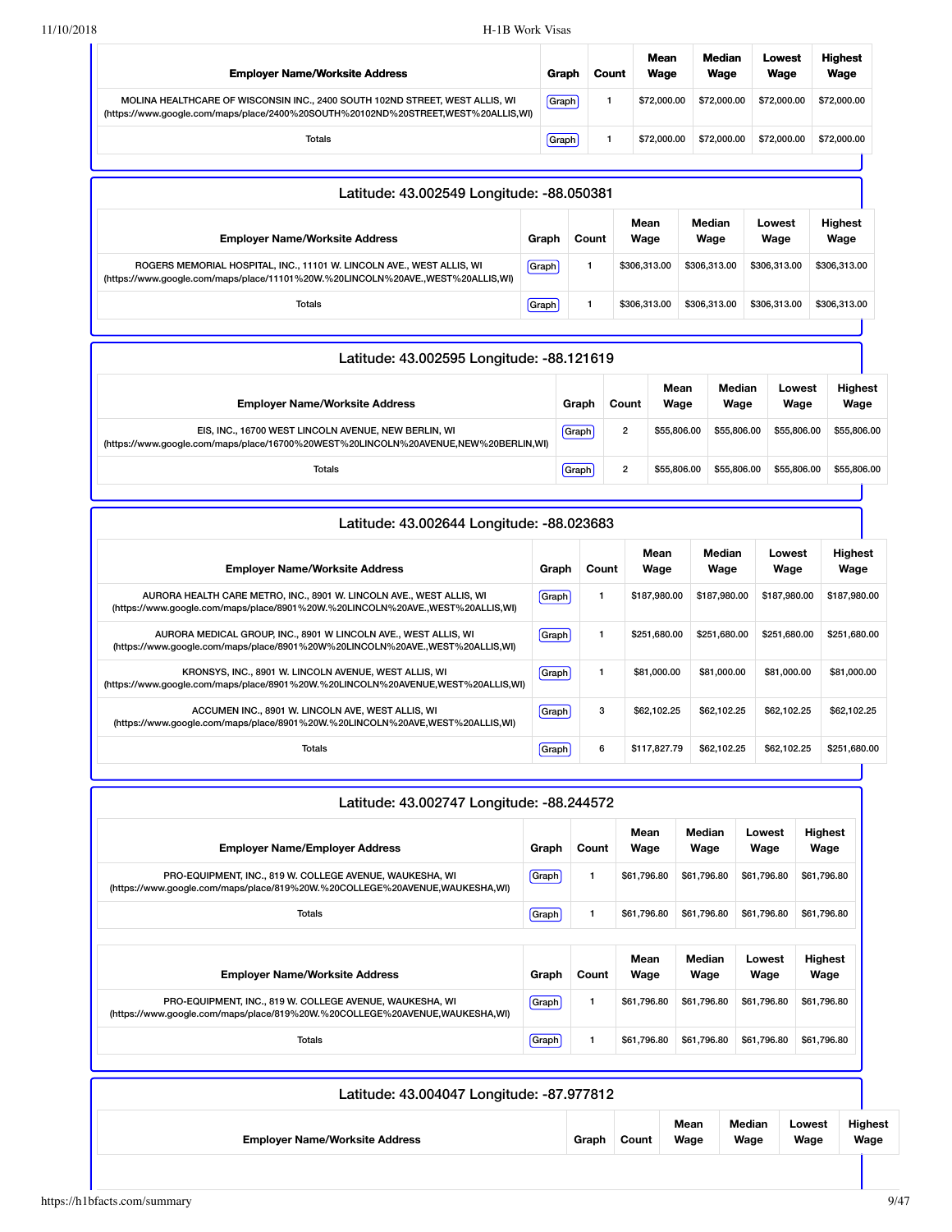| Employer Name/Worksite Address | Graph | Count | Mean Wage | Median Wage | Lowest Wage | Highest Wage |
|---|---|---|---|---|---|---|
| MOLINA HEALTHCARE OF WISCONSIN INC., 2400 SOUTH 102ND STREET, WEST ALLIS, WI (https://www.google.com/maps/place/2400%20SOUTH%20102ND%20STREET,WEST%20ALLIS,WI) | Graph | 1 | $72,000.00 | $72,000.00 | $72,000.00 | $72,000.00 |
| Totals | Graph | 1 | $72,000.00 | $72,000.00 | $72,000.00 | $72,000.00 |

### Latitude: 43.002549 Longitude: -88.050381

| Employer Name/Worksite Address | Graph | Count | Mean Wage | Median Wage | Lowest Wage | Highest Wage |
|---|---|---|---|---|---|---|
| ROGERS MEMORIAL HOSPITAL, INC., 11101 W. LINCOLN AVE., WEST ALLIS, WI (https://www.google.com/maps/place/11101%20W.%20LINCOLN%20AVE.,WEST%20ALLIS,WI) | Graph | 1 | $306,313.00 | $306,313.00 | $306,313.00 | $306,313.00 |
| Totals | Graph | 1 | $306,313.00 | $306,313.00 | $306,313.00 | $306,313.00 |

### Latitude: 43.002595 Longitude: -88.121619

| Employer Name/Worksite Address | Graph | Count | Mean Wage | Median Wage | Lowest Wage | Highest Wage |
|---|---|---|---|---|---|---|
| EIS, INC., 16700 WEST LINCOLN AVENUE, NEW BERLIN, WI (https://www.google.com/maps/place/16700%20WEST%20LINCOLN%20AVENUE,NEW%20BERLIN,WI) | Graph | 2 | $55,806.00 | $55,806.00 | $55,806.00 | $55,806.00 |
| Totals | Graph | 2 | $55,806.00 | $55,806.00 | $55,806.00 | $55,806.00 |

### Latitude: 43.002644 Longitude: -88.023683

| Employer Name/Worksite Address | Graph | Count | Mean Wage | Median Wage | Lowest Wage | Highest Wage |
|---|---|---|---|---|---|---|
| AURORA HEALTH CARE METRO, INC., 8901 W. LINCOLN AVE., WEST ALLIS, WI (https://www.google.com/maps/place/8901%20W.%20LINCOLN%20AVE.,WEST%20ALLIS,WI) | Graph | 1 | $187,980.00 | $187,980.00 | $187,980.00 | $187,980.00 |
| AURORA MEDICAL GROUP, INC., 8901 W LINCOLN AVE., WEST ALLIS, WI (https://www.google.com/maps/place/8901%20W%20LINCOLN%20AVE.,WEST%20ALLIS,WI) | Graph | 1 | $251,680.00 | $251,680.00 | $251,680.00 | $251,680.00 |
| KRONSYS, INC., 8901 W. LINCOLN AVENUE, WEST ALLIS, WI (https://www.google.com/maps/place/8901%20W.%20LINCOLN%20AVENUE,WEST%20ALLIS,WI) | Graph | 1 | $81,000.00 | $81,000.00 | $81,000.00 | $81,000.00 |
| ACCUMEN INC., 8901 W. LINCOLN AVE, WEST ALLIS, WI (https://www.google.com/maps/place/8901%20W.%20LINCOLN%20AVE,WEST%20ALLIS,WI) | Graph | 3 | $62,102.25 | $62,102.25 | $62,102.25 | $62,102.25 |
| Totals | Graph | 6 | $117,827.79 | $62,102.25 | $62,102.25 | $251,680.00 |

### Latitude: 43.002747 Longitude: -88.244572

| Employer Name/Employer Address | Graph | Count | Mean Wage | Median Wage | Lowest Wage | Highest Wage |
|---|---|---|---|---|---|---|
| PRO-EQUIPMENT, INC., 819 W. COLLEGE AVENUE, WAUKESHA, WI (https://www.google.com/maps/place/819%20W.%20COLLEGE%20AVENUE,WAUKESHA,WI) | Graph | 1 | $61,796.80 | $61,796.80 | $61,796.80 | $61,796.80 |
| Totals | Graph | 1 | $61,796.80 | $61,796.80 | $61,796.80 | $61,796.80 |

| Employer Name/Worksite Address | Graph | Count | Mean Wage | Median Wage | Lowest Wage | Highest Wage |
|---|---|---|---|---|---|---|
| PRO-EQUIPMENT, INC., 819 W. COLLEGE AVENUE, WAUKESHA, WI (https://www.google.com/maps/place/819%20W.%20COLLEGE%20AVENUE,WAUKESHA,WI) | Graph | 1 | $61,796.80 | $61,796.80 | $61,796.80 | $61,796.80 |
| Totals | Graph | 1 | $61,796.80 | $61,796.80 | $61,796.80 | $61,796.80 |

### Latitude: 43.004047 Longitude: -87.977812

| Employer Name/Worksite Address | Graph | Count | Mean Wage | Median Wage | Lowest Wage | Highest Wage |
|---|---|---|---|---|---|---|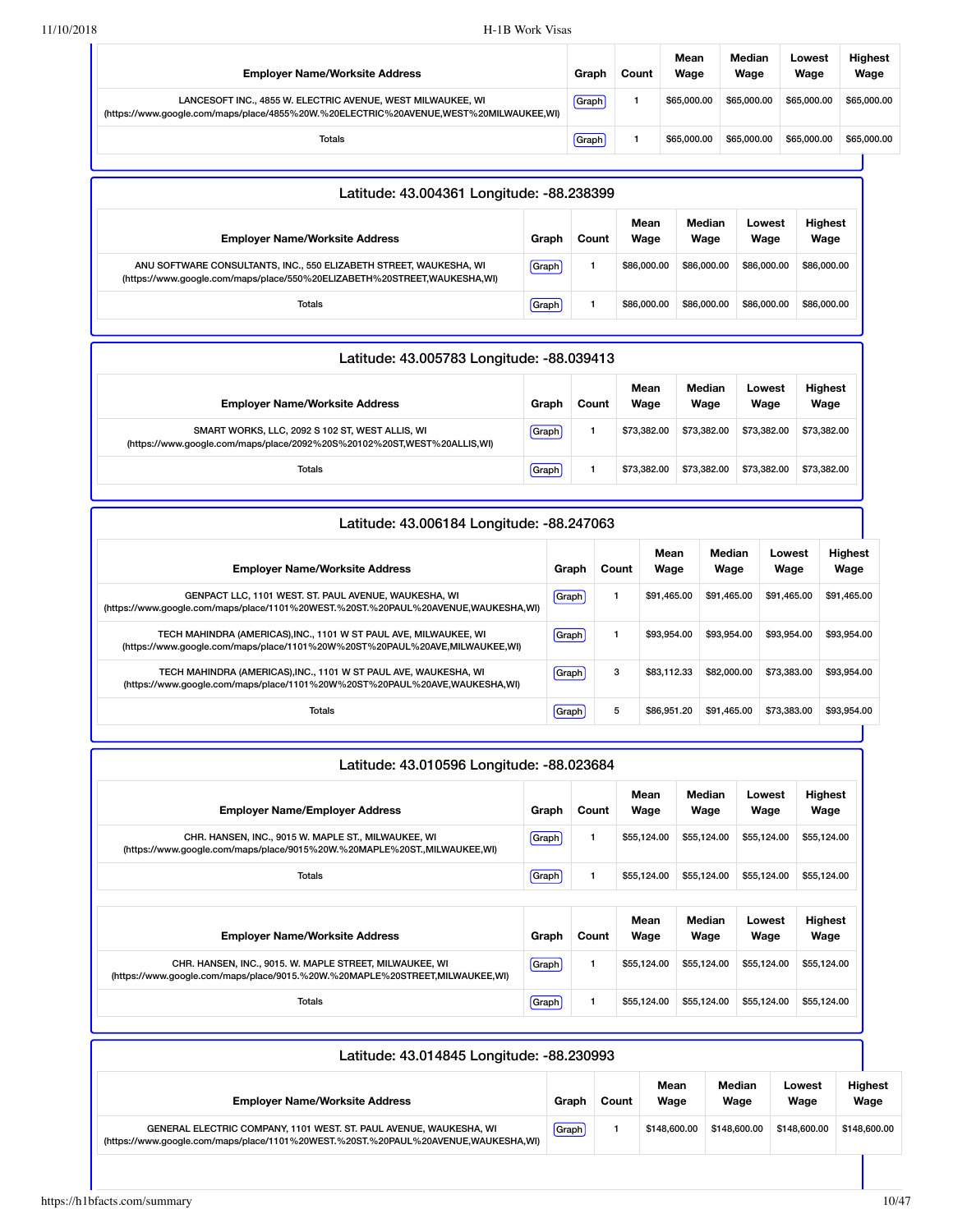| Employer Name/Worksite Address | Graph | Count | Mean Wage | Median Wage | Lowest Wage | Highest Wage |
|---|---|---|---|---|---|---|
| LANCESOFT INC., 4855 W. ELECTRIC AVENUE, WEST MILWAUKEE, WI (https://www.google.com/maps/place/4855%20W.%20ELECTRIC%20AVENUE,WEST%20MILWAUKEE,WI) | Graph | 1 | $65,000.00 | $65,000.00 | $65,000.00 | $65,000.00 |
| Totals | Graph | 1 | $65,000.00 | $65,000.00 | $65,000.00 | $65,000.00 |

## Latitude: 43.004361 Longitude: -88.238399

| Employer Name/Worksite Address | Graph | Count | Mean Wage | Median Wage | Lowest Wage | Highest Wage |
|---|---|---|---|---|---|---|
| ANU SOFTWARE CONSULTANTS, INC., 550 ELIZABETH STREET, WAUKESHA, WI (https://www.google.com/maps/place/550%20ELIZABETH%20STREET,WAUKESHA,WI) | Graph | 1 | $86,000.00 | $86,000.00 | $86,000.00 | $86,000.00 |
| Totals | Graph | 1 | $86,000.00 | $86,000.00 | $86,000.00 | $86,000.00 |

## Latitude: 43.005783 Longitude: -88.039413

| Employer Name/Worksite Address | Graph | Count | Mean Wage | Median Wage | Lowest Wage | Highest Wage |
|---|---|---|---|---|---|---|
| SMART WORKS, LLC, 2092 S 102 ST, WEST ALLIS, WI (https://www.google.com/maps/place/2092%20S%20102%20ST,WEST%20ALLIS,WI) | Graph | 1 | $73,382.00 | $73,382.00 | $73,382.00 | $73,382.00 |
| Totals | Graph | 1 | $73,382.00 | $73,382.00 | $73,382.00 | $73,382.00 |

## Latitude: 43.006184 Longitude: -88.247063

| Employer Name/Worksite Address | Graph | Count | Mean Wage | Median Wage | Lowest Wage | Highest Wage |
|---|---|---|---|---|---|---|
| GENPACT LLC, 1101 WEST. ST. PAUL AVENUE, WAUKESHA, WI (https://www.google.com/maps/place/1101%20WEST.%20ST.%20PAUL%20AVENUE,WAUKESHA,WI) | Graph | 1 | $91,465.00 | $91,465.00 | $91,465.00 | $91,465.00 |
| TECH MAHINDRA (AMERICAS),INC., 1101 W ST PAUL AVE, MILWAUKEE, WI (https://www.google.com/maps/place/1101%20W%20ST%20PAUL%20AVE,MILWAUKEE,WI) | Graph | 1 | $93,954.00 | $93,954.00 | $93,954.00 | $93,954.00 |
| TECH MAHINDRA (AMERICAS),INC., 1101 W ST PAUL AVE, WAUKESHA, WI (https://www.google.com/maps/place/1101%20W%20ST%20PAUL%20AVE,WAUKESHA,WI) | Graph | 3 | $83,112.33 | $82,000.00 | $73,383.00 | $93,954.00 |
| Totals | Graph | 5 | $86,951.20 | $91,465.00 | $73,383.00 | $93,954.00 |

## Latitude: 43.010596 Longitude: -88.023684

| Employer Name/Employer Address | Graph | Count | Mean Wage | Median Wage | Lowest Wage | Highest Wage |
|---|---|---|---|---|---|---|
| CHR. HANSEN, INC., 9015 W. MAPLE ST., MILWAUKEE, WI (https://www.google.com/maps/place/9015%20W.%20MAPLE%20ST.,MILWAUKEE,WI) | Graph | 1 | $55,124.00 | $55,124.00 | $55,124.00 | $55,124.00 |
| Totals | Graph | 1 | $55,124.00 | $55,124.00 | $55,124.00 | $55,124.00 |

| Employer Name/Worksite Address | Graph | Count | Mean Wage | Median Wage | Lowest Wage | Highest Wage |
|---|---|---|---|---|---|---|
| CHR. HANSEN, INC., 9015. W. MAPLE STREET, MILWAUKEE, WI (https://www.google.com/maps/place/9015.%20W.%20MAPLE%20STREET,MILWAUKEE,WI) | Graph | 1 | $55,124.00 | $55,124.00 | $55,124.00 | $55,124.00 |
| Totals | Graph | 1 | $55,124.00 | $55,124.00 | $55,124.00 | $55,124.00 |

## Latitude: 43.014845 Longitude: -88.230993

| Employer Name/Worksite Address | Graph | Count | Mean Wage | Median Wage | Lowest Wage | Highest Wage |
|---|---|---|---|---|---|---|
| GENERAL ELECTRIC COMPANY, 1101 WEST. ST. PAUL AVENUE, WAUKESHA, WI (https://www.google.com/maps/place/1101%20WEST.%20ST.%20PAUL%20AVENUE,WAUKESHA,WI) | Graph | 1 | $148,600.00 | $148,600.00 | $148,600.00 | $148,600.00 |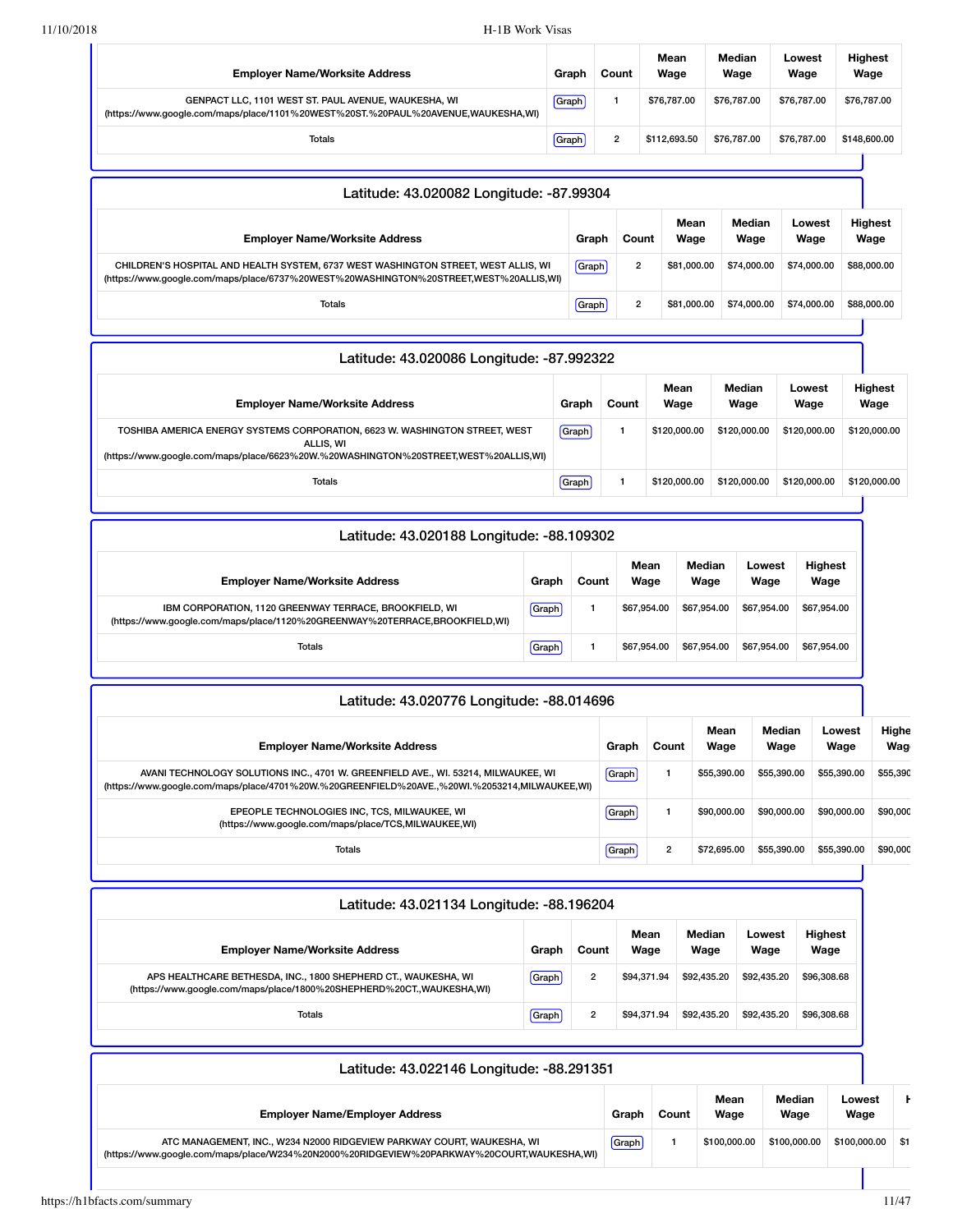| Employer Name/Worksite Address | Graph | Count | Mean Wage | Median Wage | Lowest Wage | Highest Wage |
|---|---|---|---|---|---|---|
| GENPACT LLC, 1101 WEST ST. PAUL AVENUE, WAUKESHA, WI (https://www.google.com/maps/place/1101%20WEST%20ST.%20PAUL%20AVENUE,WAUKESHA,WI) | Graph | 1 | $76,787.00 | $76,787.00 | $76,787.00 | $76,787.00 |
| Totals | Graph | 2 | $112,693.50 | $76,787.00 | $76,787.00 | $148,600.00 |

### Latitude: 43.020082 Longitude: -87.99304

| Employer Name/Worksite Address | Graph | Count | Mean Wage | Median Wage | Lowest Wage | Highest Wage |
|---|---|---|---|---|---|---|
| CHILDREN'S HOSPITAL AND HEALTH SYSTEM, 6737 WEST WASHINGTON STREET, WEST ALLIS, WI (https://www.google.com/maps/place/6737%20WEST%20WASHINGTON%20STREET,WEST%20ALLIS,WI) | Graph | 2 | $81,000.00 | $74,000.00 | $74,000.00 | $88,000.00 |
| Totals | Graph | 2 | $81,000.00 | $74,000.00 | $74,000.00 | $88,000.00 |

### Latitude: 43.020086 Longitude: -87.992322

| Employer Name/Worksite Address | Graph | Count | Mean Wage | Median Wage | Lowest Wage | Highest Wage |
|---|---|---|---|---|---|---|
| TOSHIBA AMERICA ENERGY SYSTEMS CORPORATION, 6623 W. WASHINGTON STREET, WEST ALLIS, WI (https://www.google.com/maps/place/6623%20W.%20WASHINGTON%20STREET,WEST%20ALLIS,WI) | Graph | 1 | $120,000.00 | $120,000.00 | $120,000.00 | $120,000.00 |
| Totals | Graph | 1 | $120,000.00 | $120,000.00 | $120,000.00 | $120,000.00 |

### Latitude: 43.020188 Longitude: -88.109302

| Employer Name/Worksite Address | Graph | Count | Mean Wage | Median Wage | Lowest Wage | Highest Wage |
|---|---|---|---|---|---|---|
| IBM CORPORATION, 1120 GREENWAY TERRACE, BROOKFIELD, WI (https://www.google.com/maps/place/1120%20GREENWAY%20TERRACE,BROOKFIELD,WI) | Graph | 1 | $67,954.00 | $67,954.00 | $67,954.00 | $67,954.00 |
| Totals | Graph | 1 | $67,954.00 | $67,954.00 | $67,954.00 | $67,954.00 |

### Latitude: 43.020776 Longitude: -88.014696

| Employer Name/Worksite Address | Graph | Count | Mean Wage | Median Wage | Lowest Wage | Highest Wage |
|---|---|---|---|---|---|---|
| AVANI TECHNOLOGY SOLUTIONS INC., 4701 W. GREENFIELD AVE., WI. 53214, MILWAUKEE, WI (https://www.google.com/maps/place/4701%20W.%20GREENFIELD%20AVE.,%20WI.%2053214,MILWAUKEE,WI) | Graph | 1 | $55,390.00 | $55,390.00 | $55,390.00 | $55,390 |
| EPEOPLE TECHNOLOGIES INC, TCS, MILWAUKEE, WI (https://www.google.com/maps/place/TCS,MILWAUKEE,WI) | Graph | 1 | $90,000.00 | $90,000.00 | $90,000.00 | $90,000 |
| Totals | Graph | 2 | $72,695.00 | $55,390.00 | $55,390.00 | $90,000 |

### Latitude: 43.021134 Longitude: -88.196204

| Employer Name/Worksite Address | Graph | Count | Mean Wage | Median Wage | Lowest Wage | Highest Wage |
|---|---|---|---|---|---|---|
| APS HEALTHCARE BETHESDA, INC., 1800 SHEPHERD CT., WAUKESHA, WI (https://www.google.com/maps/place/1800%20SHEPHERD%20CT.,WAUKESHA,WI) | Graph | 2 | $94,371.94 | $92,435.20 | $92,435.20 | $96,308.68 |
| Totals | Graph | 2 | $94,371.94 | $92,435.20 | $92,435.20 | $96,308.68 |

### Latitude: 43.022146 Longitude: -88.291351

| Employer Name/Employer Address | Graph | Count | Mean Wage | Median Wage | Lowest Wage | H |
|---|---|---|---|---|---|---|
| ATC MANAGEMENT, INC., W234 N2000 RIDGEVIEW PARKWAY COURT, WAUKESHA, WI (https://www.google.com/maps/place/W234%20N2000%20RIDGEVIEW%20PARKWAY%20COURT,WAUKESHA,WI) | Graph | 1 | $100,000.00 | $100,000.00 | $100,000.00 | $1 |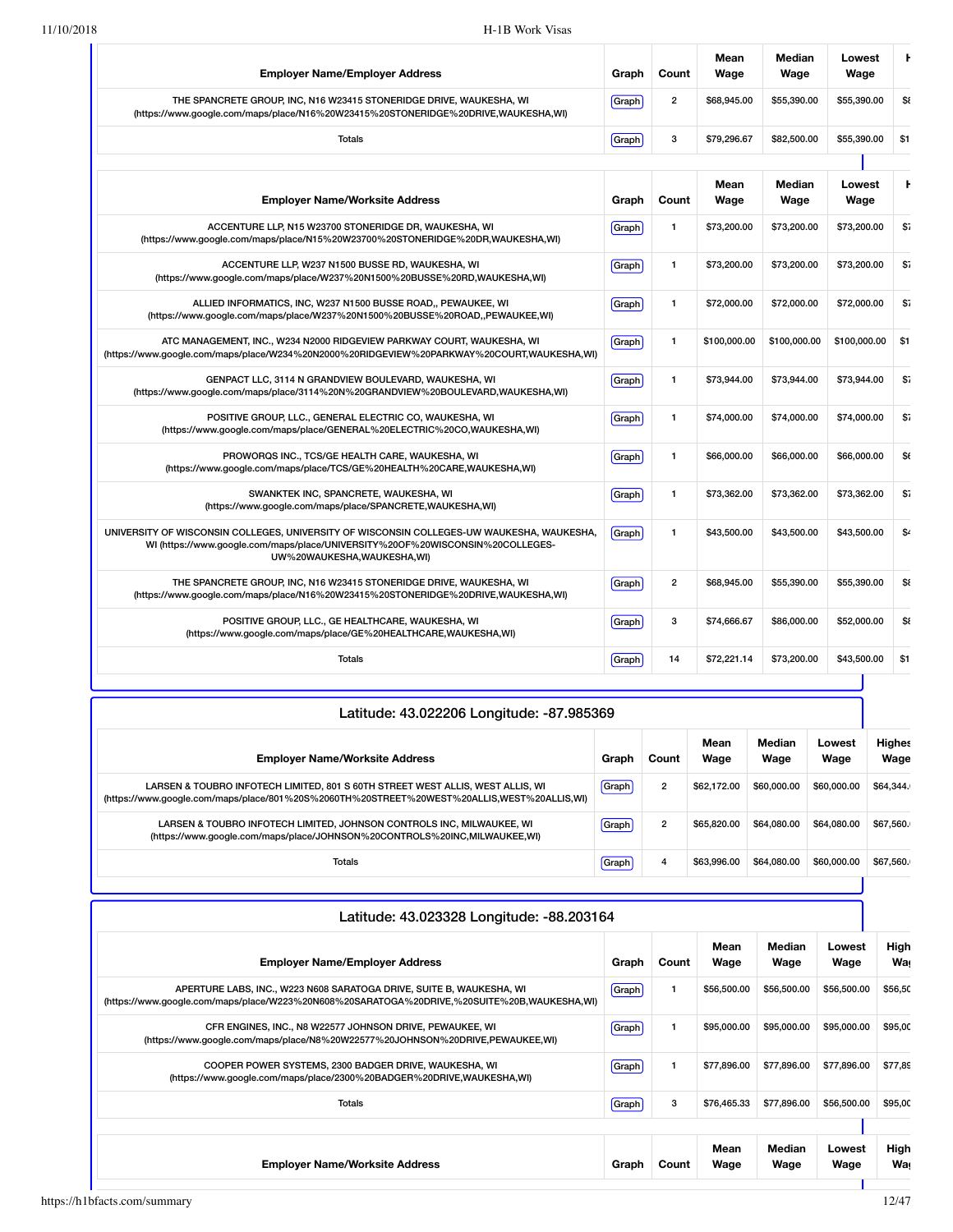| Employer Name/Employer Address | Graph | Count | Mean Wage | Median Wage | Lowest Wage | H |
|---|---|---|---|---|---|---|
| THE SPANCRETE GROUP, INC, N16 W23415 STONERIDGE DRIVE, WAUKESHA, WI (https://www.google.com/maps/place/N16%20W23415%20STONERIDGE%20DRIVE,WAUKESHA,WI) | Graph | 2 | $68,945.00 | $55,390.00 | $55,390.00 | $8 |
| Totals | Graph | 3 | $79,296.67 | $82,500.00 | $55,390.00 | $1 |

| Employer Name/Worksite Address | Graph | Count | Mean Wage | Median Wage | Lowest Wage | H |
|---|---|---|---|---|---|---|
| ACCENTURE LLP, N15 W23700 STONERIDGE DR, WAUKESHA, WI (https://www.google.com/maps/place/N15%20W23700%20STONERIDGE%20DR,WAUKESHA,WI) | Graph | 1 | $73,200.00 | $73,200.00 | $73,200.00 | $7 |
| ACCENTURE LLP, W237 N1500 BUSSE RD, WAUKESHA, WI (https://www.google.com/maps/place/W237%20N1500%20BUSSE%20RD,WAUKESHA,WI) | Graph | 1 | $73,200.00 | $73,200.00 | $73,200.00 | $7 |
| ALLIED INFORMATICS, INC, W237 N1500 BUSSE ROAD,, PEWAUKEE, WI (https://www.google.com/maps/place/W237%20N1500%20BUSSE%20ROAD,,PEWAUKEE,WI) | Graph | 1 | $72,000.00 | $72,000.00 | $72,000.00 | $7 |
| ATC MANAGEMENT, INC., W234 N2000 RIDGEVIEW PARKWAY COURT, WAUKESHA, WI (https://www.google.com/maps/place/W234%20N2000%20RIDGEVIEW%20PARKWAY%20COURT,WAUKESHA,WI) | Graph | 1 | $100,000.00 | $100,000.00 | $100,000.00 | $1 |
| GENPACT LLC, 3114 N GRANDVIEW BOULEVARD, WAUKESHA, WI (https://www.google.com/maps/place/3114%20N%20GRANDVIEW%20BOULEVARD,WAUKESHA,WI) | Graph | 1 | $73,944.00 | $73,944.00 | $73,944.00 | $7 |
| POSITIVE GROUP, LLC., GENERAL ELECTRIC CO, WAUKESHA, WI (https://www.google.com/maps/place/GENERAL%20ELECTRIC%20CO,WAUKESHA,WI) | Graph | 1 | $74,000.00 | $74,000.00 | $74,000.00 | $7 |
| PROWORQS INC., TCS/GE HEALTH CARE, WAUKESHA, WI (https://www.google.com/maps/place/TCS/GE%20HEALTH%20CARE,WAUKESHA,WI) | Graph | 1 | $66,000.00 | $66,000.00 | $66,000.00 | $6 |
| SWANKTEK INC, SPANCRETE, WAUKESHA, WI (https://www.google.com/maps/place/SPANCRETE,WAUKESHA,WI) | Graph | 1 | $73,362.00 | $73,362.00 | $73,362.00 | $7 |
| UNIVERSITY OF WISCONSIN COLLEGES, UNIVERSITY OF WISCONSIN COLLEGES-UW WAUKESHA, WAUKESHA, WI (https://www.google.com/maps/place/UNIVERSITY%20OF%20WISCONSIN%20COLLEGES-UW%20WAUKESHA,WAUKESHA,WI) | Graph | 1 | $43,500.00 | $43,500.00 | $43,500.00 | $4 |
| THE SPANCRETE GROUP, INC, N16 W23415 STONERIDGE DRIVE, WAUKESHA, WI (https://www.google.com/maps/place/N16%20W23415%20STONERIDGE%20DRIVE,WAUKESHA,WI) | Graph | 2 | $68,945.00 | $55,390.00 | $55,390.00 | $8 |
| POSITIVE GROUP, LLC., GE HEALTHCARE, WAUKESHA, WI (https://www.google.com/maps/place/GE%20HEALTHCARE,WAUKESHA,WI) | Graph | 3 | $74,666.67 | $86,000.00 | $52,000.00 | $8 |
| Totals | Graph | 14 | $72,221.14 | $73,200.00 | $43,500.00 | $1 |

## Latitude: 43.022206 Longitude: -87.985369

| Employer Name/Worksite Address | Graph | Count | Mean Wage | Median Wage | Lowest Wage | Highes Wage |
|---|---|---|---|---|---|---|
| LARSEN & TOUBRO INFOTECH LIMITED, 801 S 60TH STREET WEST ALLIS, WEST ALLIS, WI (https://www.google.com/maps/place/801%20S%2060TH%20STREET%20WEST%20ALLIS,WEST%20ALLIS,WI) | Graph | 2 | $62,172.00 | $60,000.00 | $60,000.00 | $64,344. |
| LARSEN & TOUBRO INFOTECH LIMITED, JOHNSON CONTROLS INC, MILWAUKEE, WI (https://www.google.com/maps/place/JOHNSON%20CONTROLS%20INC,MILWAUKEE,WI) | Graph | 2 | $65,820.00 | $64,080.00 | $64,080.00 | $67,560. |
| Totals | Graph | 4 | $63,996.00 | $64,080.00 | $60,000.00 | $67,560. |

## Latitude: 43.023328 Longitude: -88.203164

| Employer Name/Employer Address | Graph | Count | Mean Wage | Median Wage | Lowest Wage | High Wa |
|---|---|---|---|---|---|---|
| APERTURE LABS, INC., W223 N608 SARATOGA DRIVE, SUITE B, WAUKESHA, WI (https://www.google.com/maps/place/W223%20N608%20SARATOGA%20DRIVE,%20SUITE%20B,WAUKESHA,WI) | Graph | 1 | $56,500.00 | $56,500.00 | $56,500.00 | $56,50 |
| CFR ENGINES, INC., N8 W22577 JOHNSON DRIVE, PEWAUKEE, WI (https://www.google.com/maps/place/N8%20W22577%20JOHNSON%20DRIVE,PEWAUKEE,WI) | Graph | 1 | $95,000.00 | $95,000.00 | $95,000.00 | $95,00 |
| COOPER POWER SYSTEMS, 2300 BADGER DRIVE, WAUKESHA, WI (https://www.google.com/maps/place/2300%20BADGER%20DRIVE,WAUKESHA,WI) | Graph | 1 | $77,896.00 | $77,896.00 | $77,896.00 | $77,89 |
| Totals | Graph | 3 | $76,465.33 | $77,896.00 | $56,500.00 | $95,00 |

| Employer Name/Worksite Address | Graph | Count | Mean Wage | Median Wage | Lowest Wage | High Wa |
|---|---|---|---|---|---|---|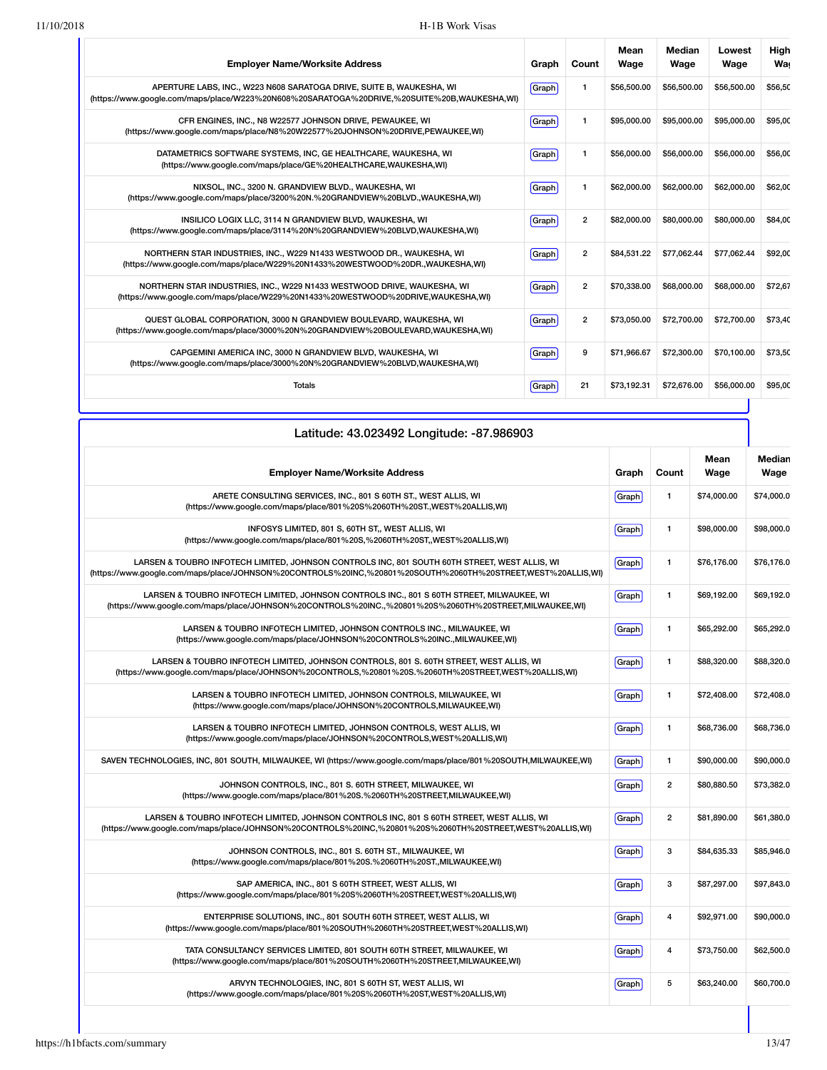| Employer Name/Worksite Address | Graph | Count | Mean Wage | Median Wage | Lowest Wage | High Wa |
|---|---|---|---|---|---|---|
| APERTURE LABS, INC., W223 N608 SARATOGA DRIVE, SUITE B, WAUKESHA, WI (https://www.google.com/maps/place/W223%20N608%20SARATOGA%20DRIVE,%20SUITE%20B,WAUKESHA,WI) | Graph | 1 | $56,500.00 | $56,500.00 | $56,500.00 | $56,50 |
| CFR ENGINES, INC., N8 W22577 JOHNSON DRIVE, PEWAUKEE, WI (https://www.google.com/maps/place/N8%20W22577%20JOHNSON%20DRIVE,PEWAUKEE,WI) | Graph | 1 | $95,000.00 | $95,000.00 | $95,000.00 | $95,00 |
| DATAMETRICS SOFTWARE SYSTEMS, INC, GE HEALTHCARE, WAUKESHA, WI (https://www.google.com/maps/place/GE%20HEALTHCARE,WAUKESHA,WI) | Graph | 1 | $56,000.00 | $56,000.00 | $56,000.00 | $56,00 |
| NIXSOL, INC., 3200 N. GRANDVIEW BLVD., WAUKESHA, WI (https://www.google.com/maps/place/3200%20N.%20GRANDVIEW%20BLVD.,WAUKESHA,WI) | Graph | 1 | $62,000.00 | $62,000.00 | $62,000.00 | $62,00 |
| INSILICO LOGIX LLC, 3114 N GRANDVIEW BLVD, WAUKESHA, WI (https://www.google.com/maps/place/3114%20N%20GRANDVIEW%20BLVD,WAUKESHA,WI) | Graph | 2 | $82,000.00 | $80,000.00 | $80,000.00 | $84,00 |
| NORTHERN STAR INDUSTRIES, INC., W229 N1433 WESTWOOD DR., WAUKESHA, WI (https://www.google.com/maps/place/W229%20N1433%20WESTWOOD%20DR.,WAUKESHA,WI) | Graph | 2 | $84,531.22 | $77,062.44 | $77,062.44 | $92,00 |
| NORTHERN STAR INDUSTRIES, INC., W229 N1433 WESTWOOD DRIVE, WAUKESHA, WI (https://www.google.com/maps/place/W229%20N1433%20WESTWOOD%20DRIVE,WAUKESHA,WI) | Graph | 2 | $70,338.00 | $68,000.00 | $68,000.00 | $72,67 |
| QUEST GLOBAL CORPORATION, 3000 N GRANDVIEW BOULEVARD, WAUKESHA, WI (https://www.google.com/maps/place/3000%20N%20GRANDVIEW%20BOULEVARD,WAUKESHA,WI) | Graph | 2 | $73,050.00 | $72,700.00 | $72,700.00 | $73,40 |
| CAPGEMINI AMERICA INC, 3000 N GRANDVIEW BLVD, WAUKESHA, WI (https://www.google.com/maps/place/3000%20N%20GRANDVIEW%20BLVD,WAUKESHA,WI) | Graph | 9 | $71,966.67 | $72,300.00 | $70,100.00 | $73,50 |
| Totals | Graph | 21 | $73,192.31 | $72,676.00 | $56,000.00 | $95,00 |

## Latitude: 43.023492 Longitude: -87.986903

| Employer Name/Worksite Address | Graph | Count | Mean Wage | Median Wage |
|---|---|---|---|---|
| ARETE CONSULTING SERVICES, INC., 801 S 60TH ST., WEST ALLIS, WI (https://www.google.com/maps/place/801%20S%2060TH%20ST.,WEST%20ALLIS,WI) | Graph | 1 | $74,000.00 | $74,000.0 |
| INFOSYS LIMITED, 801 S, 60TH ST,, WEST ALLIS, WI (https://www.google.com/maps/place/801%20S,%2060TH%20ST,,WEST%20ALLIS,WI) | Graph | 1 | $98,000.00 | $98,000.0 |
| LARSEN & TOUBRO INFOTECH LIMITED, JOHNSON CONTROLS INC, 801 SOUTH 60TH STREET, WEST ALLIS, WI (https://www.google.com/maps/place/JOHNSON%20CONTROLS%20INC,%20801%20SOUTH%2060TH%20STREET,WEST%20ALLIS,WI) | Graph | 1 | $76,176.00 | $76,176.0 |
| LARSEN & TOUBRO INFOTECH LIMITED, JOHNSON CONTROLS INC., 801 S 60TH STREET, MILWAUKEE, WI (https://www.google.com/maps/place/JOHNSON%20CONTROLS%20INC.,%20801%20S%2060TH%20STREET,MILWAUKEE,WI) | Graph | 1 | $69,192.00 | $69,192.0 |
| LARSEN & TOUBRO INFOTECH LIMITED, JOHNSON CONTROLS INC., MILWAUKEE, WI (https://www.google.com/maps/place/JOHNSON%20CONTROLS%20INC.,MILWAUKEE,WI) | Graph | 1 | $65,292.00 | $65,292.0 |
| LARSEN & TOUBRO INFOTECH LIMITED, JOHNSON CONTROLS, 801 S. 60TH STREET, WEST ALLIS, WI (https://www.google.com/maps/place/JOHNSON%20CONTROLS,%20801%20S.%2060TH%20STREET,WEST%20ALLIS,WI) | Graph | 1 | $88,320.00 | $88,320.0 |
| LARSEN & TOUBRO INFOTECH LIMITED, JOHNSON CONTROLS, MILWAUKEE, WI (https://www.google.com/maps/place/JOHNSON%20CONTROLS,MILWAUKEE,WI) | Graph | 1 | $72,408.00 | $72,408.0 |
| LARSEN & TOUBRO INFOTECH LIMITED, JOHNSON CONTROLS, WEST ALLIS, WI (https://www.google.com/maps/place/JOHNSON%20CONTROLS,WEST%20ALLIS,WI) | Graph | 1 | $68,736.00 | $68,736.0 |
| SAVEN TECHNOLOGIES, INC, 801 SOUTH, MILWAUKEE, WI (https://www.google.com/maps/place/801%20SOUTH,MILWAUKEE,WI) | Graph | 1 | $90,000.00 | $90,000.0 |
| JOHNSON CONTROLS, INC., 801 S. 60TH STREET, MILWAUKEE, WI (https://www.google.com/maps/place/801%20S.%2060TH%20STREET,MILWAUKEE,WI) | Graph | 2 | $80,880.50 | $73,382.0 |
| LARSEN & TOUBRO INFOTECH LIMITED, JOHNSON CONTROLS INC, 801 S 60TH STREET, WEST ALLIS, WI (https://www.google.com/maps/place/JOHNSON%20CONTROLS%20INC,%20801%20S%2060TH%20STREET,WEST%20ALLIS,WI) | Graph | 2 | $81,890.00 | $61,380.0 |
| JOHNSON CONTROLS, INC., 801 S. 60TH ST., MILWAUKEE, WI (https://www.google.com/maps/place/801%20S.%2060TH%20ST.,MILWAUKEE,WI) | Graph | 3 | $84,635.33 | $85,946.0 |
| SAP AMERICA, INC., 801 S 60TH STREET, WEST ALLIS, WI (https://www.google.com/maps/place/801%20S%2060TH%20STREET,WEST%20ALLIS,WI) | Graph | 3 | $87,297.00 | $97,843.0 |
| ENTERPRISE SOLUTIONS, INC., 801 SOUTH 60TH STREET, WEST ALLIS, WI (https://www.google.com/maps/place/801%20SOUTH%2060TH%20STREET,WEST%20ALLIS,WI) | Graph | 4 | $92,971.00 | $90,000.0 |
| TATA CONSULTANCY SERVICES LIMITED, 801 SOUTH 60TH STREET, MILWAUKEE, WI (https://www.google.com/maps/place/801%20SOUTH%2060TH%20STREET,MILWAUKEE,WI) | Graph | 4 | $73,750.00 | $62,500.0 |
| ARVYN TECHNOLOGIES, INC, 801 S 60TH ST, WEST ALLIS, WI (https://www.google.com/maps/place/801%20S%2060TH%20ST,WEST%20ALLIS,WI) | Graph | 5 | $63,240.00 | $60,700.0 |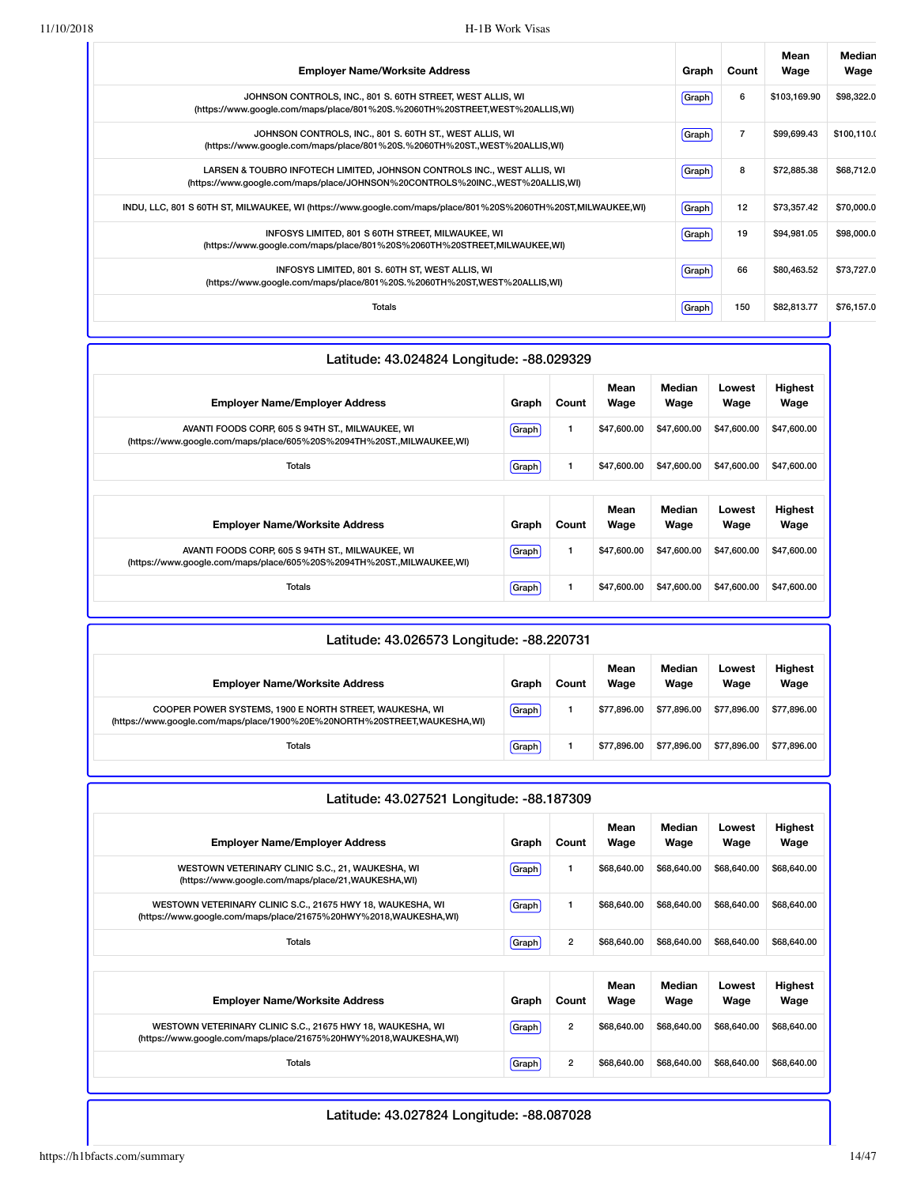| Employer Name/Worksite Address | Graph | Count | Mean Wage | Median Wage |
|---|---|---|---|---|
| JOHNSON CONTROLS, INC., 801 S. 60TH STREET, WEST ALLIS, WI (https://www.google.com/maps/place/801%20S.%2060TH%20STREET,WEST%20ALLIS,WI) | Graph | 6 | $103,169.90 | $98,322.0 |
| JOHNSON CONTROLS, INC., 801 S. 60TH ST., WEST ALLIS, WI (https://www.google.com/maps/place/801%20S.%2060TH%20ST.,WEST%20ALLIS,WI) | Graph | 7 | $99,699.43 | $100,110.( |
| LARSEN & TOUBRO INFOTECH LIMITED, JOHNSON CONTROLS INC., WEST ALLIS, WI (https://www.google.com/maps/place/JOHNSON%20CONTROLS%20INC.,WEST%20ALLIS,WI) | Graph | 8 | $72,885.38 | $68,712.0 |
| INDU, LLC, 801 S 60TH ST, MILWAUKEE, WI (https://www.google.com/maps/place/801%20S%2060TH%20ST,MILWAUKEE,WI) | Graph | 12 | $73,357.42 | $70,000.0 |
| INFOSYS LIMITED, 801 S 60TH STREET, MILWAUKEE, WI (https://www.google.com/maps/place/801%20S%2060TH%20STREET,MILWAUKEE,WI) | Graph | 19 | $94,981.05 | $98,000.0 |
| INFOSYS LIMITED, 801 S. 60TH ST, WEST ALLIS, WI (https://www.google.com/maps/place/801%20S.%2060TH%20ST,WEST%20ALLIS,WI) | Graph | 66 | $80,463.52 | $73,727.0 |
| Totals | Graph | 150 | $82,813.77 | $76,157.0 |

## Latitude: 43.024824 Longitude: -88.029329

| Employer Name/Employer Address | Graph | Count | Mean Wage | Median Wage | Lowest Wage | Highest Wage |
|---|---|---|---|---|---|---|
| AVANTI FOODS CORP, 605 S 94TH ST., MILWAUKEE, WI (https://www.google.com/maps/place/605%20S%2094TH%20ST.,MILWAUKEE,WI) | Graph | 1 | $47,600.00 | $47,600.00 | $47,600.00 | $47,600.00 |
| Totals | Graph | 1 | $47,600.00 | $47,600.00 | $47,600.00 | $47,600.00 |

| Employer Name/Worksite Address | Graph | Count | Mean Wage | Median Wage | Lowest Wage | Highest Wage |
|---|---|---|---|---|---|---|
| AVANTI FOODS CORP, 605 S 94TH ST., MILWAUKEE, WI (https://www.google.com/maps/place/605%20S%2094TH%20ST.,MILWAUKEE,WI) | Graph | 1 | $47,600.00 | $47,600.00 | $47,600.00 | $47,600.00 |
| Totals | Graph | 1 | $47,600.00 | $47,600.00 | $47,600.00 | $47,600.00 |

## Latitude: 43.026573 Longitude: -88.220731

| Employer Name/Worksite Address | Graph | Count | Mean Wage | Median Wage | Lowest Wage | Highest Wage |
|---|---|---|---|---|---|---|
| COOPER POWER SYSTEMS, 1900 E NORTH STREET, WAUKESHA, WI (https://www.google.com/maps/place/1900%20E%20NORTH%20STREET,WAUKESHA,WI) | Graph | 1 | $77,896.00 | $77,896.00 | $77,896.00 | $77,896.00 |
| Totals | Graph | 1 | $77,896.00 | $77,896.00 | $77,896.00 | $77,896.00 |

## Latitude: 43.027521 Longitude: -88.187309

| Employer Name/Employer Address | Graph | Count | Mean Wage | Median Wage | Lowest Wage | Highest Wage |
|---|---|---|---|---|---|---|
| WESTOWN VETERINARY CLINIC S.C., 21, WAUKESHA, WI (https://www.google.com/maps/place/21,WAUKESHA,WI) | Graph | 1 | $68,640.00 | $68,640.00 | $68,640.00 | $68,640.00 |
| WESTOWN VETERINARY CLINIC S.C., 21675 HWY 18, WAUKESHA, WI (https://www.google.com/maps/place/21675%20HWY%2018,WAUKESHA,WI) | Graph | 1 | $68,640.00 | $68,640.00 | $68,640.00 | $68,640.00 |
| Totals | Graph | 2 | $68,640.00 | $68,640.00 | $68,640.00 | $68,640.00 |

| Employer Name/Worksite Address | Graph | Count | Mean Wage | Median Wage | Lowest Wage | Highest Wage |
|---|---|---|---|---|---|---|
| WESTOWN VETERINARY CLINIC S.C., 21675 HWY 18, WAUKESHA, WI (https://www.google.com/maps/place/21675%20HWY%2018,WAUKESHA,WI) | Graph | 2 | $68,640.00 | $68,640.00 | $68,640.00 | $68,640.00 |
| Totals | Graph | 2 | $68,640.00 | $68,640.00 | $68,640.00 | $68,640.00 |

## Latitude: 43.027824 Longitude: -88.087028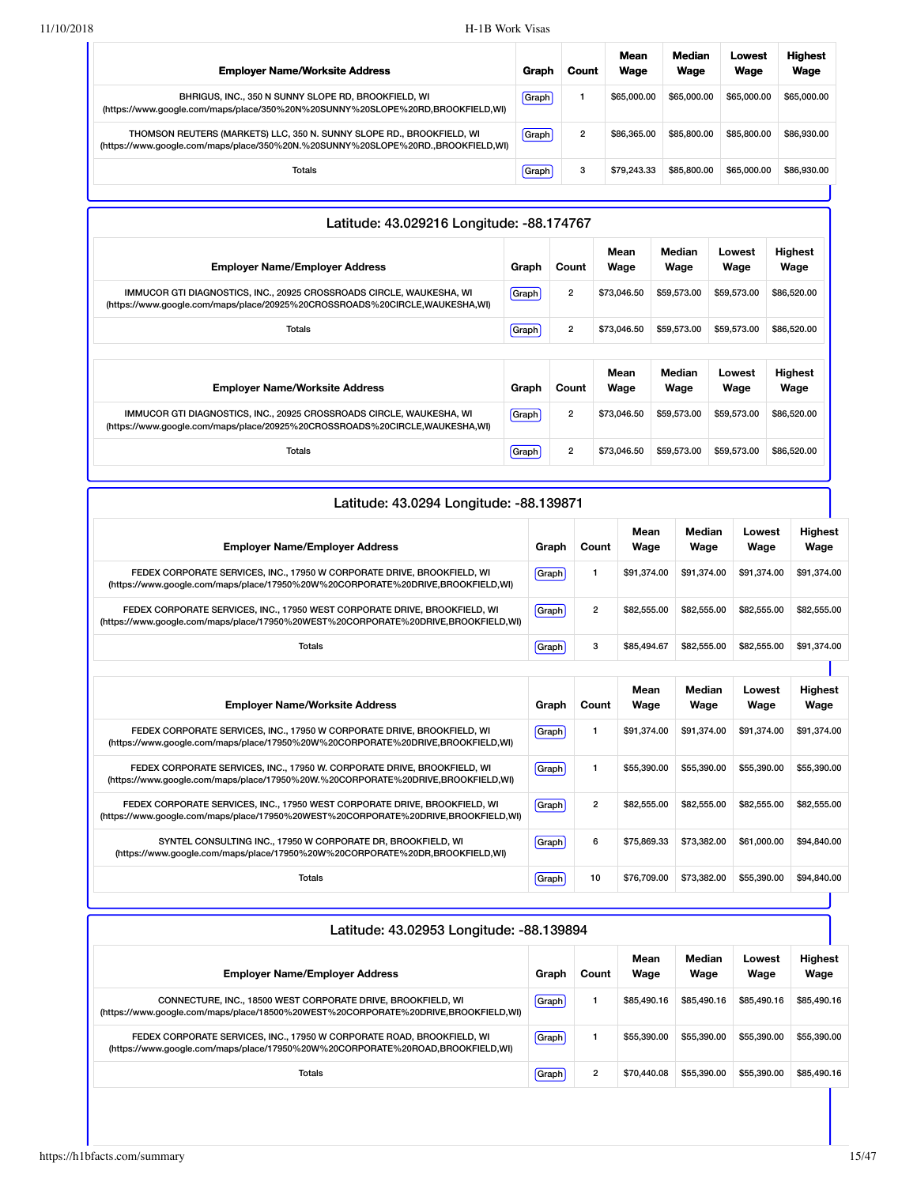| Employer Name/Worksite Address | Graph | Count | Mean Wage | Median Wage | Lowest Wage | Highest Wage |
|---|---|---|---|---|---|---|
| BHRIGUS, INC., 350 N SUNNY SLOPE RD, BROOKFIELD, WI (https://www.google.com/maps/place/350%20N%20SUNNY%20SLOPE%20RD,BROOKFIELD,WI) | Graph | 1 | $65,000.00 | $65,000.00 | $65,000.00 | $65,000.00 |
| THOMSON REUTERS (MARKETS) LLC, 350 N. SUNNY SLOPE RD., BROOKFIELD, WI (https://www.google.com/maps/place/350%20N.%20SUNNY%20SLOPE%20RD.,BROOKFIELD,WI) | Graph | 2 | $86,365.00 | $85,800.00 | $85,800.00 | $86,930.00 |
| Totals | Graph | 3 | $79,243.33 | $85,800.00 | $65,000.00 | $86,930.00 |

## Latitude: 43.029216 Longitude: -88.174767

| Employer Name/Employer Address | Graph | Count | Mean Wage | Median Wage | Lowest Wage | Highest Wage |
|---|---|---|---|---|---|---|
| IMMUCOR GTI DIAGNOSTICS, INC., 20925 CROSSROADS CIRCLE, WAUKESHA, WI (https://www.google.com/maps/place/20925%20CROSSROADS%20CIRCLE,WAUKESHA,WI) | Graph | 2 | $73,046.50 | $59,573.00 | $59,573.00 | $86,520.00 |
| Totals | Graph | 2 | $73,046.50 | $59,573.00 | $59,573.00 | $86,520.00 |

| Employer Name/Worksite Address | Graph | Count | Mean Wage | Median Wage | Lowest Wage | Highest Wage |
|---|---|---|---|---|---|---|
| IMMUCOR GTI DIAGNOSTICS, INC., 20925 CROSSROADS CIRCLE, WAUKESHA, WI (https://www.google.com/maps/place/20925%20CROSSROADS%20CIRCLE,WAUKESHA,WI) | Graph | 2 | $73,046.50 | $59,573.00 | $59,573.00 | $86,520.00 |
| Totals | Graph | 2 | $73,046.50 | $59,573.00 | $59,573.00 | $86,520.00 |

## Latitude: 43.0294 Longitude: -88.139871

| Employer Name/Employer Address | Graph | Count | Mean Wage | Median Wage | Lowest Wage | Highest Wage |
|---|---|---|---|---|---|---|
| FEDEX CORPORATE SERVICES, INC., 17950 W CORPORATE DRIVE, BROOKFIELD, WI (https://www.google.com/maps/place/17950%20W%20CORPORATE%20DRIVE,BROOKFIELD,WI) | Graph | 1 | $91,374.00 | $91,374.00 | $91,374.00 | $91,374.00 |
| FEDEX CORPORATE SERVICES, INC., 17950 WEST CORPORATE DRIVE, BROOKFIELD, WI (https://www.google.com/maps/place/17950%20WEST%20CORPORATE%20DRIVE,BROOKFIELD,WI) | Graph | 2 | $82,555.00 | $82,555.00 | $82,555.00 | $82,555.00 |
| Totals | Graph | 3 | $85,494.67 | $82,555.00 | $82,555.00 | $91,374.00 |

| Employer Name/Worksite Address | Graph | Count | Mean Wage | Median Wage | Lowest Wage | Highest Wage |
|---|---|---|---|---|---|---|
| FEDEX CORPORATE SERVICES, INC., 17950 W CORPORATE DRIVE, BROOKFIELD, WI (https://www.google.com/maps/place/17950%20W%20CORPORATE%20DRIVE,BROOKFIELD,WI) | Graph | 1 | $91,374.00 | $91,374.00 | $91,374.00 | $91,374.00 |
| FEDEX CORPORATE SERVICES, INC., 17950 W. CORPORATE DRIVE, BROOKFIELD, WI (https://www.google.com/maps/place/17950%20W.%20CORPORATE%20DRIVE,BROOKFIELD,WI) | Graph | 1 | $55,390.00 | $55,390.00 | $55,390.00 | $55,390.00 |
| FEDEX CORPORATE SERVICES, INC., 17950 WEST CORPORATE DRIVE, BROOKFIELD, WI (https://www.google.com/maps/place/17950%20WEST%20CORPORATE%20DRIVE,BROOKFIELD,WI) | Graph | 2 | $82,555.00 | $82,555.00 | $82,555.00 | $82,555.00 |
| SYNTEL CONSULTING INC., 17950 W CORPORATE DR, BROOKFIELD, WI (https://www.google.com/maps/place/17950%20W%20CORPORATE%20DR,BROOKFIELD,WI) | Graph | 6 | $75,869.33 | $73,382.00 | $61,000.00 | $94,840.00 |
| Totals | Graph | 10 | $76,709.00 | $73,382.00 | $55,390.00 | $94,840.00 |

## Latitude: 43.02953 Longitude: -88.139894

| Employer Name/Employer Address | Graph | Count | Mean Wage | Median Wage | Lowest Wage | Highest Wage |
|---|---|---|---|---|---|---|
| CONNECTURE, INC., 18500 WEST CORPORATE DRIVE, BROOKFIELD, WI (https://www.google.com/maps/place/18500%20WEST%20CORPORATE%20DRIVE,BROOKFIELD,WI) | Graph | 1 | $85,490.16 | $85,490.16 | $85,490.16 | $85,490.16 |
| FEDEX CORPORATE SERVICES, INC., 17950 W CORPORATE ROAD, BROOKFIELD, WI (https://www.google.com/maps/place/17950%20W%20CORPORATE%20ROAD,BROOKFIELD,WI) | Graph | 1 | $55,390.00 | $55,390.00 | $55,390.00 | $55,390.00 |
| Totals | Graph | 2 | $70,440.08 | $55,390.00 | $55,390.00 | $85,490.16 |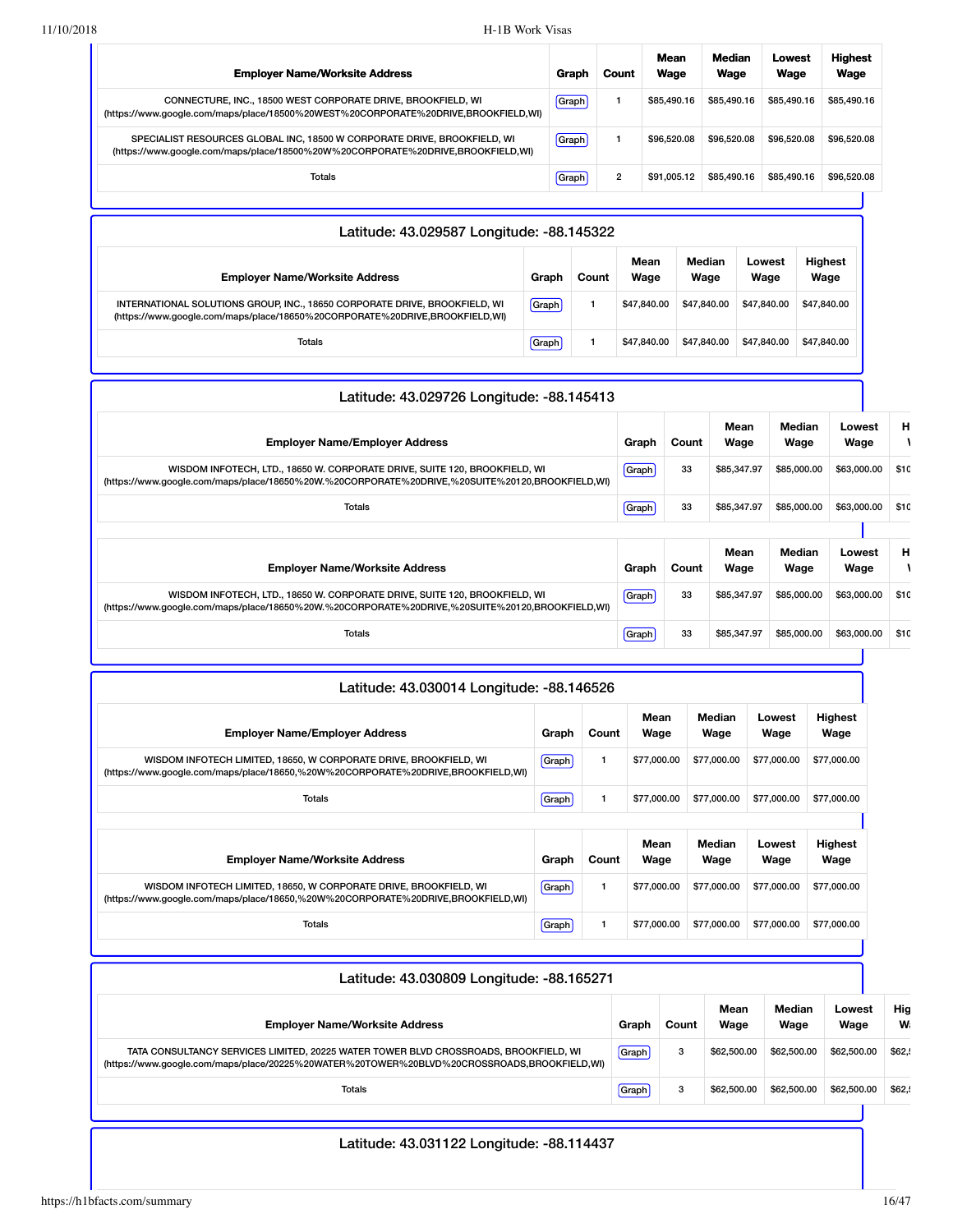| Employer Name/Worksite Address | Graph | Count | Mean Wage | Median Wage | Lowest Wage | Highest Wage |
|---|---|---|---|---|---|---|
| CONNECTURE, INC., 18500 WEST CORPORATE DRIVE, BROOKFIELD, WI (https://www.google.com/maps/place/18500%20WEST%20CORPORATE%20DRIVE,BROOKFIELD,WI) | Graph | 1 | $85,490.16 | $85,490.16 | $85,490.16 | $85,490.16 |
| SPECIALIST RESOURCES GLOBAL INC, 18500 W CORPORATE DRIVE, BROOKFIELD, WI (https://www.google.com/maps/place/18500%20W%20CORPORATE%20DRIVE,BROOKFIELD,WI) | Graph | 1 | $96,520.08 | $96,520.08 | $96,520.08 | $96,520.08 |
| Totals | Graph | 2 | $91,005.12 | $85,490.16 | $85,490.16 | $96,520.08 |

## Latitude: 43.029587 Longitude: -88.145322

| Employer Name/Worksite Address | Graph | Count | Mean Wage | Median Wage | Lowest Wage | Highest Wage |
|---|---|---|---|---|---|---|
| INTERNATIONAL SOLUTIONS GROUP, INC., 18650 CORPORATE DRIVE, BROOKFIELD, WI (https://www.google.com/maps/place/18650%20CORPORATE%20DRIVE,BROOKFIELD,WI) | Graph | 1 | $47,840.00 | $47,840.00 | $47,840.00 | $47,840.00 |
| Totals | Graph | 1 | $47,840.00 | $47,840.00 | $47,840.00 | $47,840.00 |

## Latitude: 43.029726 Longitude: -88.145413

| Employer Name/Employer Address | Graph | Count | Mean Wage | Median Wage | Lowest Wage | H |
|---|---|---|---|---|---|---|
| WISDOM INFOTECH, LTD., 18650 W. CORPORATE DRIVE, SUITE 120, BROOKFIELD, WI (https://www.google.com/maps/place/18650%20W.%20CORPORATE%20DRIVE,%20SUITE%20120,BROOKFIELD,WI) | Graph | 33 | $85,347.97 | $85,000.00 | $63,000.00 | $10 |
| Totals | Graph | 33 | $85,347.97 | $85,000.00 | $63,000.00 | $10 |

| Employer Name/Worksite Address | Graph | Count | Mean Wage | Median Wage | Lowest Wage | H |
|---|---|---|---|---|---|---|
| WISDOM INFOTECH, LTD., 18650 W. CORPORATE DRIVE, SUITE 120, BROOKFIELD, WI (https://www.google.com/maps/place/18650%20W.%20CORPORATE%20DRIVE,%20SUITE%20120,BROOKFIELD,WI) | Graph | 33 | $85,347.97 | $85,000.00 | $63,000.00 | $10 |
| Totals | Graph | 33 | $85,347.97 | $85,000.00 | $63,000.00 | $10 |

## Latitude: 43.030014 Longitude: -88.146526

| Employer Name/Employer Address | Graph | Count | Mean Wage | Median Wage | Lowest Wage | Highest Wage |
|---|---|---|---|---|---|---|
| WISDOM INFOTECH LIMITED, 18650, W CORPORATE DRIVE, BROOKFIELD, WI (https://www.google.com/maps/place/18650,%20W%20CORPORATE%20DRIVE,BROOKFIELD,WI) | Graph | 1 | $77,000.00 | $77,000.00 | $77,000.00 | $77,000.00 |
| Totals | Graph | 1 | $77,000.00 | $77,000.00 | $77,000.00 | $77,000.00 |

| Employer Name/Worksite Address | Graph | Count | Mean Wage | Median Wage | Lowest Wage | Highest Wage |
|---|---|---|---|---|---|---|
| WISDOM INFOTECH LIMITED, 18650, W CORPORATE DRIVE, BROOKFIELD, WI (https://www.google.com/maps/place/18650,%20W%20CORPORATE%20DRIVE,BROOKFIELD,WI) | Graph | 1 | $77,000.00 | $77,000.00 | $77,000.00 | $77,000.00 |
| Totals | Graph | 1 | $77,000.00 | $77,000.00 | $77,000.00 | $77,000.00 |

## Latitude: 43.030809 Longitude: -88.165271

| Employer Name/Worksite Address | Graph | Count | Mean Wage | Median Wage | Lowest Wage | Hig W |
|---|---|---|---|---|---|---|
| TATA CONSULTANCY SERVICES LIMITED, 20225 WATER TOWER BLVD CROSSROADS, BROOKFIELD, WI (https://www.google.com/maps/place/20225%20WATER%20TOWER%20BLVD%20CROSSROADS,BROOKFIELD,WI) | Graph | 3 | $62,500.00 | $62,500.00 | $62,500.00 | $62,5 |
| Totals | Graph | 3 | $62,500.00 | $62,500.00 | $62,500.00 | $62,5 |

## Latitude: 43.031122 Longitude: -88.114437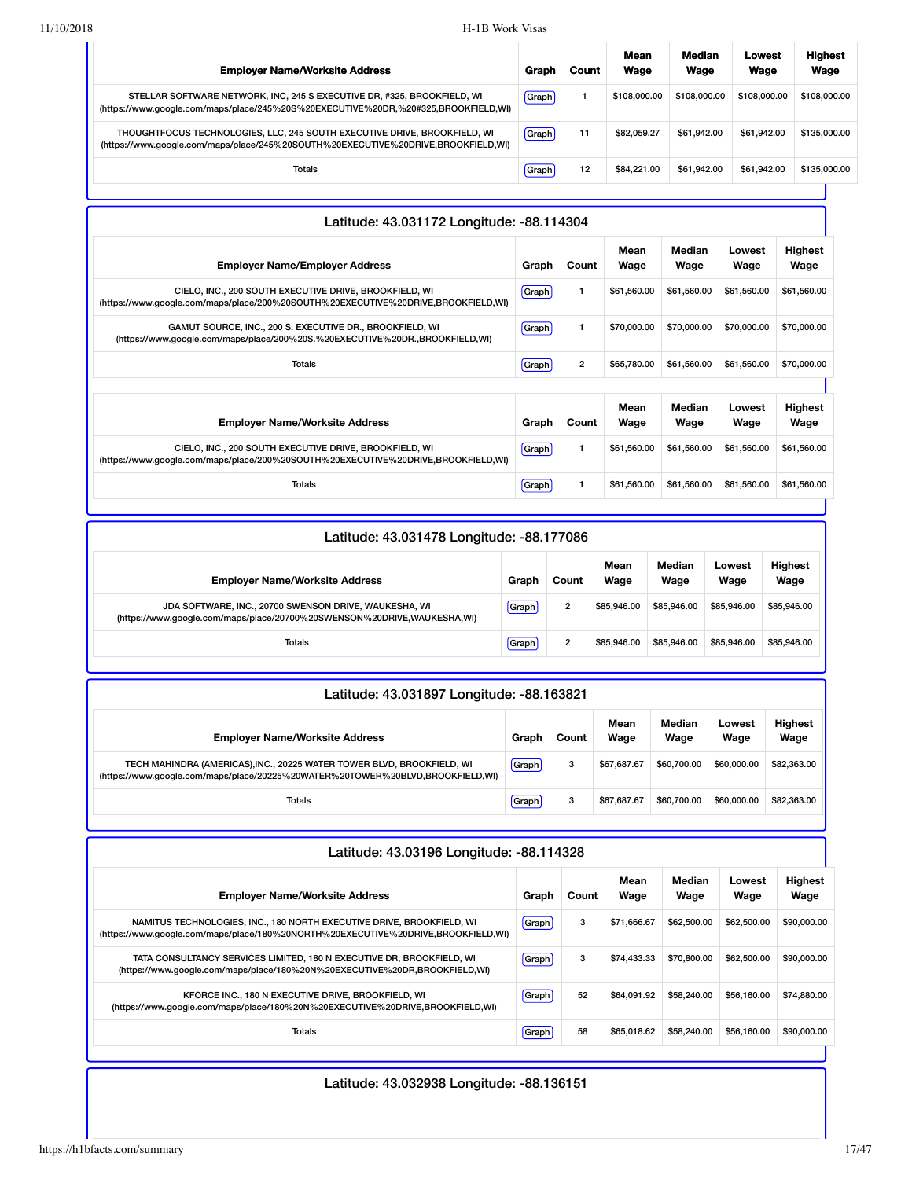| Employer Name/Worksite Address | Graph | Count | Mean Wage | Median Wage | Lowest Wage | Highest Wage |
|---|---|---|---|---|---|---|
| STELLAR SOFTWARE NETWORK, INC, 245 S EXECUTIVE DR, #325, BROOKFIELD, WI (https://www.google.com/maps/place/245%20S%20EXECUTIVE%20DR,%20#325,BROOKFIELD,WI) | Graph | 1 | $108,000.00 | $108,000.00 | $108,000.00 | $108,000.00 |
| THOUGHTFOCUS TECHNOLOGIES, LLC, 245 SOUTH EXECUTIVE DRIVE, BROOKFIELD, WI (https://www.google.com/maps/place/245%20SOUTH%20EXECUTIVE%20DRIVE,BROOKFIELD,WI) | Graph | 11 | $82,059.27 | $61,942.00 | $61,942.00 | $135,000.00 |
| Totals | Graph | 12 | $84,221.00 | $61,942.00 | $61,942.00 | $135,000.00 |

## Latitude: 43.031172 Longitude: -88.114304

| Employer Name/Employer Address | Graph | Count | Mean Wage | Median Wage | Lowest Wage | Highest Wage |
|---|---|---|---|---|---|---|
| CIELO, INC., 200 SOUTH EXECUTIVE DRIVE, BROOKFIELD, WI (https://www.google.com/maps/place/200%20SOUTH%20EXECUTIVE%20DRIVE,BROOKFIELD,WI) | Graph | 1 | $61,560.00 | $61,560.00 | $61,560.00 | $61,560.00 |
| GAMUT SOURCE, INC., 200 S. EXECUTIVE DR., BROOKFIELD, WI (https://www.google.com/maps/place/200%20S.%20EXECUTIVE%20DR.,BROOKFIELD,WI) | Graph | 1 | $70,000.00 | $70,000.00 | $70,000.00 | $70,000.00 |
| Totals | Graph | 2 | $65,780.00 | $61,560.00 | $61,560.00 | $70,000.00 |

| Employer Name/Worksite Address | Graph | Count | Mean Wage | Median Wage | Lowest Wage | Highest Wage |
|---|---|---|---|---|---|---|
| CIELO, INC., 200 SOUTH EXECUTIVE DRIVE, BROOKFIELD, WI (https://www.google.com/maps/place/200%20SOUTH%20EXECUTIVE%20DRIVE,BROOKFIELD,WI) | Graph | 1 | $61,560.00 | $61,560.00 | $61,560.00 | $61,560.00 |
| Totals | Graph | 1 | $61,560.00 | $61,560.00 | $61,560.00 | $61,560.00 |

## Latitude: 43.031478 Longitude: -88.177086

| Employer Name/Worksite Address | Graph | Count | Mean Wage | Median Wage | Lowest Wage | Highest Wage |
|---|---|---|---|---|---|---|
| JDA SOFTWARE, INC., 20700 SWENSON DRIVE, WAUKESHA, WI (https://www.google.com/maps/place/20700%20SWENSON%20DRIVE,WAUKESHA,WI) | Graph | 2 | $85,946.00 | $85,946.00 | $85,946.00 | $85,946.00 |
| Totals | Graph | 2 | $85,946.00 | $85,946.00 | $85,946.00 | $85,946.00 |

## Latitude: 43.031897 Longitude: -88.163821

| Employer Name/Worksite Address | Graph | Count | Mean Wage | Median Wage | Lowest Wage | Highest Wage |
|---|---|---|---|---|---|---|
| TECH MAHINDRA (AMERICAS),INC., 20225 WATER TOWER BLVD, BROOKFIELD, WI (https://www.google.com/maps/place/20225%20WATER%20TOWER%20BLVD,BROOKFIELD,WI) | Graph | 3 | $67,687.67 | $60,700.00 | $60,000.00 | $82,363.00 |
| Totals | Graph | 3 | $67,687.67 | $60,700.00 | $60,000.00 | $82,363.00 |

## Latitude: 43.03196 Longitude: -88.114328

| Employer Name/Worksite Address | Graph | Count | Mean Wage | Median Wage | Lowest Wage | Highest Wage |
|---|---|---|---|---|---|---|
| NAMITUS TECHNOLOGIES, INC., 180 NORTH EXECUTIVE DRIVE, BROOKFIELD, WI (https://www.google.com/maps/place/180%20NORTH%20EXECUTIVE%20DRIVE,BROOKFIELD,WI) | Graph | 3 | $71,666.67 | $62,500.00 | $62,500.00 | $90,000.00 |
| TATA CONSULTANCY SERVICES LIMITED, 180 N EXECUTIVE DR, BROOKFIELD, WI (https://www.google.com/maps/place/180%20N%20EXECUTIVE%20DR,BROOKFIELD,WI) | Graph | 3 | $74,433.33 | $70,800.00 | $62,500.00 | $90,000.00 |
| KFORCE INC., 180 N EXECUTIVE DRIVE, BROOKFIELD, WI (https://www.google.com/maps/place/180%20N%20EXECUTIVE%20DRIVE,BROOKFIELD,WI) | Graph | 52 | $64,091.92 | $58,240.00 | $56,160.00 | $74,880.00 |
| Totals | Graph | 58 | $65,018.62 | $58,240.00 | $56,160.00 | $90,000.00 |

## Latitude: 43.032938 Longitude: -88.136151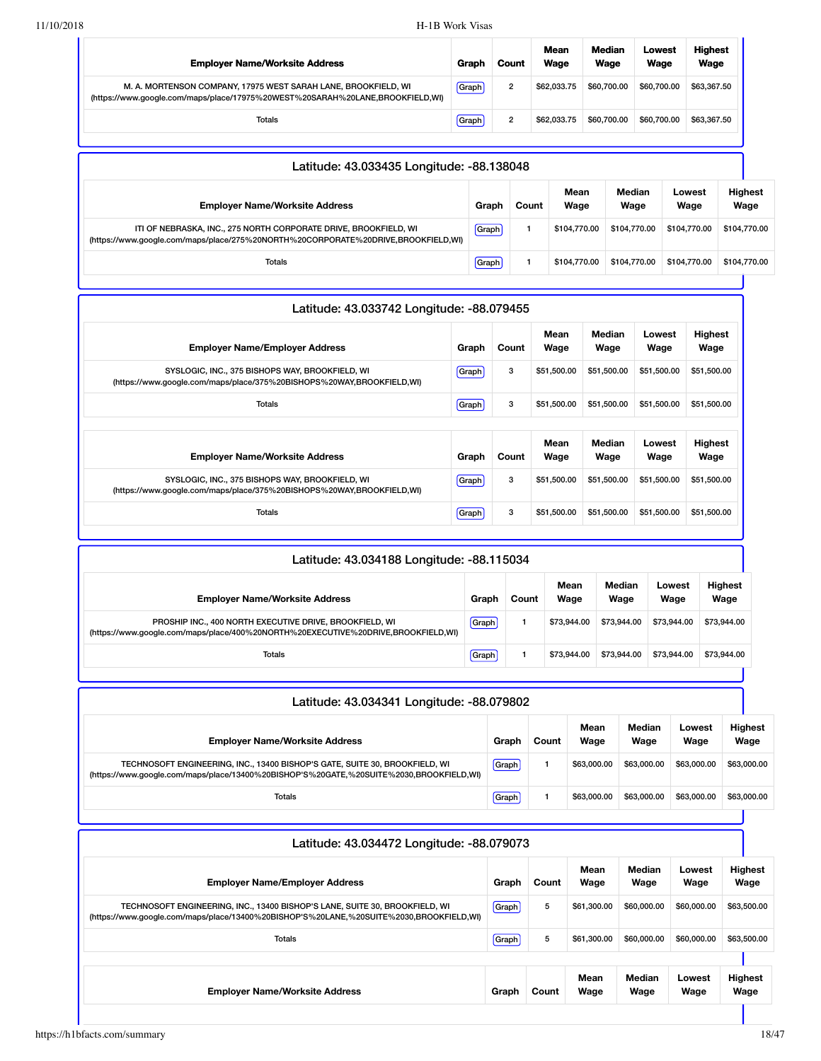| Employer Name/Worksite Address | Graph | Count | Mean Wage | Median Wage | Lowest Wage | Highest Wage |
|---|---|---|---|---|---|---|
| M. A. MORTENSON COMPANY, 17975 WEST SARAH LANE, BROOKFIELD, WI (https://www.google.com/maps/place/17975%20WEST%20SARAH%20LANE,BROOKFIELD,WI) | Graph | 2 | $62,033.75 | $60,700.00 | $60,700.00 | $63,367.50 |
| Totals | Graph | 2 | $62,033.75 | $60,700.00 | $60,700.00 | $63,367.50 |

## Latitude: 43.033435 Longitude: -88.138048

| Employer Name/Worksite Address | Graph | Count | Mean Wage | Median Wage | Lowest Wage | Highest Wage |
|---|---|---|---|---|---|---|
| ITI OF NEBRASKA, INC., 275 NORTH CORPORATE DRIVE, BROOKFIELD, WI (https://www.google.com/maps/place/275%20NORTH%20CORPORATE%20DRIVE,BROOKFIELD,WI) | Graph | 1 | $104,770.00 | $104,770.00 | $104,770.00 | $104,770.00 |
| Totals | Graph | 1 | $104,770.00 | $104,770.00 | $104,770.00 | $104,770.00 |

## Latitude: 43.033742 Longitude: -88.079455

| Employer Name/Employer Address | Graph | Count | Mean Wage | Median Wage | Lowest Wage | Highest Wage |
|---|---|---|---|---|---|---|
| SYSLOGIC, INC., 375 BISHOPS WAY, BROOKFIELD, WI (https://www.google.com/maps/place/375%20BISHOPS%20WAY,BROOKFIELD,WI) | Graph | 3 | $51,500.00 | $51,500.00 | $51,500.00 | $51,500.00 |
| Totals | Graph | 3 | $51,500.00 | $51,500.00 | $51,500.00 | $51,500.00 |

| Employer Name/Worksite Address | Graph | Count | Mean Wage | Median Wage | Lowest Wage | Highest Wage |
|---|---|---|---|---|---|---|
| SYSLOGIC, INC., 375 BISHOPS WAY, BROOKFIELD, WI (https://www.google.com/maps/place/375%20BISHOPS%20WAY,BROOKFIELD,WI) | Graph | 3 | $51,500.00 | $51,500.00 | $51,500.00 | $51,500.00 |
| Totals | Graph | 3 | $51,500.00 | $51,500.00 | $51,500.00 | $51,500.00 |

## Latitude: 43.034188 Longitude: -88.115034

| Employer Name/Worksite Address | Graph | Count | Mean Wage | Median Wage | Lowest Wage | Highest Wage |
|---|---|---|---|---|---|---|
| PROSHIP INC., 400 NORTH EXECUTIVE DRIVE, BROOKFIELD, WI (https://www.google.com/maps/place/400%20NORTH%20EXECUTIVE%20DRIVE,BROOKFIELD,WI) | Graph | 1 | $73,944.00 | $73,944.00 | $73,944.00 | $73,944.00 |
| Totals | Graph | 1 | $73,944.00 | $73,944.00 | $73,944.00 | $73,944.00 |

## Latitude: 43.034341 Longitude: -88.079802

| Employer Name/Worksite Address | Graph | Count | Mean Wage | Median Wage | Lowest Wage | Highest Wage |
|---|---|---|---|---|---|---|
| TECHNOSOFT ENGINEERING, INC., 13400 BISHOP'S GATE, SUITE 30, BROOKFIELD, WI (https://www.google.com/maps/place/13400%20BISHOP'S%20GATE,%20SUITE%2030,BROOKFIELD,WI) | Graph | 1 | $63,000.00 | $63,000.00 | $63,000.00 | $63,000.00 |
| Totals | Graph | 1 | $63,000.00 | $63,000.00 | $63,000.00 | $63,000.00 |

## Latitude: 43.034472 Longitude: -88.079073

| Employer Name/Employer Address | Graph | Count | Mean Wage | Median Wage | Lowest Wage | Highest Wage |
|---|---|---|---|---|---|---|
| TECHNOSOFT ENGINEERING, INC., 13400 BISHOP'S LANE, SUITE 30, BROOKFIELD, WI (https://www.google.com/maps/place/13400%20BISHOP'S%20LANE,%20SUITE%2030,BROOKFIELD,WI) | Graph | 5 | $61,300.00 | $60,000.00 | $60,000.00 | $63,500.00 |
| Totals | Graph | 5 | $61,300.00 | $60,000.00 | $60,000.00 | $63,500.00 |

| Employer Name/Worksite Address | Graph | Count | Mean Wage | Median Wage | Lowest Wage | Highest Wage |
|---|---|---|---|---|---|---|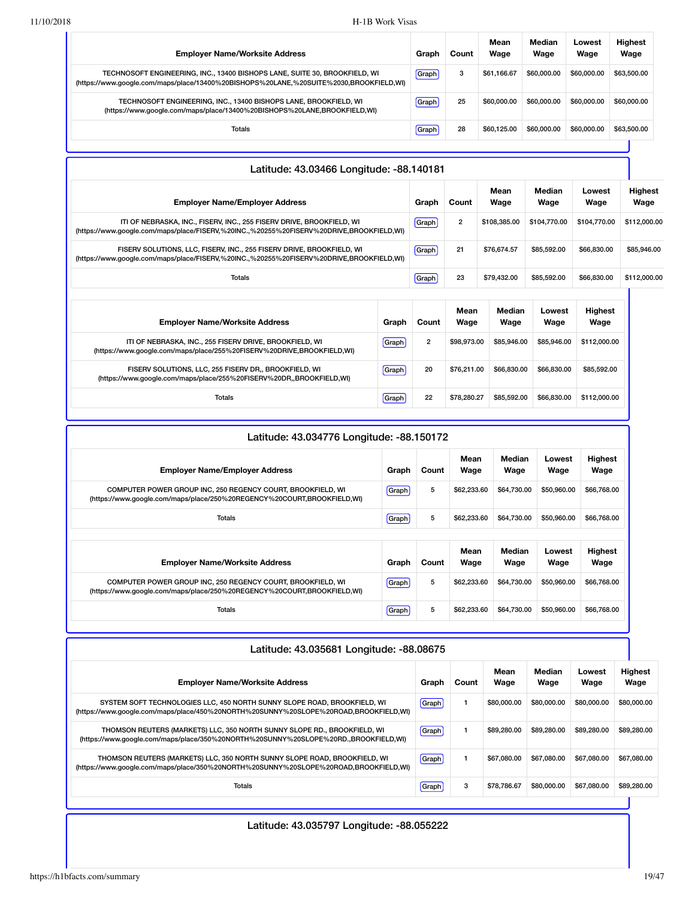| Employer Name/Worksite Address | Graph | Count | Mean Wage | Median Wage | Lowest Wage | Highest Wage |
|---|---|---|---|---|---|---|
| TECHNOSOFT ENGINEERING, INC., 13400 BISHOPS LANE, SUITE 30, BROOKFIELD, WI (https://www.google.com/maps/place/13400%20BISHOPS%20LANE,%20SUITE%2030,BROOKFIELD,WI) | Graph | 3 | $61,166.67 | $60,000.00 | $60,000.00 | $63,500.00 |
| TECHNOSOFT ENGINEERING, INC., 13400 BISHOPS LANE, BROOKFIELD, WI (https://www.google.com/maps/place/13400%20BISHOPS%20LANE,BROOKFIELD,WI) | Graph | 25 | $60,000.00 | $60,000.00 | $60,000.00 | $60,000.00 |
| Totals | Graph | 28 | $60,125.00 | $60,000.00 | $60,000.00 | $63,500.00 |

## Latitude: 43.03466 Longitude: -88.140181

| Employer Name/Employer Address | Graph | Count | Mean Wage | Median Wage | Lowest Wage | Highest Wage |
|---|---|---|---|---|---|---|
| ITI OF NEBRASKA, INC., FISERV, INC., 255 FISERV DRIVE, BROOKFIELD, WI (https://www.google.com/maps/place/FISERV,%20INC.,%20255%20FISERV%20DRIVE,BROOKFIELD,WI) | Graph | 2 | $108,385.00 | $104,770.00 | $104,770.00 | $112,000.00 |
| FISERV SOLUTIONS, LLC, FISERV, INC., 255 FISERV DRIVE, BROOKFIELD, WI (https://www.google.com/maps/place/FISERV,%20INC.,%20255%20FISERV%20DRIVE,BROOKFIELD,WI) | Graph | 21 | $76,674.57 | $85,592.00 | $66,830.00 | $85,946.00 |
| Totals | Graph | 23 | $79,432.00 | $85,592.00 | $66,830.00 | $112,000.00 |

| Employer Name/Worksite Address | Graph | Count | Mean Wage | Median Wage | Lowest Wage | Highest Wage |
|---|---|---|---|---|---|---|
| ITI OF NEBRASKA, INC., 255 FISERV DRIVE, BROOKFIELD, WI (https://www.google.com/maps/place/255%20FISERV%20DRIVE,BROOKFIELD,WI) | Graph | 2 | $98,973.00 | $85,946.00 | $85,946.00 | $112,000.00 |
| FISERV SOLUTIONS, LLC, 255 FISERV DR,, BROOKFIELD, WI (https://www.google.com/maps/place/255%20FISERV%20DR,,BROOKFIELD,WI) | Graph | 20 | $76,211.00 | $66,830.00 | $66,830.00 | $85,592.00 |
| Totals | Graph | 22 | $78,280.27 | $85,592.00 | $66,830.00 | $112,000.00 |

## Latitude: 43.034776 Longitude: -88.150172

| Employer Name/Employer Address | Graph | Count | Mean Wage | Median Wage | Lowest Wage | Highest Wage |
|---|---|---|---|---|---|---|
| COMPUTER POWER GROUP INC, 250 REGENCY COURT, BROOKFIELD, WI (https://www.google.com/maps/place/250%20REGENCY%20COURT,BROOKFIELD,WI) | Graph | 5 | $62,233.60 | $64,730.00 | $50,960.00 | $66,768.00 |
| Totals | Graph | 5 | $62,233.60 | $64,730.00 | $50,960.00 | $66,768.00 |

| Employer Name/Worksite Address | Graph | Count | Mean Wage | Median Wage | Lowest Wage | Highest Wage |
|---|---|---|---|---|---|---|
| COMPUTER POWER GROUP INC, 250 REGENCY COURT, BROOKFIELD, WI (https://www.google.com/maps/place/250%20REGENCY%20COURT,BROOKFIELD,WI) | Graph | 5 | $62,233.60 | $64,730.00 | $50,960.00 | $66,768.00 |
| Totals | Graph | 5 | $62,233.60 | $64,730.00 | $50,960.00 | $66,768.00 |

## Latitude: 43.035681 Longitude: -88.08675

| Employer Name/Worksite Address | Graph | Count | Mean Wage | Median Wage | Lowest Wage | Highest Wage |
|---|---|---|---|---|---|---|
| SYSTEM SOFT TECHNOLOGIES LLC, 450 NORTH SUNNY SLOPE ROAD, BROOKFIELD, WI (https://www.google.com/maps/place/450%20NORTH%20SUNNY%20SLOPE%20ROAD,BROOKFIELD,WI) | Graph | 1 | $80,000.00 | $80,000.00 | $80,000.00 | $80,000.00 |
| THOMSON REUTERS (MARKETS) LLC, 350 NORTH SUNNY SLOPE RD., BROOKFIELD, WI (https://www.google.com/maps/place/350%20NORTH%20SUNNY%20SLOPE%20RD.,BROOKFIELD,WI) | Graph | 1 | $89,280.00 | $89,280.00 | $89,280.00 | $89,280.00 |
| THOMSON REUTERS (MARKETS) LLC, 350 NORTH SUNNY SLOPE ROAD, BROOKFIELD, WI (https://www.google.com/maps/place/350%20NORTH%20SUNNY%20SLOPE%20ROAD,BROOKFIELD,WI) | Graph | 1 | $67,080.00 | $67,080.00 | $67,080.00 | $67,080.00 |
| Totals | Graph | 3 | $78,786.67 | $80,000.00 | $67,080.00 | $89,280.00 |

## Latitude: 43.035797 Longitude: -88.055222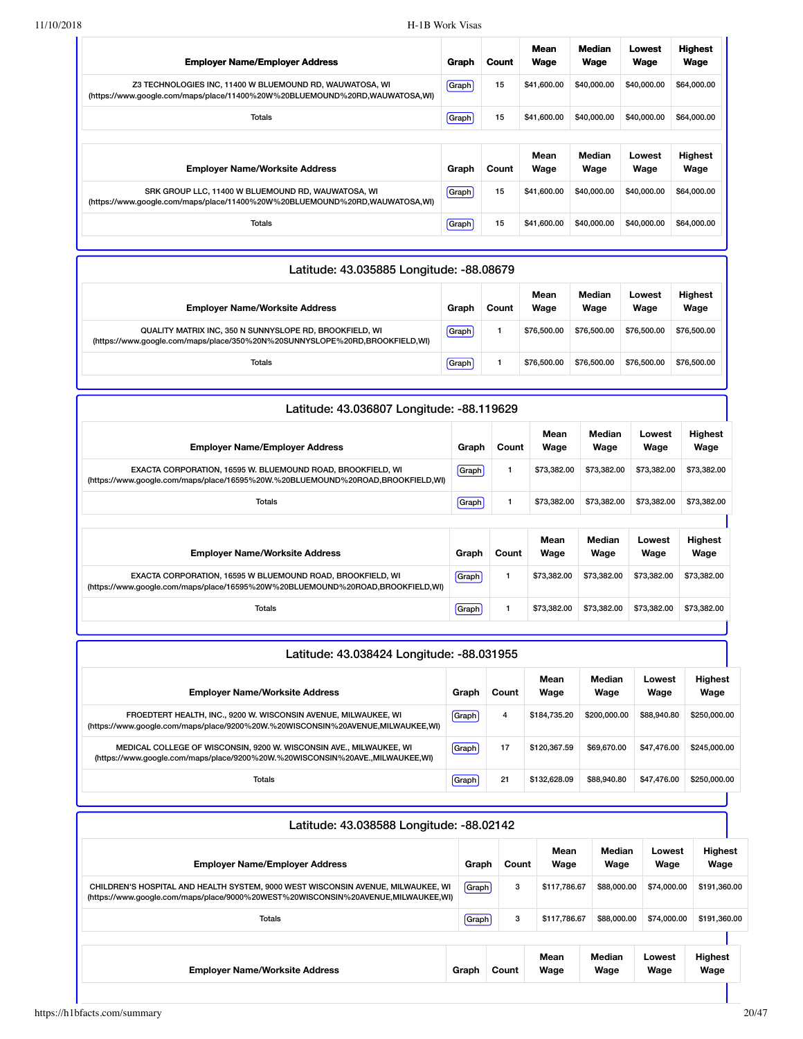| Employer Name/Employer Address | Graph | Count | Mean Wage | Median Wage | Lowest Wage | Highest Wage |
|---|---|---|---|---|---|---|
| Z3 TECHNOLOGIES INC, 11400 W BLUEMOUND RD, WAUWATOSA, WI (https://www.google.com/maps/place/11400%20W%20BLUEMOUND%20RD,WAUWATOSA,WI) | Graph | 15 | $41,600.00 | $40,000.00 | $40,000.00 | $64,000.00 |
| Totals | Graph | 15 | $41,600.00 | $40,000.00 | $40,000.00 | $64,000.00 |

| Employer Name/Worksite Address | Graph | Count | Mean Wage | Median Wage | Lowest Wage | Highest Wage |
|---|---|---|---|---|---|---|
| SRK GROUP LLC, 11400 W BLUEMOUND RD, WAUWATOSA, WI (https://www.google.com/maps/place/11400%20W%20BLUEMOUND%20RD,WAUWATOSA,WI) | Graph | 15 | $41,600.00 | $40,000.00 | $40,000.00 | $64,000.00 |
| Totals | Graph | 15 | $41,600.00 | $40,000.00 | $40,000.00 | $64,000.00 |

## Latitude: 43.035885 Longitude: -88.08679

| Employer Name/Worksite Address | Graph | Count | Mean Wage | Median Wage | Lowest Wage | Highest Wage |
|---|---|---|---|---|---|---|
| QUALITY MATRIX INC, 350 N SUNNYSLOPE RD, BROOKFIELD, WI (https://www.google.com/maps/place/350%20N%20SUNNYSLOPE%20RD,BROOKFIELD,WI) | Graph | 1 | $76,500.00 | $76,500.00 | $76,500.00 | $76,500.00 |
| Totals | Graph | 1 | $76,500.00 | $76,500.00 | $76,500.00 | $76,500.00 |

## Latitude: 43.036807 Longitude: -88.119629

| Employer Name/Employer Address | Graph | Count | Mean Wage | Median Wage | Lowest Wage | Highest Wage |
|---|---|---|---|---|---|---|
| EXACTA CORPORATION, 16595 W. BLUEMOUND ROAD, BROOKFIELD, WI (https://www.google.com/maps/place/16595%20W.%20BLUEMOUND%20ROAD,BROOKFIELD,WI) | Graph | 1 | $73,382.00 | $73,382.00 | $73,382.00 | $73,382.00 |
| Totals | Graph | 1 | $73,382.00 | $73,382.00 | $73,382.00 | $73,382.00 |

| Employer Name/Worksite Address | Graph | Count | Mean Wage | Median Wage | Lowest Wage | Highest Wage |
|---|---|---|---|---|---|---|
| EXACTA CORPORATION, 16595 W BLUEMOUND ROAD, BROOKFIELD, WI (https://www.google.com/maps/place/16595%20W%20BLUEMOUND%20ROAD,BROOKFIELD,WI) | Graph | 1 | $73,382.00 | $73,382.00 | $73,382.00 | $73,382.00 |
| Totals | Graph | 1 | $73,382.00 | $73,382.00 | $73,382.00 | $73,382.00 |

## Latitude: 43.038424 Longitude: -88.031955

| Employer Name/Worksite Address | Graph | Count | Mean Wage | Median Wage | Lowest Wage | Highest Wage |
|---|---|---|---|---|---|---|
| FROEDTERT HEALTH, INC., 9200 W. WISCONSIN AVENUE, MILWAUKEE, WI (https://www.google.com/maps/place/9200%20W.%20WISCONSIN%20AVENUE,MILWAUKEE,WI) | Graph | 4 | $184,735.20 | $200,000.00 | $88,940.80 | $250,000.00 |
| MEDICAL COLLEGE OF WISCONSIN, 9200 W. WISCONSIN AVE., MILWAUKEE, WI (https://www.google.com/maps/place/9200%20W.%20WISCONSIN%20AVE.,MILWAUKEE,WI) | Graph | 17 | $120,367.59 | $69,670.00 | $47,476.00 | $245,000.00 |
| Totals | Graph | 21 | $132,628.09 | $88,940.80 | $47,476.00 | $250,000.00 |

## Latitude: 43.038588 Longitude: -88.02142

| Employer Name/Employer Address | Graph | Count | Mean Wage | Median Wage | Lowest Wage | Highest Wage |
|---|---|---|---|---|---|---|
| CHILDREN'S HOSPITAL AND HEALTH SYSTEM, 9000 WEST WISCONSIN AVENUE, MILWAUKEE, WI (https://www.google.com/maps/place/9000%20WEST%20WISCONSIN%20AVENUE,MILWAUKEE,WI) | Graph | 3 | $117,786.67 | $88,000.00 | $74,000.00 | $191,360.00 |
| Totals | Graph | 3 | $117,786.67 | $88,000.00 | $74,000.00 | $191,360.00 |

| Employer Name/Worksite Address | Graph | Count | Mean Wage | Median Wage | Lowest Wage | Highest Wage |
|---|---|---|---|---|---|---|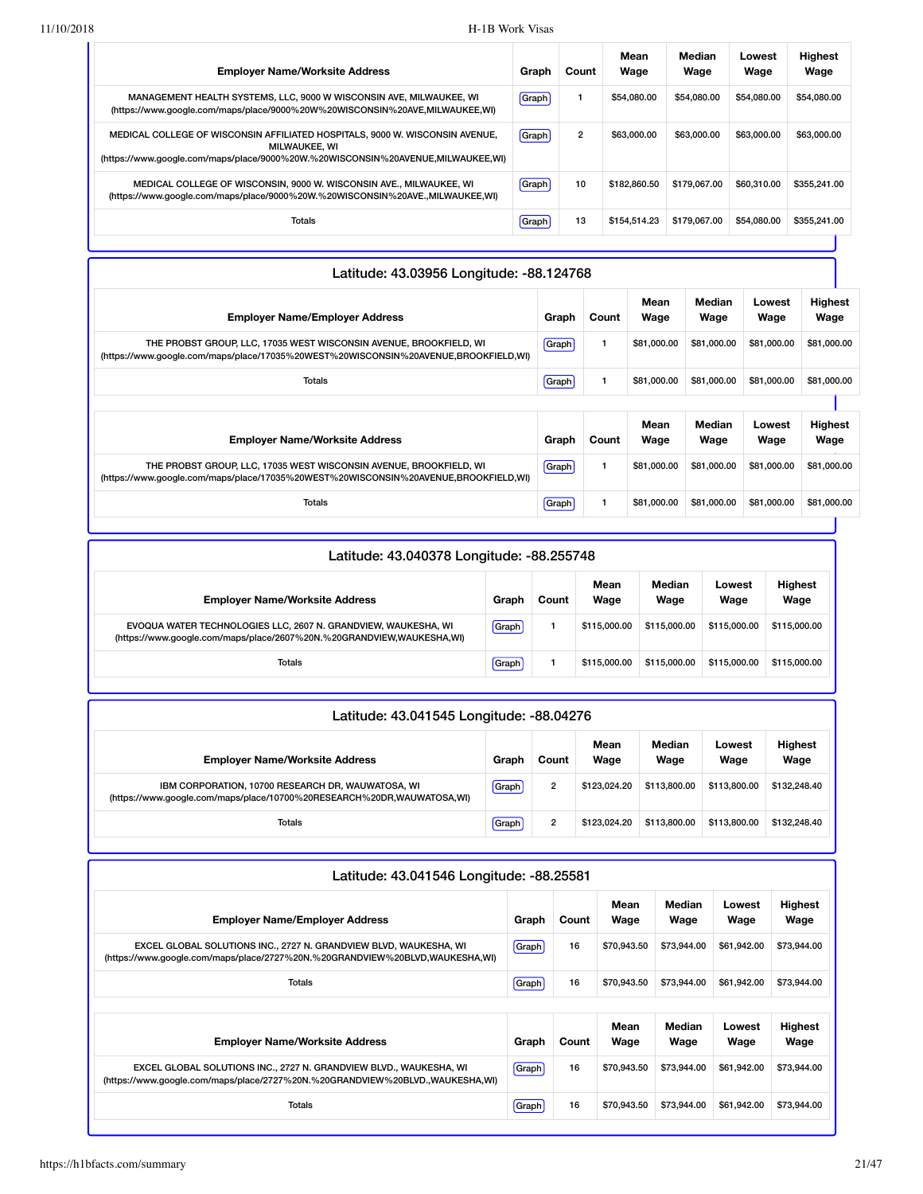| Employer Name/Worksite Address | Graph | Count | Mean Wage | Median Wage | Lowest Wage | Highest Wage |
| --- | --- | --- | --- | --- | --- | --- |
| MANAGEMENT HEALTH SYSTEMS, LLC, 9000 W WISCONSIN AVE, MILWAUKEE, WI (https://www.google.com/maps/place/9000%20W%20WISCONSIN%20AVE,MILWAUKEE,WI) | Graph | 1 | $54,080.00 | $54,080.00 | $54,080.00 | $54,080.00 |
| MEDICAL COLLEGE OF WISCONSIN AFFILIATED HOSPITALS, 9000 W. WISCONSIN AVENUE, MILWAUKEE, WI (https://www.google.com/maps/place/9000%20W.%20WISCONSIN%20AVENUE,MILWAUKEE,WI) | Graph | 2 | $63,000.00 | $63,000.00 | $63,000.00 | $63,000.00 |
| MEDICAL COLLEGE OF WISCONSIN, 9000 W. WISCONSIN AVE., MILWAUKEE, WI (https://www.google.com/maps/place/9000%20W.%20WISCONSIN%20AVE.,MILWAUKEE,WI) | Graph | 10 | $182,860.50 | $179,067.00 | $60,310.00 | $355,241.00 |
| Totals | Graph | 13 | $154,514.23 | $179,067.00 | $54,080.00 | $355,241.00 |

### Latitude: 43.03956 Longitude: -88.124768

| Employer Name/Employer Address | Graph | Count | Mean Wage | Median Wage | Lowest Wage | Highest Wage |
| --- | --- | --- | --- | --- | --- | --- |
| THE PROBST GROUP, LLC, 17035 WEST WISCONSIN AVENUE, BROOKFIELD, WI (https://www.google.com/maps/place/17035%20WEST%20WISCONSIN%20AVENUE,BROOKFIELD,WI) | Graph | 1 | $81,000.00 | $81,000.00 | $81,000.00 | $81,000.00 |
| Totals | Graph | 1 | $81,000.00 | $81,000.00 | $81,000.00 | $81,000.00 |

| Employer Name/Worksite Address | Graph | Count | Mean Wage | Median Wage | Lowest Wage | Highest Wage |
| --- | --- | --- | --- | --- | --- | --- |
| THE PROBST GROUP, LLC, 17035 WEST WISCONSIN AVENUE, BROOKFIELD, WI (https://www.google.com/maps/place/17035%20WEST%20WISCONSIN%20AVENUE,BROOKFIELD,WI) | Graph | 1 | $81,000.00 | $81,000.00 | $81,000.00 | $81,000.00 |
| Totals | Graph | 1 | $81,000.00 | $81,000.00 | $81,000.00 | $81,000.00 |

### Latitude: 43.040378 Longitude: -88.255748

| Employer Name/Worksite Address | Graph | Count | Mean Wage | Median Wage | Lowest Wage | Highest Wage |
| --- | --- | --- | --- | --- | --- | --- |
| EVOQUA WATER TECHNOLOGIES LLC, 2607 N. GRANDVIEW, WAUKESHA, WI (https://www.google.com/maps/place/2607%20N.%20GRANDVIEW,WAUKESHA,WI) | Graph | 1 | $115,000.00 | $115,000.00 | $115,000.00 | $115,000.00 |
| Totals | Graph | 1 | $115,000.00 | $115,000.00 | $115,000.00 | $115,000.00 |

### Latitude: 43.041545 Longitude: -88.04276

| Employer Name/Worksite Address | Graph | Count | Mean Wage | Median Wage | Lowest Wage | Highest Wage |
| --- | --- | --- | --- | --- | --- | --- |
| IBM CORPORATION, 10700 RESEARCH DR, WAUWATOSA, WI (https://www.google.com/maps/place/10700%20RESEARCH%20DR,WAUWATOSA,WI) | Graph | 2 | $123,024.20 | $113,800.00 | $113,800.00 | $132,248.40 |
| Totals | Graph | 2 | $123,024.20 | $113,800.00 | $113,800.00 | $132,248.40 |

### Latitude: 43.041546 Longitude: -88.25581

| Employer Name/Employer Address | Graph | Count | Mean Wage | Median Wage | Lowest Wage | Highest Wage |
| --- | --- | --- | --- | --- | --- | --- |
| EXCEL GLOBAL SOLUTIONS INC., 2727 N. GRANDVIEW BLVD, WAUKESHA, WI (https://www.google.com/maps/place/2727%20N.%20GRANDVIEW%20BLVD,WAUKESHA,WI) | Graph | 16 | $70,943.50 | $73,944.00 | $61,942.00 | $73,944.00 |
| Totals | Graph | 16 | $70,943.50 | $73,944.00 | $61,942.00 | $73,944.00 |

| Employer Name/Worksite Address | Graph | Count | Mean Wage | Median Wage | Lowest Wage | Highest Wage |
| --- | --- | --- | --- | --- | --- | --- |
| EXCEL GLOBAL SOLUTIONS INC., 2727 N. GRANDVIEW BLVD., WAUKESHA, WI (https://www.google.com/maps/place/2727%20N.%20GRANDVIEW%20BLVD.,WAUKESHA,WI) | Graph | 16 | $70,943.50 | $73,944.00 | $61,942.00 | $73,944.00 |
| Totals | Graph | 16 | $70,943.50 | $73,944.00 | $61,942.00 | $73,944.00 |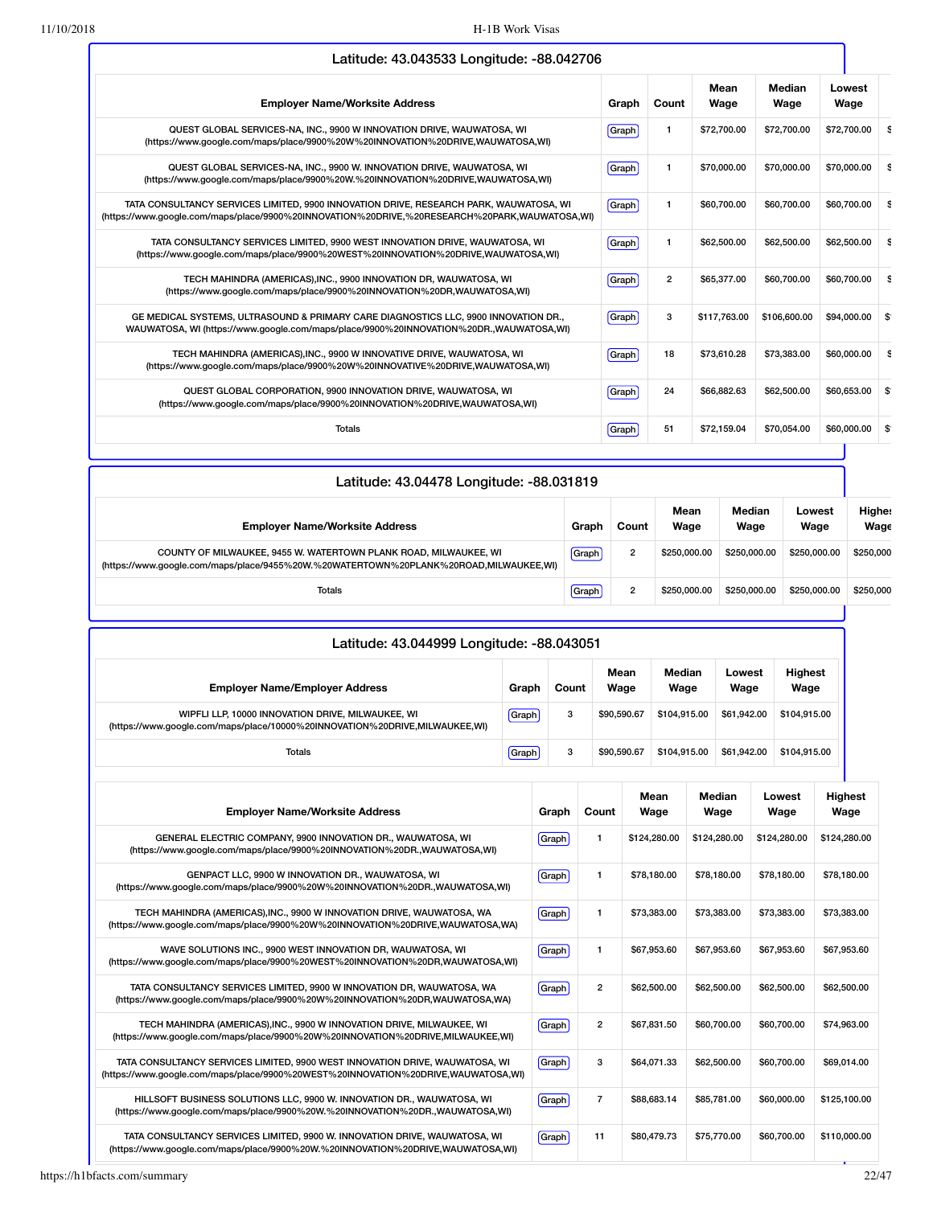## Latitude: 43.043533 Longitude: -88.042706

| Employer Name/Worksite Address | Graph | Count | Mean Wage | Median Wage | Lowest Wage |
|---|---|---|---|---|---|
| QUEST GLOBAL SERVICES-NA, INC., 9900 W INNOVATION DRIVE, WAUWATOSA, WI (https://www.google.com/maps/place/9900%20W%20INNOVATION%20DRIVE,WAUWATOSA,WI) | Graph | 1 | $72,700.00 | $72,700.00 | $72,700.00 |
| QUEST GLOBAL SERVICES-NA, INC., 9900 W. INNOVATION DRIVE, WAUWATOSA, WI (https://www.google.com/maps/place/9900%20W.%20INNOVATION%20DRIVE,WAUWATOSA,WI) | Graph | 1 | $70,000.00 | $70,000.00 | $70,000.00 |
| TATA CONSULTANCY SERVICES LIMITED, 9900 INNOVATION DRIVE, RESEARCH PARK, WAUWATOSA, WI (https://www.google.com/maps/place/9900%20INNOVATION%20DRIVE,%20RESEARCH%20PARK,WAUWATOSA,WI) | Graph | 1 | $60,700.00 | $60,700.00 | $60,700.00 |
| TATA CONSULTANCY SERVICES LIMITED, 9900 WEST INNOVATION DRIVE, WAUWATOSA, WI (https://www.google.com/maps/place/9900%20WEST%20INNOVATION%20DRIVE,WAUWATOSA,WI) | Graph | 1 | $62,500.00 | $62,500.00 | $62,500.00 |
| TECH MAHINDRA (AMERICAS),INC., 9900 INNOVATION DR, WAUWATOSA, WI (https://www.google.com/maps/place/9900%20INNOVATION%20DR,WAUWATOSA,WI) | Graph | 2 | $65,377.00 | $60,700.00 | $60,700.00 |
| GE MEDICAL SYSTEMS, ULTRASOUND & PRIMARY CARE DIAGNOSTICS LLC, 9900 INNOVATION DR., WAUWATOSA, WI (https://www.google.com/maps/place/9900%20INNOVATION%20DR.,WAUWATOSA,WI) | Graph | 3 | $117,763.00 | $106,600.00 | $94,000.00 |
| TECH MAHINDRA (AMERICAS),INC., 9900 W INNOVATIVE DRIVE, WAUWATOSA, WI (https://www.google.com/maps/place/9900%20W%20INNOVATIVE%20DRIVE,WAUWATOSA,WI) | Graph | 18 | $73,610.28 | $73,383.00 | $60,000.00 |
| QUEST GLOBAL CORPORATION, 9900 INNOVATION DRIVE, WAUWATOSA, WI (https://www.google.com/maps/place/9900%20INNOVATION%20DRIVE,WAUWATOSA,WI) | Graph | 24 | $66,882.63 | $62,500.00 | $60,653.00 |
| Totals | Graph | 51 | $72,159.04 | $70,054.00 | $60,000.00 |

## Latitude: 43.04478 Longitude: -88.031819

| Employer Name/Worksite Address | Graph | Count | Mean Wage | Median Wage | Lowest Wage | Highest Wage |
|---|---|---|---|---|---|---|
| COUNTY OF MILWAUKEE, 9455 W. WATERTOWN PLANK ROAD, MILWAUKEE, WI (https://www.google.com/maps/place/9455%20W.%20WATERTOWN%20PLANK%20ROAD,MILWAUKEE,WI) | Graph | 2 | $250,000.00 | $250,000.00 | $250,000.00 | $250,000 |
| Totals | Graph | 2 | $250,000.00 | $250,000.00 | $250,000.00 | $250,000 |

## Latitude: 43.044999 Longitude: -88.043051

| Employer Name/Employer Address | Graph | Count | Mean Wage | Median Wage | Lowest Wage | Highest Wage |
|---|---|---|---|---|---|---|
| WIPFLI LLP, 10000 INNOVATION DRIVE, MILWAUKEE, WI (https://www.google.com/maps/place/10000%20INNOVATION%20DRIVE,MILWAUKEE,WI) | Graph | 3 | $90,590.67 | $104,915.00 | $61,942.00 | $104,915.00 |
| Totals | Graph | 3 | $90,590.67 | $104,915.00 | $61,942.00 | $104,915.00 |

| Employer Name/Worksite Address | Graph | Count | Mean Wage | Median Wage | Lowest Wage | Highest Wage |
|---|---|---|---|---|---|---|
| GENERAL ELECTRIC COMPANY, 9900 INNOVATION DR., WAUWATOSA, WI (https://www.google.com/maps/place/9900%20INNOVATION%20DR.,WAUWATOSA,WI) | Graph | 1 | $124,280.00 | $124,280.00 | $124,280.00 | $124,280.00 |
| GENPACT LLC, 9900 W INNOVATION DR., WAUWATOSA, WI (https://www.google.com/maps/place/9900%20W%20INNOVATION%20DR.,WAUWATOSA,WI) | Graph | 1 | $78,180.00 | $78,180.00 | $78,180.00 | $78,180.00 |
| TECH MAHINDRA (AMERICAS),INC., 9900 W INNOVATION DRIVE, WAUWATOSA, WA (https://www.google.com/maps/place/9900%20W%20INNOVATION%20DRIVE,WAUWATOSA,WA) | Graph | 1 | $73,383.00 | $73,383.00 | $73,383.00 | $73,383.00 |
| WAVE SOLUTIONS INC., 9900 WEST INNOVATION DR, WAUWATOSA, WI (https://www.google.com/maps/place/9900%20WEST%20INNOVATION%20DR,WAUWATOSA,WI) | Graph | 1 | $67,953.60 | $67,953.60 | $67,953.60 | $67,953.60 |
| TATA CONSULTANCY SERVICES LIMITED, 9900 W INNOVATION DR, WAUWATOSA, WA (https://www.google.com/maps/place/9900%20W%20INNOVATION%20DR,WAUWATOSA,WA) | Graph | 2 | $62,500.00 | $62,500.00 | $62,500.00 | $62,500.00 |
| TECH MAHINDRA (AMERICAS),INC., 9900 W INNOVATION DRIVE, MILWAUKEE, WI (https://www.google.com/maps/place/9900%20W%20INNOVATION%20DRIVE,MILWAUKEE,WI) | Graph | 2 | $67,831.50 | $60,700.00 | $60,700.00 | $74,963.00 |
| TATA CONSULTANCY SERVICES LIMITED, 9900 WEST INNOVATION DRIVE, WAUWATOSA, WI (https://www.google.com/maps/place/9900%20WEST%20INNOVATION%20DRIVE,WAUWATOSA,WI) | Graph | 3 | $64,071.33 | $62,500.00 | $60,700.00 | $69,014.00 |
| HILLSOFT BUSINESS SOLUTIONS LLC, 9900 W. INNOVATION DR., WAUWATOSA, WI (https://www.google.com/maps/place/9900%20W.%20INNOVATION%20DR.,WAUWATOSA,WI) | Graph | 7 | $88,683.14 | $85,781.00 | $60,000.00 | $125,100.00 |
| TATA CONSULTANCY SERVICES LIMITED, 9900 W. INNOVATION DRIVE, WAUWATOSA, WI (https://www.google.com/maps/place/9900%20W.%20INNOVATION%20DRIVE,WAUWATOSA,WI) | Graph | 11 | $80,479.73 | $75,770.00 | $60,700.00 | $110,000.00 |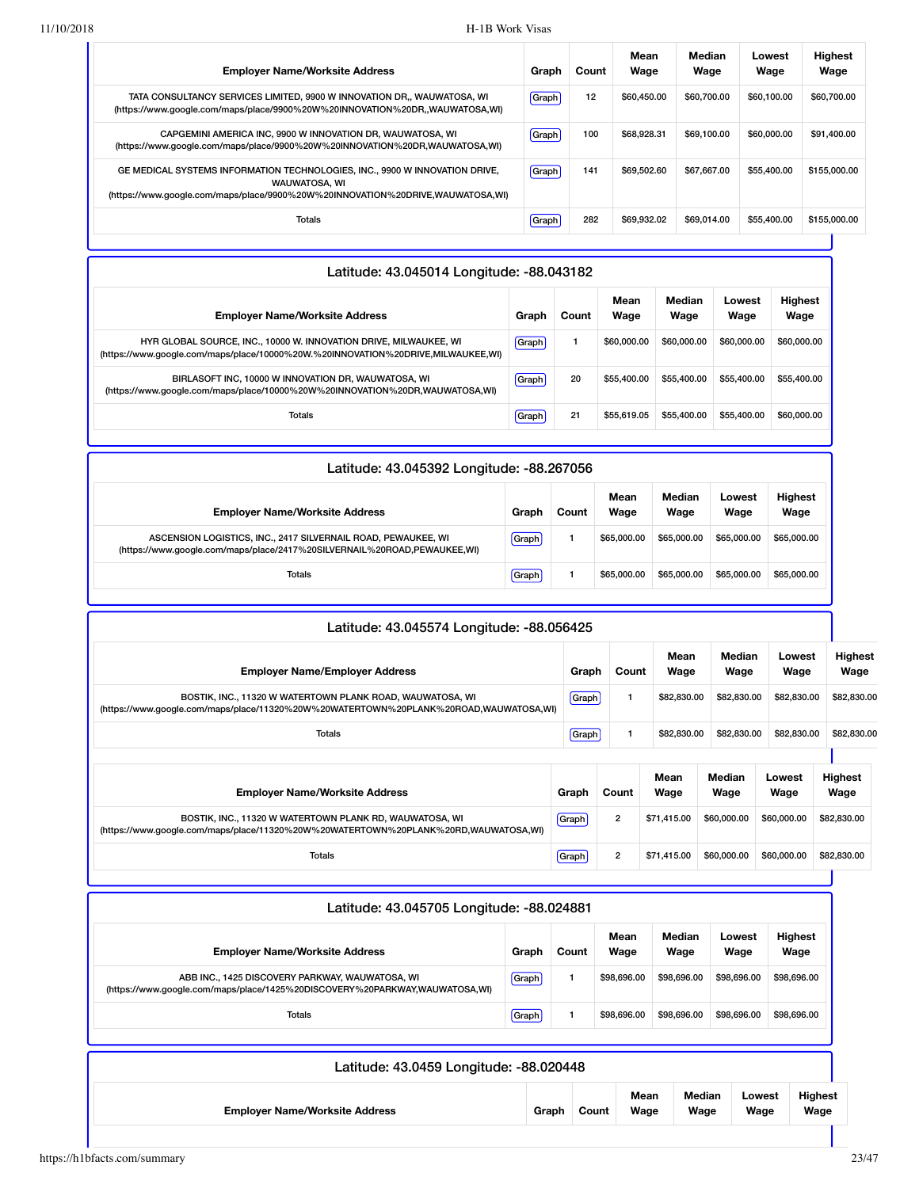| Employer Name/Worksite Address | Graph | Count | Mean Wage | Median Wage | Lowest Wage | Highest Wage |
|---|---|---|---|---|---|---|
| TATA CONSULTANCY SERVICES LIMITED, 9900 W INNOVATION DR,, WAUWATOSA, WI (https://www.google.com/maps/place/9900%20W%20INNOVATION%20DR,,WAUWATOSA,WI) | Graph | 12 | $60,450.00 | $60,700.00 | $60,100.00 | $60,700.00 |
| CAPGEMINI AMERICA INC, 9900 W INNOVATION DR, WAUWATOSA, WI (https://www.google.com/maps/place/9900%20W%20INNOVATION%20DR,WAUWATOSA,WI) | Graph | 100 | $68,928.31 | $69,100.00 | $60,000.00 | $91,400.00 |
| GE MEDICAL SYSTEMS INFORMATION TECHNOLOGIES, INC., 9900 W INNOVATION DRIVE, WAUWATOSA, WI (https://www.google.com/maps/place/9900%20W%20INNOVATION%20DRIVE,WAUWATOSA,WI) | Graph | 141 | $69,502.60 | $67,667.00 | $55,400.00 | $155,000.00 |
| Totals | Graph | 282 | $69,932.02 | $69,014.00 | $55,400.00 | $155,000.00 |

## Latitude: 43.045014 Longitude: -88.043182

| Employer Name/Worksite Address | Graph | Count | Mean Wage | Median Wage | Lowest Wage | Highest Wage |
|---|---|---|---|---|---|---|
| HYR GLOBAL SOURCE, INC., 10000 W. INNOVATION DRIVE, MILWAUKEE, WI (https://www.google.com/maps/place/10000%20W.%20INNOVATION%20DRIVE,MILWAUKEE,WI) | Graph | 1 | $60,000.00 | $60,000.00 | $60,000.00 | $60,000.00 |
| BIRLASOFT INC, 10000 W INNOVATION DR, WAUWATOSA, WI (https://www.google.com/maps/place/10000%20W%20INNOVATION%20DR,WAUWATOSA,WI) | Graph | 20 | $55,400.00 | $55,400.00 | $55,400.00 | $55,400.00 |
| Totals | Graph | 21 | $55,619.05 | $55,400.00 | $55,400.00 | $60,000.00 |

## Latitude: 43.045392 Longitude: -88.267056

| Employer Name/Worksite Address | Graph | Count | Mean Wage | Median Wage | Lowest Wage | Highest Wage |
|---|---|---|---|---|---|---|
| ASCENSION LOGISTICS, INC., 2417 SILVERNAIL ROAD, PEWAUKEE, WI (https://www.google.com/maps/place/2417%20SILVERNAIL%20ROAD,PEWAUKEE,WI) | Graph | 1 | $65,000.00 | $65,000.00 | $65,000.00 | $65,000.00 |
| Totals | Graph | 1 | $65,000.00 | $65,000.00 | $65,000.00 | $65,000.00 |

## Latitude: 43.045574 Longitude: -88.056425

| Employer Name/Employer Address | Graph | Count | Mean Wage | Median Wage | Lowest Wage | Highest Wage |
|---|---|---|---|---|---|---|
| BOSTIK, INC., 11320 W WATERTOWN PLANK ROAD, WAUWATOSA, WI (https://www.google.com/maps/place/11320%20W%20WATERTOWN%20PLANK%20ROAD,WAUWATOSA,WI) | Graph | 1 | $82,830.00 | $82,830.00 | $82,830.00 | $82,830.00 |
| Totals | Graph | 1 | $82,830.00 | $82,830.00 | $82,830.00 | $82,830.00 |

| Employer Name/Worksite Address | Graph | Count | Mean Wage | Median Wage | Lowest Wage | Highest Wage |
|---|---|---|---|---|---|---|
| BOSTIK, INC., 11320 W WATERTOWN PLANK RD, WAUWATOSA, WI (https://www.google.com/maps/place/11320%20W%20WATERTOWN%20PLANK%20RD,WAUWATOSA,WI) | Graph | 2 | $71,415.00 | $60,000.00 | $60,000.00 | $82,830.00 |
| Totals | Graph | 2 | $71,415.00 | $60,000.00 | $60,000.00 | $82,830.00 |

## Latitude: 43.045705 Longitude: -88.024881

| Employer Name/Worksite Address | Graph | Count | Mean Wage | Median Wage | Lowest Wage | Highest Wage |
|---|---|---|---|---|---|---|
| ABB INC., 1425 DISCOVERY PARKWAY, WAUWATOSA, WI (https://www.google.com/maps/place/1425%20DISCOVERY%20PARKWAY,WAUWATOSA,WI) | Graph | 1 | $98,696.00 | $98,696.00 | $98,696.00 | $98,696.00 |
| Totals | Graph | 1 | $98,696.00 | $98,696.00 | $98,696.00 | $98,696.00 |

## Latitude: 43.0459 Longitude: -88.020448

| Employer Name/Worksite Address | Graph | Count | Mean Wage | Median Wage | Lowest Wage | Highest Wage |
|---|---|---|---|---|---|---|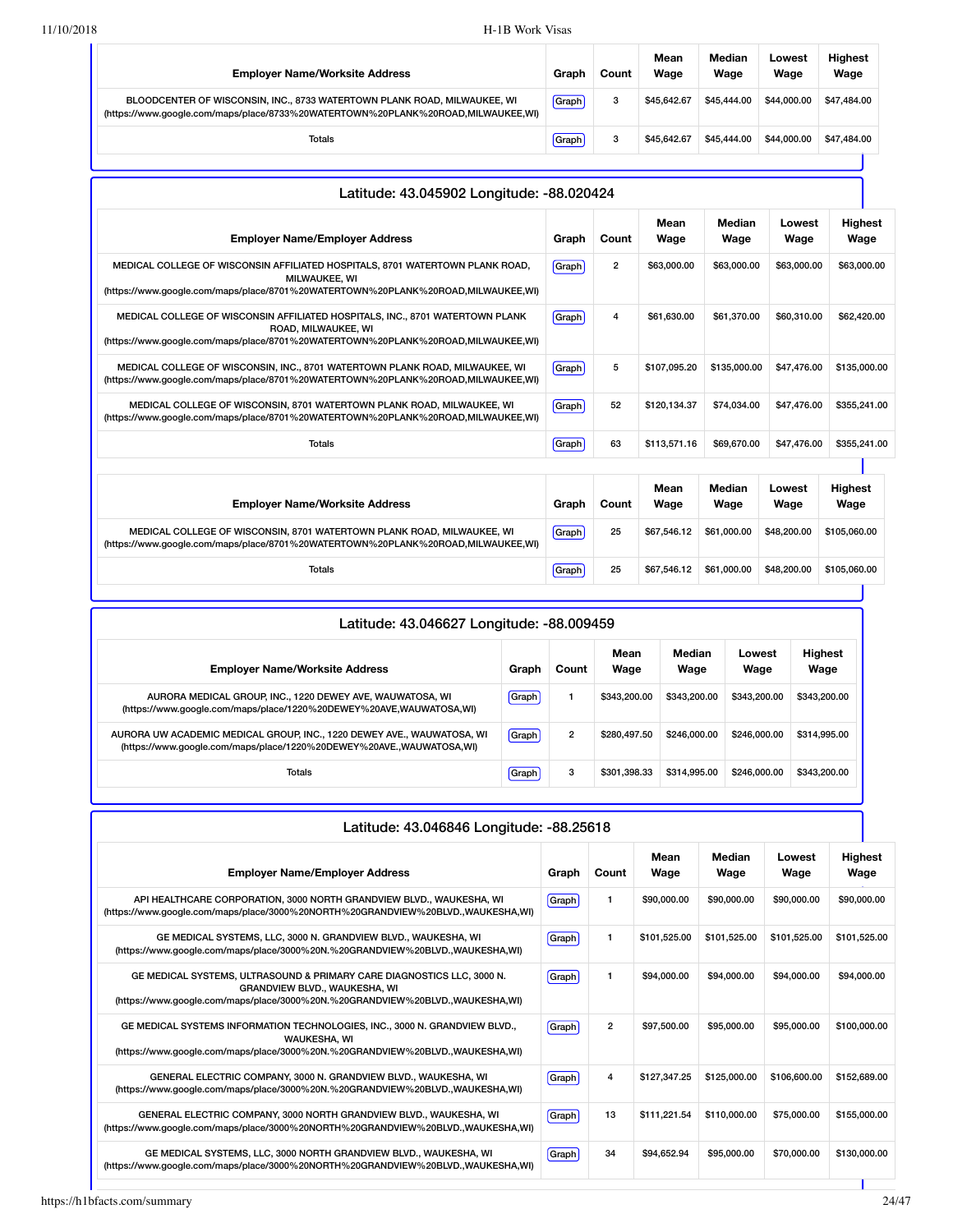| Employer Name/Worksite Address | Graph | Count | Mean Wage | Median Wage | Lowest Wage | Highest Wage |
|---|---|---|---|---|---|---|
| BLOODCENTER OF WISCONSIN, INC., 8733 WATERTOWN PLANK ROAD, MILWAUKEE, WI (https://www.google.com/maps/place/8733%20WATERTOWN%20PLANK%20ROAD,MILWAUKEE,WI) | Graph | 3 | $45,642.67 | $45,444.00 | $44,000.00 | $47,484.00 |
| Totals | Graph | 3 | $45,642.67 | $45,444.00 | $44,000.00 | $47,484.00 |

## Latitude: 43.045902 Longitude: -88.020424

| Employer Name/Employer Address | Graph | Count | Mean Wage | Median Wage | Lowest Wage | Highest Wage |
|---|---|---|---|---|---|---|
| MEDICAL COLLEGE OF WISCONSIN AFFILIATED HOSPITALS, 8701 WATERTOWN PLANK ROAD, MILWAUKEE, WI (https://www.google.com/maps/place/8701%20WATERTOWN%20PLANK%20ROAD,MILWAUKEE,WI) | Graph | 2 | $63,000.00 | $63,000.00 | $63,000.00 | $63,000.00 |
| MEDICAL COLLEGE OF WISCONSIN AFFILIATED HOSPITALS, INC., 8701 WATERTOWN PLANK ROAD, MILWAUKEE, WI (https://www.google.com/maps/place/8701%20WATERTOWN%20PLANK%20ROAD,MILWAUKEE,WI) | Graph | 4 | $61,630.00 | $61,370.00 | $60,310.00 | $62,420.00 |
| MEDICAL COLLEGE OF WISCONSIN, INC., 8701 WATERTOWN PLANK ROAD, MILWAUKEE, WI (https://www.google.com/maps/place/8701%20WATERTOWN%20PLANK%20ROAD,MILWAUKEE,WI) | Graph | 5 | $107,095.20 | $135,000.00 | $47,476.00 | $135,000.00 |
| MEDICAL COLLEGE OF WISCONSIN, 8701 WATERTOWN PLANK ROAD, MILWAUKEE, WI (https://www.google.com/maps/place/8701%20WATERTOWN%20PLANK%20ROAD,MILWAUKEE,WI) | Graph | 52 | $120,134.37 | $74,034.00 | $47,476.00 | $355,241.00 |
| Totals | Graph | 63 | $113,571.16 | $69,670.00 | $47,476.00 | $355,241.00 |

| Employer Name/Worksite Address | Graph | Count | Mean Wage | Median Wage | Lowest Wage | Highest Wage |
|---|---|---|---|---|---|---|
| MEDICAL COLLEGE OF WISCONSIN, 8701 WATERTOWN PLANK ROAD, MILWAUKEE, WI (https://www.google.com/maps/place/8701%20WATERTOWN%20PLANK%20ROAD,MILWAUKEE,WI) | Graph | 25 | $67,546.12 | $61,000.00 | $48,200.00 | $105,060.00 |
| Totals | Graph | 25 | $67,546.12 | $61,000.00 | $48,200.00 | $105,060.00 |

## Latitude: 43.046627 Longitude: -88.009459

| Employer Name/Worksite Address | Graph | Count | Mean Wage | Median Wage | Lowest Wage | Highest Wage |
|---|---|---|---|---|---|---|
| AURORA MEDICAL GROUP, INC., 1220 DEWEY AVE, WAUWATOSA, WI (https://www.google.com/maps/place/1220%20DEWEY%20AVE,WAUWATOSA,WI) | Graph | 1 | $343,200.00 | $343,200.00 | $343,200.00 | $343,200.00 |
| AURORA UW ACADEMIC MEDICAL GROUP, INC., 1220 DEWEY AVE., WAUWATOSA, WI (https://www.google.com/maps/place/1220%20DEWEY%20AVE.,WAUWATOSA,WI) | Graph | 2 | $280,497.50 | $246,000.00 | $246,000.00 | $314,995.00 |
| Totals | Graph | 3 | $301,398.33 | $314,995.00 | $246,000.00 | $343,200.00 |

## Latitude: 43.046846 Longitude: -88.25618

| Employer Name/Employer Address | Graph | Count | Mean Wage | Median Wage | Lowest Wage | Highest Wage |
|---|---|---|---|---|---|---|
| API HEALTHCARE CORPORATION, 3000 NORTH GRANDVIEW BLVD., WAUKESHA, WI (https://www.google.com/maps/place/3000%20NORTH%20GRANDVIEW%20BLVD.,WAUKESHA,WI) | Graph | 1 | $90,000.00 | $90,000.00 | $90,000.00 | $90,000.00 |
| GE MEDICAL SYSTEMS, LLC, 3000 N. GRANDVIEW BLVD., WAUKESHA, WI (https://www.google.com/maps/place/3000%20N.%20GRANDVIEW%20BLVD.,WAUKESHA,WI) | Graph | 1 | $101,525.00 | $101,525.00 | $101,525.00 | $101,525.00 |
| GE MEDICAL SYSTEMS, ULTRASOUND & PRIMARY CARE DIAGNOSTICS LLC, 3000 N. GRANDVIEW BLVD., WAUKESHA, WI (https://www.google.com/maps/place/3000%20N.%20GRANDVIEW%20BLVD.,WAUKESHA,WI) | Graph | 1 | $94,000.00 | $94,000.00 | $94,000.00 | $94,000.00 |
| GE MEDICAL SYSTEMS INFORMATION TECHNOLOGIES, INC., 3000 N. GRANDVIEW BLVD., WAUKESHA, WI (https://www.google.com/maps/place/3000%20N.%20GRANDVIEW%20BLVD.,WAUKESHA,WI) | Graph | 2 | $97,500.00 | $95,000.00 | $95,000.00 | $100,000.00 |
| GENERAL ELECTRIC COMPANY, 3000 N. GRANDVIEW BLVD., WAUKESHA, WI (https://www.google.com/maps/place/3000%20N.%20GRANDVIEW%20BLVD.,WAUKESHA,WI) | Graph | 4 | $127,347.25 | $125,000.00 | $106,600.00 | $152,689.00 |
| GENERAL ELECTRIC COMPANY, 3000 NORTH GRANDVIEW BLVD., WAUKESHA, WI (https://www.google.com/maps/place/3000%20NORTH%20GRANDVIEW%20BLVD.,WAUKESHA,WI) | Graph | 13 | $111,221.54 | $110,000.00 | $75,000.00 | $155,000.00 |
| GE MEDICAL SYSTEMS, LLC, 3000 NORTH GRANDVIEW BLVD., WAUKESHA, WI (https://www.google.com/maps/place/3000%20NORTH%20GRANDVIEW%20BLVD.,WAUKESHA,WI) | Graph | 34 | $94,652.94 | $95,000.00 | $70,000.00 | $130,000.00 |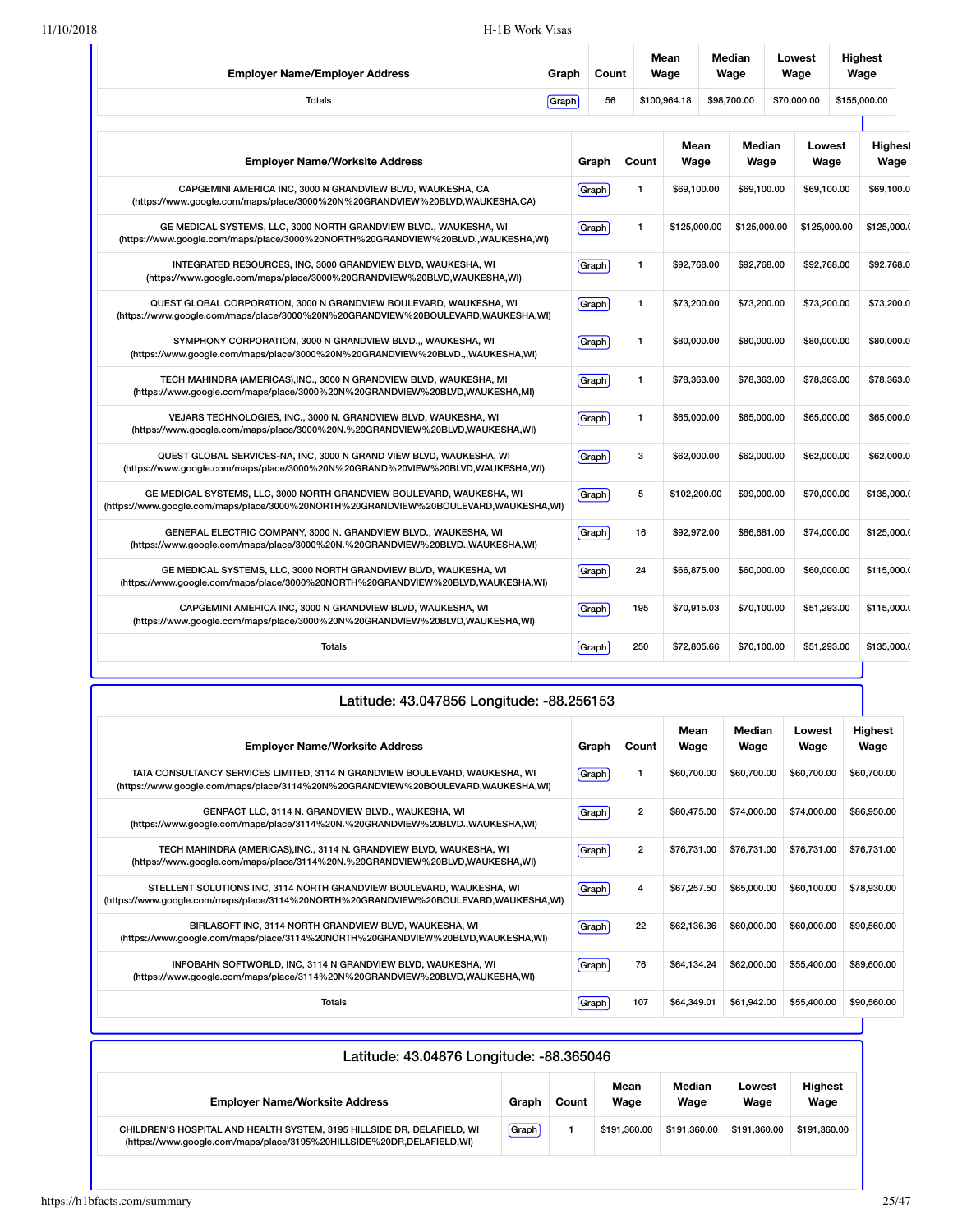| Employer Name/Employer Address | Graph | Count | Mean Wage | Median Wage | Lowest Wage | Highest Wage |
|---|---|---|---|---|---|---|
| Totals | Graph | 56 | $100,964.18 | $98,700.00 | $70,000.00 | $155,000.00 |

| Employer Name/Worksite Address | Graph | Count | Mean Wage | Median Wage | Lowest Wage | Highest Wage |
|---|---|---|---|---|---|---|
| CAPGEMINI AMERICA INC, 3000 N GRANDVIEW BLVD, WAUKESHA, CA (https://www.google.com/maps/place/3000%20N%20GRANDVIEW%20BLVD,WAUKESHA,CA) | Graph | 1 | $69,100.00 | $69,100.00 | $69,100.00 | $69,100.0 |
| GE MEDICAL SYSTEMS, LLC, 3000 NORTH GRANDVIEW BLVD., WAUKESHA, WI (https://www.google.com/maps/place/3000%20NORTH%20GRANDVIEW%20BLVD.,WAUKESHA,WI) | Graph | 1 | $125,000.00 | $125,000.00 | $125,000.00 | $125,000.( |
| INTEGRATED RESOURCES, INC, 3000 GRANDVIEW BLVD, WAUKESHA, WI (https://www.google.com/maps/place/3000%20GRANDVIEW%20BLVD,WAUKESHA,WI) | Graph | 1 | $92,768.00 | $92,768.00 | $92,768.00 | $92,768.0 |
| QUEST GLOBAL CORPORATION, 3000 N GRANDVIEW BOULEVARD, WAUKESHA, WI (https://www.google.com/maps/place/3000%20N%20GRANDVIEW%20BOULEVARD,WAUKESHA,WI) | Graph | 1 | $73,200.00 | $73,200.00 | $73,200.00 | $73,200.0 |
| SYMPHONY CORPORATION, 3000 N GRANDVIEW BLVD.,, WAUKESHA, WI (https://www.google.com/maps/place/3000%20N%20GRANDVIEW%20BLVD.,,WAUKESHA,WI) | Graph | 1 | $80,000.00 | $80,000.00 | $80,000.00 | $80,000.0 |
| TECH MAHINDRA (AMERICAS),INC., 3000 N GRANDVIEW BLVD, WAUKESHA, MI (https://www.google.com/maps/place/3000%20N%20GRANDVIEW%20BLVD,WAUKESHA,MI) | Graph | 1 | $78,363.00 | $78,363.00 | $78,363.00 | $78,363.0 |
| VEJARS TECHNOLOGIES, INC., 3000 N. GRANDVIEW BLVD, WAUKESHA, WI (https://www.google.com/maps/place/3000%20N.%20GRANDVIEW%20BLVD,WAUKESHA,WI) | Graph | 1 | $65,000.00 | $65,000.00 | $65,000.00 | $65,000.0 |
| QUEST GLOBAL SERVICES-NA, INC, 3000 N GRAND VIEW BLVD, WAUKESHA, WI (https://www.google.com/maps/place/3000%20N%20GRAND%20VIEW%20BLVD,WAUKESHA,WI) | Graph | 3 | $62,000.00 | $62,000.00 | $62,000.00 | $62,000.0 |
| GE MEDICAL SYSTEMS, LLC, 3000 NORTH GRANDVIEW BOULEVARD, WAUKESHA, WI (https://www.google.com/maps/place/3000%20NORTH%20GRANDVIEW%20BOULEVARD,WAUKESHA,WI) | Graph | 5 | $102,200.00 | $99,000.00 | $70,000.00 | $135,000.( |
| GENERAL ELECTRIC COMPANY, 3000 N. GRANDVIEW BLVD., WAUKESHA, WI (https://www.google.com/maps/place/3000%20N.%20GRANDVIEW%20BLVD.,WAUKESHA,WI) | Graph | 16 | $92,972.00 | $86,681.00 | $74,000.00 | $125,000.( |
| GE MEDICAL SYSTEMS, LLC, 3000 NORTH GRANDVIEW BLVD, WAUKESHA, WI (https://www.google.com/maps/place/3000%20NORTH%20GRANDVIEW%20BLVD,WAUKESHA,WI) | Graph | 24 | $66,875.00 | $60,000.00 | $60,000.00 | $115,000.( |
| CAPGEMINI AMERICA INC, 3000 N GRANDVIEW BLVD, WAUKESHA, WI (https://www.google.com/maps/place/3000%20N%20GRANDVIEW%20BLVD,WAUKESHA,WI) | Graph | 195 | $70,915.03 | $70,100.00 | $51,293.00 | $115,000.( |
| Totals | Graph | 250 | $72,805.66 | $70,100.00 | $51,293.00 | $135,000.( |

## Latitude: 43.047856 Longitude: -88.256153

| Employer Name/Worksite Address | Graph | Count | Mean Wage | Median Wage | Lowest Wage | Highest Wage |
|---|---|---|---|---|---|---|
| TATA CONSULTANCY SERVICES LIMITED, 3114 N GRANDVIEW BOULEVARD, WAUKESHA, WI (https://www.google.com/maps/place/3114%20N%20GRANDVIEW%20BOULEVARD,WAUKESHA,WI) | Graph | 1 | $60,700.00 | $60,700.00 | $60,700.00 | $60,700.00 |
| GENPACT LLC, 3114 N. GRANDVIEW BLVD., WAUKESHA, WI (https://www.google.com/maps/place/3114%20N.%20GRANDVIEW%20BLVD.,WAUKESHA,WI) | Graph | 2 | $80,475.00 | $74,000.00 | $74,000.00 | $86,950.00 |
| TECH MAHINDRA (AMERICAS),INC., 3114 N. GRANDVIEW BLVD, WAUKESHA, WI (https://www.google.com/maps/place/3114%20N.%20GRANDVIEW%20BLVD,WAUKESHA,WI) | Graph | 2 | $76,731.00 | $76,731.00 | $76,731.00 | $76,731.00 |
| STELLENT SOLUTIONS INC, 3114 NORTH GRANDVIEW BOULEVARD, WAUKESHA, WI (https://www.google.com/maps/place/3114%20NORTH%20GRANDVIEW%20BOULEVARD,WAUKESHA,WI) | Graph | 4 | $67,257.50 | $65,000.00 | $60,100.00 | $78,930.00 |
| BIRLASOFT INC, 3114 NORTH GRANDVIEW BLVD, WAUKESHA, WI (https://www.google.com/maps/place/3114%20NORTH%20GRANDVIEW%20BLVD,WAUKESHA,WI) | Graph | 22 | $62,136.36 | $60,000.00 | $60,000.00 | $90,560.00 |
| INFOBAHN SOFTWORLD, INC, 3114 N GRANDVIEW BLVD, WAUKESHA, WI (https://www.google.com/maps/place/3114%20N%20GRANDVIEW%20BLVD,WAUKESHA,WI) | Graph | 76 | $64,134.24 | $62,000.00 | $55,400.00 | $89,600.00 |
| Totals | Graph | 107 | $64,349.01 | $61,942.00 | $55,400.00 | $90,560.00 |

## Latitude: 43.04876 Longitude: -88.365046

| Employer Name/Worksite Address | Graph | Count | Mean Wage | Median Wage | Lowest Wage | Highest Wage |
|---|---|---|---|---|---|---|
| CHILDREN'S HOSPITAL AND HEALTH SYSTEM, 3195 HILLSIDE DR, DELAFIELD, WI (https://www.google.com/maps/place/3195%20HILLSIDE%20DR,DELAFIELD,WI) | Graph | 1 | $191,360.00 | $191,360.00 | $191,360.00 | $191,360.00 |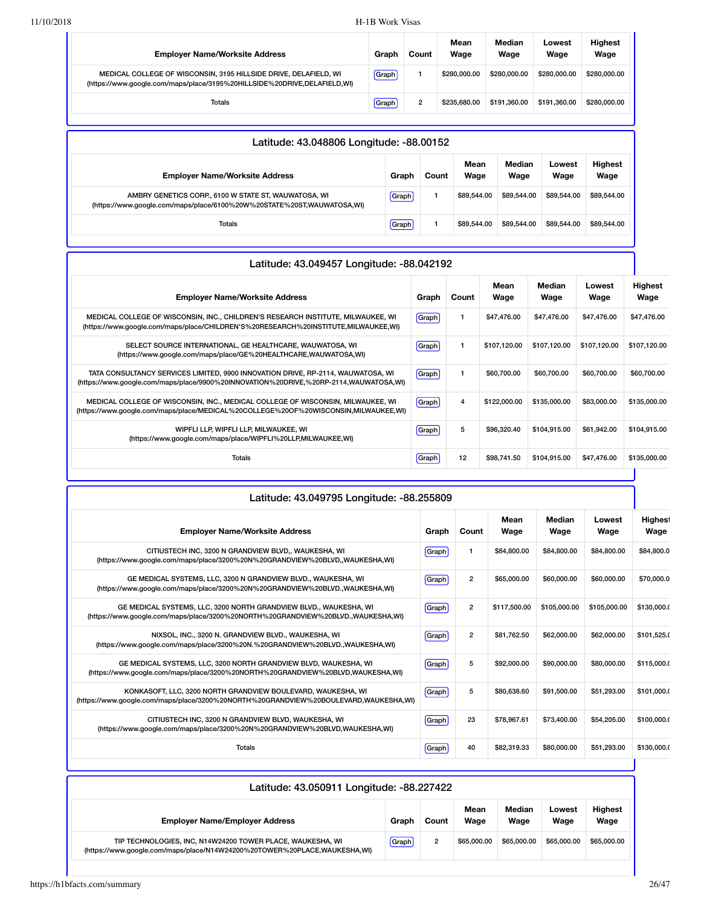| Employer Name/Worksite Address | Graph | Count | Mean Wage | Median Wage | Lowest Wage | Highest Wage |
|---|---|---|---|---|---|---|
| MEDICAL COLLEGE OF WISCONSIN, 3195 HILLSIDE DRIVE, DELAFIELD, WI (https://www.google.com/maps/place/3195%20HILLSIDE%20DRIVE,DELAFIELD,WI) | Graph | 1 | $280,000.00 | $280,000.00 | $280,000.00 | $280,000.00 |
| Totals | Graph | 2 | $235,680.00 | $191,360.00 | $191,360.00 | $280,000.00 |

## Latitude: 43.048806 Longitude: -88.00152

| Employer Name/Worksite Address | Graph | Count | Mean Wage | Median Wage | Lowest Wage | Highest Wage |
|---|---|---|---|---|---|---|
| AMBRY GENETICS CORP., 6100 W STATE ST, WAUWATOSA, WI (https://www.google.com/maps/place/6100%20W%20STATE%20ST,WAUWATOSA,WI) | Graph | 1 | $89,544.00 | $89,544.00 | $89,544.00 | $89,544.00 |
| Totals | Graph | 1 | $89,544.00 | $89,544.00 | $89,544.00 | $89,544.00 |

## Latitude: 43.049457 Longitude: -88.042192

| Employer Name/Worksite Address | Graph | Count | Mean Wage | Median Wage | Lowest Wage | Highest Wage |
|---|---|---|---|---|---|---|
| MEDICAL COLLEGE OF WISCONSIN, INC., CHILDREN'S RESEARCH INSTITUTE, MILWAUKEE, WI (https://www.google.com/maps/place/CHILDREN'S%20RESEARCH%20INSTITUTE,MILWAUKEE,WI) | Graph | 1 | $47,476.00 | $47,476.00 | $47,476.00 | $47,476.00 |
| SELECT SOURCE INTERNATIONAL, GE HEALTHCARE, WAUWATOSA, WI (https://www.google.com/maps/place/GE%20HEALTHCARE,WAUWATOSA,WI) | Graph | 1 | $107,120.00 | $107,120.00 | $107,120.00 | $107,120.00 |
| TATA CONSULTANCY SERVICES LIMITED, 9900 INNOVATION DRIVE, RP-2114, WAUWATOSA, WI (https://www.google.com/maps/place/9900%20INNOVATION%20DRIVE,%20RP-2114,WAUWATOSA,WI) | Graph | 1 | $60,700.00 | $60,700.00 | $60,700.00 | $60,700.00 |
| MEDICAL COLLEGE OF WISCONSIN, INC., MEDICAL COLLEGE OF WISCONSIN, MILWAUKEE, WI (https://www.google.com/maps/place/MEDICAL%20COLLEGE%20OF%20WISCONSIN,MILWAUKEE,WI) | Graph | 4 | $122,000.00 | $135,000.00 | $83,000.00 | $135,000.00 |
| WIPFLI LLP, WIPFLI LLP, MILWAUKEE, WI (https://www.google.com/maps/place/WIPFLI%20LLP,MILWAUKEE,WI) | Graph | 5 | $96,320.40 | $104,915.00 | $61,942.00 | $104,915.00 |
| Totals | Graph | 12 | $98,741.50 | $104,915.00 | $47,476.00 | $135,000.00 |

## Latitude: 43.049795 Longitude: -88.255809

| Employer Name/Worksite Address | Graph | Count | Mean Wage | Median Wage | Lowest Wage | Highest Wage |
|---|---|---|---|---|---|---|
| CITIUSTECH INC, 3200 N GRANDVIEW BLVD,, WAUKESHA, WI (https://www.google.com/maps/place/3200%20N%20GRANDVIEW%20BLVD,,WAUKESHA,WI) | Graph | 1 | $84,800.00 | $84,800.00 | $84,800.00 | $84,800.0 |
| GE MEDICAL SYSTEMS, LLC, 3200 N GRANDVIEW BLVD., WAUKESHA, WI (https://www.google.com/maps/place/3200%20N%20GRANDVIEW%20BLVD.,WAUKESHA,WI) | Graph | 2 | $65,000.00 | $60,000.00 | $60,000.00 | $70,000.0 |
| GE MEDICAL SYSTEMS, LLC, 3200 NORTH GRANDVIEW BLVD., WAUKESHA, WI (https://www.google.com/maps/place/3200%20NORTH%20GRANDVIEW%20BLVD.,WAUKESHA,WI) | Graph | 2 | $117,500.00 | $105,000.00 | $105,000.00 | $130,000.0 |
| NIXSOL, INC., 3200 N. GRANDVIEW BLVD., WAUKESHA, WI (https://www.google.com/maps/place/3200%20N.%20GRANDVIEW%20BLVD.,WAUKESHA,WI) | Graph | 2 | $81,762.50 | $62,000.00 | $62,000.00 | $101,525.0 |
| GE MEDICAL SYSTEMS, LLC, 3200 NORTH GRANDVIEW BLVD, WAUKESHA, WI (https://www.google.com/maps/place/3200%20NORTH%20GRANDVIEW%20BLVD,WAUKESHA,WI) | Graph | 5 | $92,000.00 | $90,000.00 | $80,000.00 | $115,000.0 |
| KONKASOFT, LLC, 3200 NORTH GRANDVIEW BOULEVARD, WAUKESHA, WI (https://www.google.com/maps/place/3200%20NORTH%20GRANDVIEW%20BOULEVARD,WAUKESHA,WI) | Graph | 5 | $80,638.60 | $91,500.00 | $51,293.00 | $101,000.0 |
| CITIUSTECH INC, 3200 N GRANDVIEW BLVD, WAUKESHA, WI (https://www.google.com/maps/place/3200%20N%20GRANDVIEW%20BLVD,WAUKESHA,WI) | Graph | 23 | $78,967.61 | $73,400.00 | $54,205.00 | $100,000.0 |
| Totals | Graph | 40 | $82,319.33 | $80,000.00 | $51,293.00 | $130,000.0 |

## Latitude: 43.050911 Longitude: -88.227422

| Employer Name/Employer Address | Graph | Count | Mean Wage | Median Wage | Lowest Wage | Highest Wage |
|---|---|---|---|---|---|---|
| TIP TECHNOLOGIES, INC, N14W24200 TOWER PLACE, WAUKESHA, WI (https://www.google.com/maps/place/N14W24200%20TOWER%20PLACE,WAUKESHA,WI) | Graph | 2 | $65,000.00 | $65,000.00 | $65,000.00 | $65,000.00 |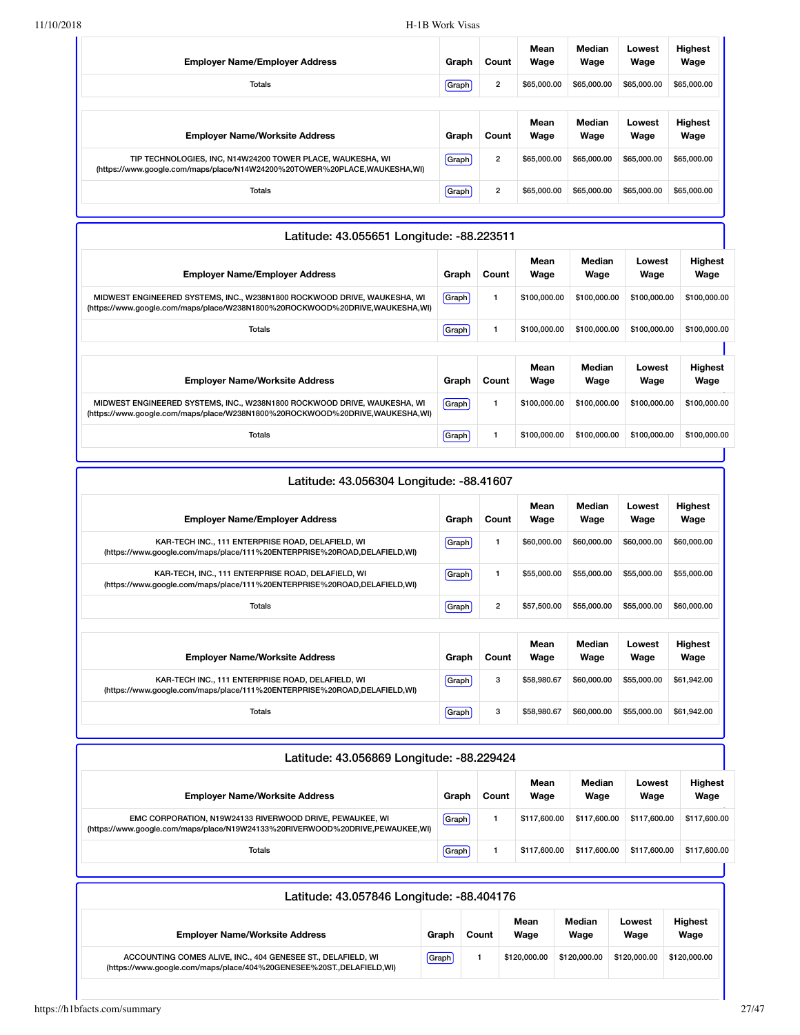| Employer Name/Employer Address | Graph | Count | Mean Wage | Median Wage | Lowest Wage | Highest Wage |
|---|---|---|---|---|---|---|
| Totals | Graph | 2 | $65,000.00 | $65,000.00 | $65,000.00 | $65,000.00 |

| Employer Name/Worksite Address | Graph | Count | Mean Wage | Median Wage | Lowest Wage | Highest Wage |
|---|---|---|---|---|---|---|
| TIP TECHNOLOGIES, INC, N14W24200 TOWER PLACE, WAUKESHA, WI (https://www.google.com/maps/place/N14W24200%20TOWER%20PLACE,WAUKESHA,WI) | Graph | 2 | $65,000.00 | $65,000.00 | $65,000.00 | $65,000.00 |
| Totals | Graph | 2 | $65,000.00 | $65,000.00 | $65,000.00 | $65,000.00 |

## Latitude: 43.055651 Longitude: -88.223511

| Employer Name/Employer Address | Graph | Count | Mean Wage | Median Wage | Lowest Wage | Highest Wage |
|---|---|---|---|---|---|---|
| MIDWEST ENGINEERED SYSTEMS, INC., W238N1800 ROCKWOOD DRIVE, WAUKESHA, WI (https://www.google.com/maps/place/W238N1800%20ROCKWOOD%20DRIVE,WAUKESHA,WI) | Graph | 1 | $100,000.00 | $100,000.00 | $100,000.00 | $100,000.00 |
| Totals | Graph | 1 | $100,000.00 | $100,000.00 | $100,000.00 | $100,000.00 |

| Employer Name/Worksite Address | Graph | Count | Mean Wage | Median Wage | Lowest Wage | Highest Wage |
|---|---|---|---|---|---|---|
| MIDWEST ENGINEERED SYSTEMS, INC., W238N1800 ROCKWOOD DRIVE, WAUKESHA, WI (https://www.google.com/maps/place/W238N1800%20ROCKWOOD%20DRIVE,WAUKESHA,WI) | Graph | 1 | $100,000.00 | $100,000.00 | $100,000.00 | $100,000.00 |
| Totals | Graph | 1 | $100,000.00 | $100,000.00 | $100,000.00 | $100,000.00 |

## Latitude: 43.056304 Longitude: -88.41607

| Employer Name/Employer Address | Graph | Count | Mean Wage | Median Wage | Lowest Wage | Highest Wage |
|---|---|---|---|---|---|---|
| KAR-TECH INC., 111 ENTERPRISE ROAD, DELAFIELD, WI (https://www.google.com/maps/place/111%20ENTERPRISE%20ROAD,DELAFIELD,WI) | Graph | 1 | $60,000.00 | $60,000.00 | $60,000.00 | $60,000.00 |
| KAR-TECH, INC., 111 ENTERPRISE ROAD, DELAFIELD, WI (https://www.google.com/maps/place/111%20ENTERPRISE%20ROAD,DELAFIELD,WI) | Graph | 1 | $55,000.00 | $55,000.00 | $55,000.00 | $55,000.00 |
| Totals | Graph | 2 | $57,500.00 | $55,000.00 | $55,000.00 | $60,000.00 |

| Employer Name/Worksite Address | Graph | Count | Mean Wage | Median Wage | Lowest Wage | Highest Wage |
|---|---|---|---|---|---|---|
| KAR-TECH INC., 111 ENTERPRISE ROAD, DELAFIELD, WI (https://www.google.com/maps/place/111%20ENTERPRISE%20ROAD,DELAFIELD,WI) | Graph | 3 | $58,980.67 | $60,000.00 | $55,000.00 | $61,942.00 |
| Totals | Graph | 3 | $58,980.67 | $60,000.00 | $55,000.00 | $61,942.00 |

## Latitude: 43.056869 Longitude: -88.229424

| Employer Name/Worksite Address | Graph | Count | Mean Wage | Median Wage | Lowest Wage | Highest Wage |
|---|---|---|---|---|---|---|
| EMC CORPORATION, N19W24133 RIVERWOOD DRIVE, PEWAUKEE, WI (https://www.google.com/maps/place/N19W24133%20RIVERWOOD%20DRIVE,PEWAUKEE,WI) | Graph | 1 | $117,600.00 | $117,600.00 | $117,600.00 | $117,600.00 |
| Totals | Graph | 1 | $117,600.00 | $117,600.00 | $117,600.00 | $117,600.00 |

## Latitude: 43.057846 Longitude: -88.404176

| Employer Name/Worksite Address | Graph | Count | Mean Wage | Median Wage | Lowest Wage | Highest Wage |
|---|---|---|---|---|---|---|
| ACCOUNTING COMES ALIVE, INC., 404 GENESEE ST., DELAFIELD, WI (https://www.google.com/maps/place/404%20GENESEE%20ST.,DELAFIELD,WI) | Graph | 1 | $120,000.00 | $120,000.00 | $120,000.00 | $120,000.00 |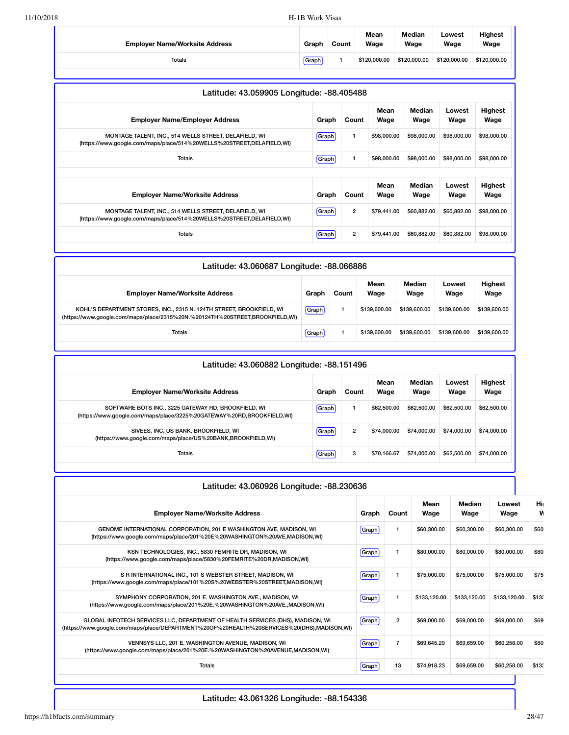| Employer Name/Worksite Address | Graph | Count | Mean Wage | Median Wage | Lowest Wage | Highest Wage |
|---|---|---|---|---|---|---|
| Totals | Graph | 1 | $120,000.00 | $120,000.00 | $120,000.00 | $120,000.00 |

## Latitude: 43.059905 Longitude: -88.405488

| Employer Name/Employer Address | Graph | Count | Mean Wage | Median Wage | Lowest Wage | Highest Wage |
|---|---|---|---|---|---|---|
| MONTAGE TALENT, INC., 514 WELLS STREET, DELAFIELD, WI (https://www.google.com/maps/place/514%20WELLS%20STREET,DELAFIELD,WI) | Graph | 1 | $98,000.00 | $98,000.00 | $98,000.00 | $98,000.00 |
| Totals | Graph | 1 | $98,000.00 | $98,000.00 | $98,000.00 | $98,000.00 |

| Employer Name/Worksite Address | Graph | Count | Mean Wage | Median Wage | Lowest Wage | Highest Wage |
|---|---|---|---|---|---|---|
| MONTAGE TALENT, INC., 514 WELLS STREET, DELAFIELD, WI (https://www.google.com/maps/place/514%20WELLS%20STREET,DELAFIELD,WI) | Graph | 2 | $79,441.00 | $60,882.00 | $60,882.00 | $98,000.00 |
| Totals | Graph | 2 | $79,441.00 | $60,882.00 | $60,882.00 | $98,000.00 |

## Latitude: 43.060687 Longitude: -88.066886

| Employer Name/Worksite Address | Graph | Count | Mean Wage | Median Wage | Lowest Wage | Highest Wage |
|---|---|---|---|---|---|---|
| KOHL'S DEPARTMENT STORES, INC., 2315 N. 124TH STREET, BROOKFIELD, WI (https://www.google.com/maps/place/2315%20N.%20124TH%20STREET,BROOKFIELD,WI) | Graph | 1 | $139,600.00 | $139,600.00 | $139,600.00 | $139,600.00 |
| Totals | Graph | 1 | $139,600.00 | $139,600.00 | $139,600.00 | $139,600.00 |

## Latitude: 43.060882 Longitude: -88.151496

| Employer Name/Worksite Address | Graph | Count | Mean Wage | Median Wage | Lowest Wage | Highest Wage |
|---|---|---|---|---|---|---|
| SOFTWARE BOTS INC., 3225 GATEWAY RD, BROOKFIELD, WI (https://www.google.com/maps/place/3225%20GATEWAY%20RD,BROOKFIELD,WI) | Graph | 1 | $62,500.00 | $62,500.00 | $62,500.00 | $62,500.00 |
| SIVEES, INC, US BANK, BROOKFIELD, WI (https://www.google.com/maps/place/US%20BANK,BROOKFIELD,WI) | Graph | 2 | $74,000.00 | $74,000.00 | $74,000.00 | $74,000.00 |
| Totals | Graph | 3 | $70,166.67 | $74,000.00 | $62,500.00 | $74,000.00 |

## Latitude: 43.060926 Longitude: -88.230636

| Employer Name/Worksite Address | Graph | Count | Mean Wage | Median Wage | Lowest Wage | Highest Wage |
|---|---|---|---|---|---|---|
| GENOME INTERNATIONAL CORPORATION, 201 E WASHINGTON AVE, MADISON, WI (https://www.google.com/maps/place/201%20E%20WASHINGTON%20AVE,MADISON,WI) | Graph | 1 | $60,300.00 | $60,300.00 | $60,300.00 | $60 |
| KSN TECHNOLOGIES, INC., 5830 FEMRITE DR, MADISON, WI (https://www.google.com/maps/place/5830%20FEMRITE%20DR,MADISON,WI) | Graph | 1 | $80,000.00 | $80,000.00 | $80,000.00 | $80 |
| S R INTERNATIONAL INC., 101 S WEBSTER STREET, MADISON, WI (https://www.google.com/maps/place/101%20S%20WEBSTER%20STREET,MADISON,WI) | Graph | 1 | $75,000.00 | $75,000.00 | $75,000.00 | $75 |
| SYMPHONY CORPORATION, 201 E. WASHINGTON AVE., MADISON, WI (https://www.google.com/maps/place/201%20E.%20WASHINGTON%20AVE.,MADISON,WI) | Graph | 1 | $133,120.00 | $133,120.00 | $133,120.00 | $133 |
| GLOBAL INFOTECH SERVICES LLC, DEPARTMENT OF HEALTH SERVICES (DHS), MADISON, WI (https://www.google.com/maps/place/DEPARTMENT%20OF%20HEALTH%20SERVICES%20(DHS),MADISON,WI) | Graph | 2 | $69,000.00 | $69,000.00 | $69,000.00 | $69 |
| VENNSYS LLC, 201 E. WASHINGTON AVENUE, MADISON, WI (https://www.google.com/maps/place/201%20E.%20WASHINGTON%20AVENUE,MADISON,WI) | Graph | 7 | $69,645.29 | $69,659.00 | $60,258.00 | $80 |
| Totals | Graph | 13 | $74,918.23 | $69,659.00 | $60,258.00 | $133 |

## Latitude: 43.061326 Longitude: -88.154336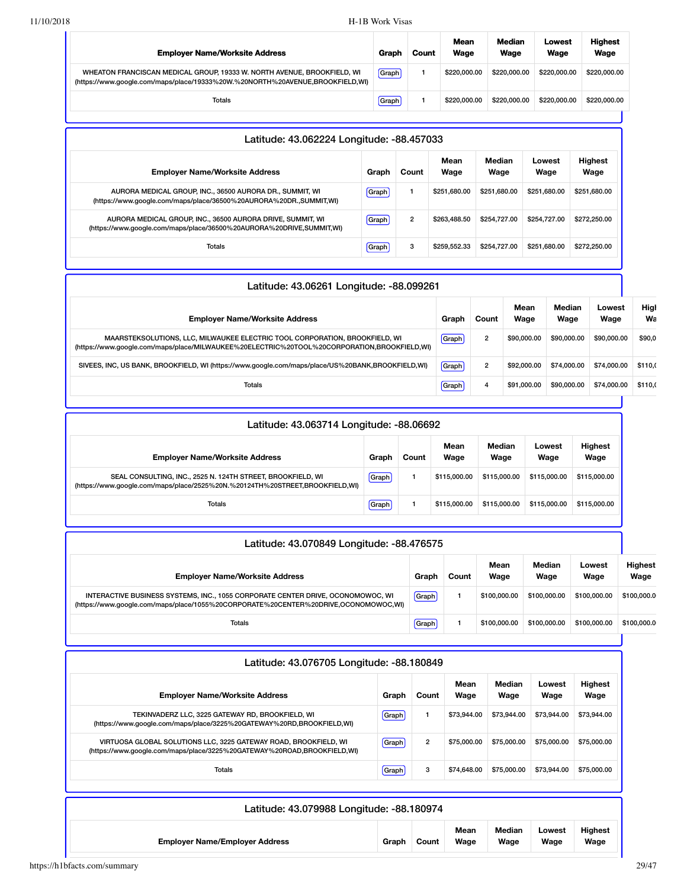| Employer Name/Worksite Address | Graph | Count | Mean Wage | Median Wage | Lowest Wage | Highest Wage |
|---|---|---|---|---|---|---|
| WHEATON FRANCISCAN MEDICAL GROUP, 19333 W. NORTH AVENUE, BROOKFIELD, WI (https://www.google.com/maps/place/19333%20W.%20NORTH%20AVENUE,BROOKFIELD,WI) | Graph | 1 | $220,000.00 | $220,000.00 | $220,000.00 | $220,000.00 |
| Totals | Graph | 1 | $220,000.00 | $220,000.00 | $220,000.00 | $220,000.00 |

## Latitude: 43.062224 Longitude: -88.457033

| Employer Name/Worksite Address | Graph | Count | Mean Wage | Median Wage | Lowest Wage | Highest Wage |
|---|---|---|---|---|---|---|
| AURORA MEDICAL GROUP, INC., 36500 AURORA DR., SUMMIT, WI (https://www.google.com/maps/place/36500%20AURORA%20DR.,SUMMIT,WI) | Graph | 1 | $251,680.00 | $251,680.00 | $251,680.00 | $251,680.00 |
| AURORA MEDICAL GROUP, INC., 36500 AURORA DRIVE, SUMMIT, WI (https://www.google.com/maps/place/36500%20AURORA%20DRIVE,SUMMIT,WI) | Graph | 2 | $263,488.50 | $254,727.00 | $254,727.00 | $272,250.00 |
| Totals | Graph | 3 | $259,552.33 | $254,727.00 | $251,680.00 | $272,250.00 |

## Latitude: 43.06261 Longitude: -88.099261

| Employer Name/Worksite Address | Graph | Count | Mean Wage | Median Wage | Lowest Wage | Highest Wage |
|---|---|---|---|---|---|---|
| MAARSTEKSOLUTIONS, LLC, MILWAUKEE ELECTRIC TOOL CORPORATION, BROOKFIELD, WI (https://www.google.com/maps/place/MILWAUKEE%20ELECTRIC%20TOOL%20CORPORATION,BROOKFIELD,WI) | Graph | 2 | $90,000.00 | $90,000.00 | $90,000.00 | $90,0 |
| SIVEES, INC, US BANK, BROOKFIELD, WI (https://www.google.com/maps/place/US%20BANK,BROOKFIELD,WI) | Graph | 2 | $92,000.00 | $74,000.00 | $74,000.00 | $110,( |
| Totals | Graph | 4 | $91,000.00 | $90,000.00 | $74,000.00 | $110,( |

## Latitude: 43.063714 Longitude: -88.06692

| Employer Name/Worksite Address | Graph | Count | Mean Wage | Median Wage | Lowest Wage | Highest Wage |
|---|---|---|---|---|---|---|
| SEAL CONSULTING, INC., 2525 N. 124TH STREET, BROOKFIELD, WI (https://www.google.com/maps/place/2525%20N.%20124TH%20STREET,BROOKFIELD,WI) | Graph | 1 | $115,000.00 | $115,000.00 | $115,000.00 | $115,000.00 |
| Totals | Graph | 1 | $115,000.00 | $115,000.00 | $115,000.00 | $115,000.00 |

## Latitude: 43.070849 Longitude: -88.476575

| Employer Name/Worksite Address | Graph | Count | Mean Wage | Median Wage | Lowest Wage | Highest Wage |
|---|---|---|---|---|---|---|
| INTERACTIVE BUSINESS SYSTEMS, INC., 1055 CORPORATE CENTER DRIVE, OCONOMOWOC, WI (https://www.google.com/maps/place/1055%20CORPORATE%20CENTER%20DRIVE,OCONOMOWOC,WI) | Graph | 1 | $100,000.00 | $100,000.00 | $100,000.00 | $100,000.0 |
| Totals | Graph | 1 | $100,000.00 | $100,000.00 | $100,000.00 | $100,000.0 |

## Latitude: 43.076705 Longitude: -88.180849

| Employer Name/Worksite Address | Graph | Count | Mean Wage | Median Wage | Lowest Wage | Highest Wage |
|---|---|---|---|---|---|---|
| TEKINVADERZ LLC, 3225 GATEWAY RD, BROOKFIELD, WI (https://www.google.com/maps/place/3225%20GATEWAY%20RD,BROOKFIELD,WI) | Graph | 1 | $73,944.00 | $73,944.00 | $73,944.00 | $73,944.00 |
| VIRTUOSA GLOBAL SOLUTIONS LLC, 3225 GATEWAY ROAD, BROOKFIELD, WI (https://www.google.com/maps/place/3225%20GATEWAY%20ROAD,BROOKFIELD,WI) | Graph | 2 | $75,000.00 | $75,000.00 | $75,000.00 | $75,000.00 |
| Totals | Graph | 3 | $74,648.00 | $75,000.00 | $73,944.00 | $75,000.00 |

## Latitude: 43.079988 Longitude: -88.180974

| Employer Name/Employer Address | Graph | Count | Mean Wage | Median Wage | Lowest Wage | Highest Wage |
|---|---|---|---|---|---|---|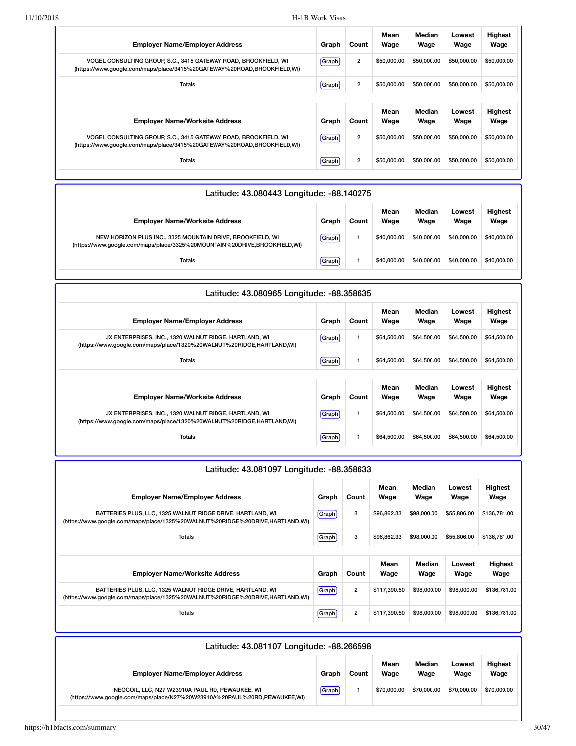| Employer Name/Employer Address | Graph | Count | Mean Wage | Median Wage | Lowest Wage | Highest Wage |
|---|---|---|---|---|---|---|
| VOGEL CONSULTING GROUP, S.C., 3415 GATEWAY ROAD, BROOKFIELD, WI (https://www.google.com/maps/place/3415%20GATEWAY%20ROAD,BROOKFIELD,WI) | Graph | 2 | $50,000.00 | $50,000.00 | $50,000.00 | $50,000.00 |
| Totals | Graph | 2 | $50,000.00 | $50,000.00 | $50,000.00 | $50,000.00 |

| Employer Name/Worksite Address | Graph | Count | Mean Wage | Median Wage | Lowest Wage | Highest Wage |
|---|---|---|---|---|---|---|
| VOGEL CONSULTING GROUP, S.C., 3415 GATEWAY ROAD, BROOKFIELD, WI (https://www.google.com/maps/place/3415%20GATEWAY%20ROAD,BROOKFIELD,WI) | Graph | 2 | $50,000.00 | $50,000.00 | $50,000.00 | $50,000.00 |
| Totals | Graph | 2 | $50,000.00 | $50,000.00 | $50,000.00 | $50,000.00 |

## Latitude: 43.080443 Longitude: -88.140275

| Employer Name/Worksite Address | Graph | Count | Mean Wage | Median Wage | Lowest Wage | Highest Wage |
|---|---|---|---|---|---|---|
| NEW HORIZON PLUS INC., 3325 MOUNTAIN DRIVE, BROOKFIELD, WI (https://www.google.com/maps/place/3325%20MOUNTAIN%20DRIVE,BROOKFIELD,WI) | Graph | 1 | $40,000.00 | $40,000.00 | $40,000.00 | $40,000.00 |
| Totals | Graph | 1 | $40,000.00 | $40,000.00 | $40,000.00 | $40,000.00 |

## Latitude: 43.080965 Longitude: -88.358635

| Employer Name/Employer Address | Graph | Count | Mean Wage | Median Wage | Lowest Wage | Highest Wage |
|---|---|---|---|---|---|---|
| JX ENTERPRISES, INC., 1320 WALNUT RIDGE, HARTLAND, WI (https://www.google.com/maps/place/1320%20WALNUT%20RIDGE,HARTLAND,WI) | Graph | 1 | $64,500.00 | $64,500.00 | $64,500.00 | $64,500.00 |
| Totals | Graph | 1 | $64,500.00 | $64,500.00 | $64,500.00 | $64,500.00 |

| Employer Name/Worksite Address | Graph | Count | Mean Wage | Median Wage | Lowest Wage | Highest Wage |
|---|---|---|---|---|---|---|
| JX ENTERPRISES, INC., 1320 WALNUT RIDGE, HARTLAND, WI (https://www.google.com/maps/place/1320%20WALNUT%20RIDGE,HARTLAND,WI) | Graph | 1 | $64,500.00 | $64,500.00 | $64,500.00 | $64,500.00 |
| Totals | Graph | 1 | $64,500.00 | $64,500.00 | $64,500.00 | $64,500.00 |

## Latitude: 43.081097 Longitude: -88.358633

| Employer Name/Employer Address | Graph | Count | Mean Wage | Median Wage | Lowest Wage | Highest Wage |
|---|---|---|---|---|---|---|
| BATTERIES PLUS, LLC, 1325 WALNUT RIDGE DRIVE, HARTLAND, WI (https://www.google.com/maps/place/1325%20WALNUT%20RIDGE%20DRIVE,HARTLAND,WI) | Graph | 3 | $96,862.33 | $98,000.00 | $55,806.00 | $136,781.00 |
| Totals | Graph | 3 | $96,862.33 | $98,000.00 | $55,806.00 | $136,781.00 |

| Employer Name/Worksite Address | Graph | Count | Mean Wage | Median Wage | Lowest Wage | Highest Wage |
|---|---|---|---|---|---|---|
| BATTERIES PLUS, LLC, 1325 WALNUT RIDGE DRIVE, HARTLAND, WI (https://www.google.com/maps/place/1325%20WALNUT%20RIDGE%20DRIVE,HARTLAND,WI) | Graph | 2 | $117,390.50 | $98,000.00 | $98,000.00 | $136,781.00 |
| Totals | Graph | 2 | $117,390.50 | $98,000.00 | $98,000.00 | $136,781.00 |

## Latitude: 43.081107 Longitude: -88.266598

| Employer Name/Employer Address | Graph | Count | Mean Wage | Median Wage | Lowest Wage | Highest Wage |
|---|---|---|---|---|---|---|
| NEOCOIL, LLC, N27 W23910A PAUL RD, PEWAUKEE, WI (https://www.google.com/maps/place/N27%20W23910A%20PAUL%20RD,PEWAUKEE,WI) | Graph | 1 | $70,000.00 | $70,000.00 | $70,000.00 | $70,000.00 |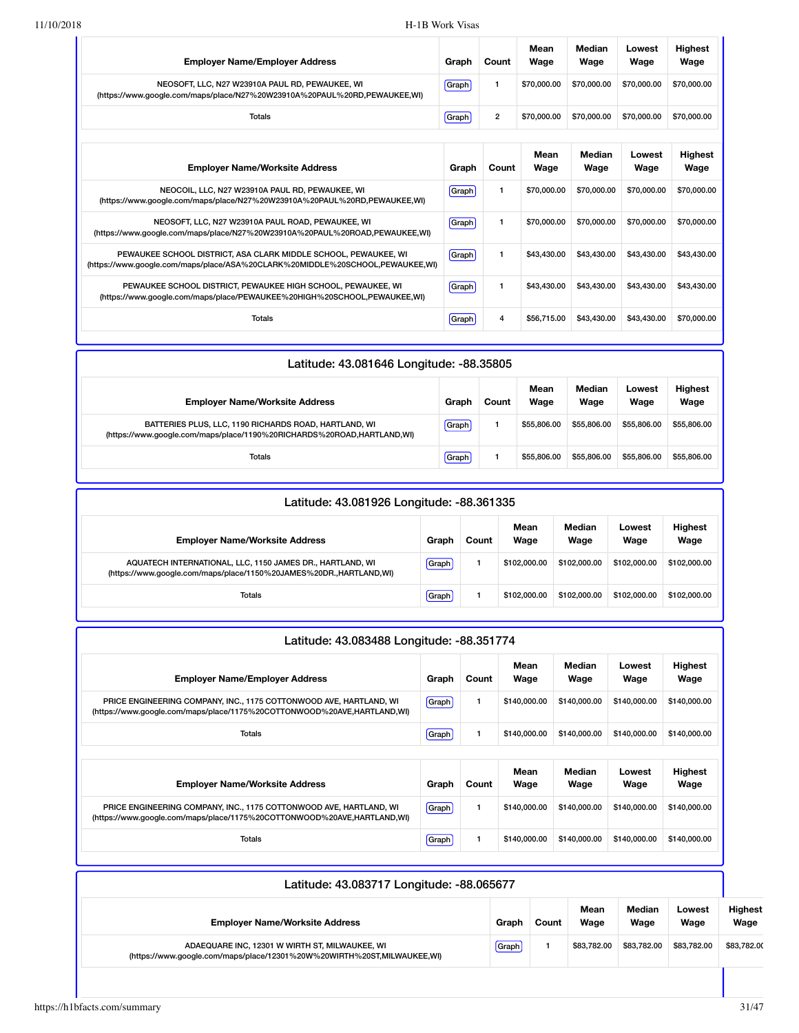| Employer Name/Employer Address | Graph | Count | Mean Wage | Median Wage | Lowest Wage | Highest Wage |
|---|---|---|---|---|---|---|
| NEOSOFT, LLC, N27 W23910A PAUL RD, PEWAUKEE, WI (https://www.google.com/maps/place/N27%20W23910A%20PAUL%20RD,PEWAUKEE,WI) | Graph | 1 | $70,000.00 | $70,000.00 | $70,000.00 | $70,000.00 |
| Totals | Graph | 2 | $70,000.00 | $70,000.00 | $70,000.00 | $70,000.00 |

| Employer Name/Worksite Address | Graph | Count | Mean Wage | Median Wage | Lowest Wage | Highest Wage |
|---|---|---|---|---|---|---|
| NEOCOIL, LLC, N27 W23910A PAUL RD, PEWAUKEE, WI (https://www.google.com/maps/place/N27%20W23910A%20PAUL%20RD,PEWAUKEE,WI) | Graph | 1 | $70,000.00 | $70,000.00 | $70,000.00 | $70,000.00 |
| NEOSOFT, LLC, N27 W23910A PAUL ROAD, PEWAUKEE, WI (https://www.google.com/maps/place/N27%20W23910A%20PAUL%20ROAD,PEWAUKEE,WI) | Graph | 1 | $70,000.00 | $70,000.00 | $70,000.00 | $70,000.00 |
| PEWAUKEE SCHOOL DISTRICT, ASA CLARK MIDDLE SCHOOL, PEWAUKEE, WI (https://www.google.com/maps/place/ASA%20CLARK%20MIDDLE%20SCHOOL,PEWAUKEE,WI) | Graph | 1 | $43,430.00 | $43,430.00 | $43,430.00 | $43,430.00 |
| PEWAUKEE SCHOOL DISTRICT, PEWAUKEE HIGH SCHOOL, PEWAUKEE, WI (https://www.google.com/maps/place/PEWAUKEE%20HIGH%20SCHOOL,PEWAUKEE,WI) | Graph | 1 | $43,430.00 | $43,430.00 | $43,430.00 | $43,430.00 |
| Totals | Graph | 4 | $56,715.00 | $43,430.00 | $43,430.00 | $70,000.00 |

## Latitude: 43.081646 Longitude: -88.35805

| Employer Name/Worksite Address | Graph | Count | Mean Wage | Median Wage | Lowest Wage | Highest Wage |
|---|---|---|---|---|---|---|
| BATTERIES PLUS, LLC, 1190 RICHARDS ROAD, HARTLAND, WI (https://www.google.com/maps/place/1190%20RICHARDS%20ROAD,HARTLAND,WI) | Graph | 1 | $55,806.00 | $55,806.00 | $55,806.00 | $55,806.00 |
| Totals | Graph | 1 | $55,806.00 | $55,806.00 | $55,806.00 | $55,806.00 |

## Latitude: 43.081926 Longitude: -88.361335

| Employer Name/Worksite Address | Graph | Count | Mean Wage | Median Wage | Lowest Wage | Highest Wage |
|---|---|---|---|---|---|---|
| AQUATECH INTERNATIONAL, LLC, 1150 JAMES DR., HARTLAND, WI (https://www.google.com/maps/place/1150%20JAMES%20DR.,HARTLAND,WI) | Graph | 1 | $102,000.00 | $102,000.00 | $102,000.00 | $102,000.00 |
| Totals | Graph | 1 | $102,000.00 | $102,000.00 | $102,000.00 | $102,000.00 |

## Latitude: 43.083488 Longitude: -88.351774

| Employer Name/Employer Address | Graph | Count | Mean Wage | Median Wage | Lowest Wage | Highest Wage |
|---|---|---|---|---|---|---|
| PRICE ENGINEERING COMPANY, INC., 1175 COTTONWOOD AVE, HARTLAND, WI (https://www.google.com/maps/place/1175%20COTTONWOOD%20AVE,HARTLAND,WI) | Graph | 1 | $140,000.00 | $140,000.00 | $140,000.00 | $140,000.00 |
| Totals | Graph | 1 | $140,000.00 | $140,000.00 | $140,000.00 | $140,000.00 |

| Employer Name/Worksite Address | Graph | Count | Mean Wage | Median Wage | Lowest Wage | Highest Wage |
|---|---|---|---|---|---|---|
| PRICE ENGINEERING COMPANY, INC., 1175 COTTONWOOD AVE, HARTLAND, WI (https://www.google.com/maps/place/1175%20COTTONWOOD%20AVE,HARTLAND,WI) | Graph | 1 | $140,000.00 | $140,000.00 | $140,000.00 | $140,000.00 |
| Totals | Graph | 1 | $140,000.00 | $140,000.00 | $140,000.00 | $140,000.00 |

## Latitude: 43.083717 Longitude: -88.065677

| Employer Name/Worksite Address | Graph | Count | Mean Wage | Median Wage | Lowest Wage | Highest Wage |
|---|---|---|---|---|---|---|
| ADAEQUARE INC, 12301 W WIRTH ST, MILWAUKEE, WI (https://www.google.com/maps/place/12301%20W%20WIRTH%20ST,MILWAUKEE,WI) | Graph | 1 | $83,782.00 | $83,782.00 | $83,782.00 | $83,782.00 |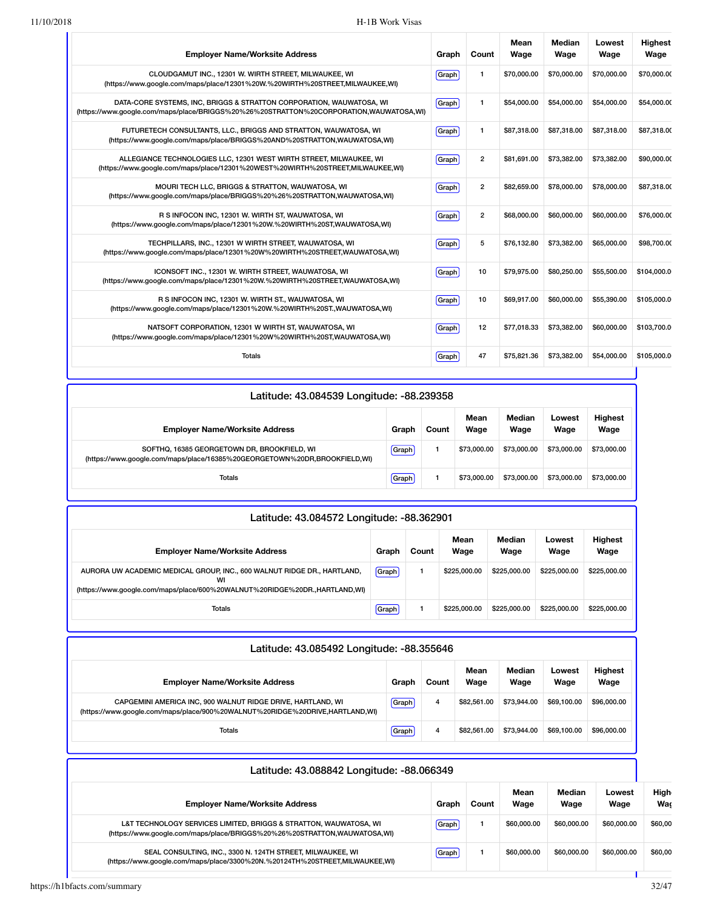| Employer Name/Worksite Address | Graph | Count | Mean Wage | Median Wage | Lowest Wage | Highest Wage |
|---|---|---|---|---|---|---|
| CLOUDGAMUT INC., 12301 W. WIRTH STREET, MILWAUKEE, WI (https://www.google.com/maps/place/12301%20W.%20WIRTH%20STREET,MILWAUKEE,WI) | Graph | 1 | $70,000.00 | $70,000.00 | $70,000.00 | $70,000.00 |
| DATA-CORE SYSTEMS, INC, BRIGGS & STRATTON CORPORATION, WAUWATOSA, WI (https://www.google.com/maps/place/BRIGGS%20%26%20STRATTON%20CORPORATION,WAUWATOSA,WI) | Graph | 1 | $54,000.00 | $54,000.00 | $54,000.00 | $54,000.00 |
| FUTURETECH CONSULTANTS, LLC., BRIGGS AND STRATTON, WAUWATOSA, WI (https://www.google.com/maps/place/BRIGGS%20AND%20STRATTON,WAUWATOSA,WI) | Graph | 1 | $87,318.00 | $87,318.00 | $87,318.00 | $87,318.00 |
| ALLEGIANCE TECHNOLOGIES LLC, 12301 WEST WIRTH STREET, MILWAUKEE, WI (https://www.google.com/maps/place/12301%20WEST%20WIRTH%20STREET,MILWAUKEE,WI) | Graph | 2 | $81,691.00 | $73,382.00 | $73,382.00 | $90,000.00 |
| MOURI TECH LLC, BRIGGS & STRATTON, WAUWATOSA, WI (https://www.google.com/maps/place/BRIGGS%20%26%20STRATTON,WAUWATOSA,WI) | Graph | 2 | $82,659.00 | $78,000.00 | $78,000.00 | $87,318.00 |
| R S INFOCON INC, 12301 W. WIRTH ST, WAUWATOSA, WI (https://www.google.com/maps/place/12301%20W.%20WIRTH%20ST,WAUWATOSA,WI) | Graph | 2 | $68,000.00 | $60,000.00 | $60,000.00 | $76,000.00 |
| TECHPILLARS, INC., 12301 W WIRTH STREET, WAUWATOSA, WI (https://www.google.com/maps/place/12301%20W%20WIRTH%20STREET,WAUWATOSA,WI) | Graph | 5 | $76,132.80 | $73,382.00 | $65,000.00 | $98,700.00 |
| ICONSOFT INC., 12301 W. WIRTH STREET, WAUWATOSA, WI (https://www.google.com/maps/place/12301%20W.%20WIRTH%20STREET,WAUWATOSA,WI) | Graph | 10 | $79,975.00 | $80,250.00 | $55,500.00 | $104,000.00 |
| R S INFOCON INC, 12301 W. WIRTH ST., WAUWATOSA, WI (https://www.google.com/maps/place/12301%20W.%20WIRTH%20ST.,WAUWATOSA,WI) | Graph | 10 | $69,917.00 | $60,000.00 | $55,390.00 | $105,000.00 |
| NATSOFT CORPORATION, 12301 W WIRTH ST, WAUWATOSA, WI (https://www.google.com/maps/place/12301%20W%20WIRTH%20ST,WAUWATOSA,WI) | Graph | 12 | $77,018.33 | $73,382.00 | $60,000.00 | $103,700.00 |
| Totals | Graph | 47 | $75,821.36 | $73,382.00 | $54,000.00 | $105,000.00 |

## Latitude: 43.084539 Longitude: -88.239358

| Employer Name/Worksite Address | Graph | Count | Mean Wage | Median Wage | Lowest Wage | Highest Wage |
|---|---|---|---|---|---|---|
| SOFTHQ, 16385 GEORGETOWN DR, BROOKFIELD, WI (https://www.google.com/maps/place/16385%20GEORGETOWN%20DR,BROOKFIELD,WI) | Graph | 1 | $73,000.00 | $73,000.00 | $73,000.00 | $73,000.00 |
| Totals | Graph | 1 | $73,000.00 | $73,000.00 | $73,000.00 | $73,000.00 |

## Latitude: 43.084572 Longitude: -88.362901

| Employer Name/Worksite Address | Graph | Count | Mean Wage | Median Wage | Lowest Wage | Highest Wage |
|---|---|---|---|---|---|---|
| AURORA UW ACADEMIC MEDICAL GROUP, INC., 600 WALNUT RIDGE DR., HARTLAND, WI (https://www.google.com/maps/place/600%20WALNUT%20RIDGE%20DR.,HARTLAND,WI) | Graph | 1 | $225,000.00 | $225,000.00 | $225,000.00 | $225,000.00 |
| Totals | Graph | 1 | $225,000.00 | $225,000.00 | $225,000.00 | $225,000.00 |

## Latitude: 43.085492 Longitude: -88.355646

| Employer Name/Worksite Address | Graph | Count | Mean Wage | Median Wage | Lowest Wage | Highest Wage |
|---|---|---|---|---|---|---|
| CAPGEMINI AMERICA INC, 900 WALNUT RIDGE DRIVE, HARTLAND, WI (https://www.google.com/maps/place/900%20WALNUT%20RIDGE%20DRIVE,HARTLAND,WI) | Graph | 4 | $82,561.00 | $73,944.00 | $69,100.00 | $96,000.00 |
| Totals | Graph | 4 | $82,561.00 | $73,944.00 | $69,100.00 | $96,000.00 |

## Latitude: 43.088842 Longitude: -88.066349

| Employer Name/Worksite Address | Graph | Count | Mean Wage | Median Wage | Lowest Wage | Highest Wage |
|---|---|---|---|---|---|---|
| L&T TECHNOLOGY SERVICES LIMITED, BRIGGS & STRATTON, WAUWATOSA, WI (https://www.google.com/maps/place/BRIGGS%20%26%20STRATTON,WAUWATOSA,WI) | Graph | 1 | $60,000.00 | $60,000.00 | $60,000.00 | $60,00 |
| SEAL CONSULTING, INC., 3300 N. 124TH STREET, MILWAUKEE, WI (https://www.google.com/maps/place/3300%20N.%20124TH%20STREET,MILWAUKEE,WI) | Graph | 1 | $60,000.00 | $60,000.00 | $60,000.00 | $60,00 |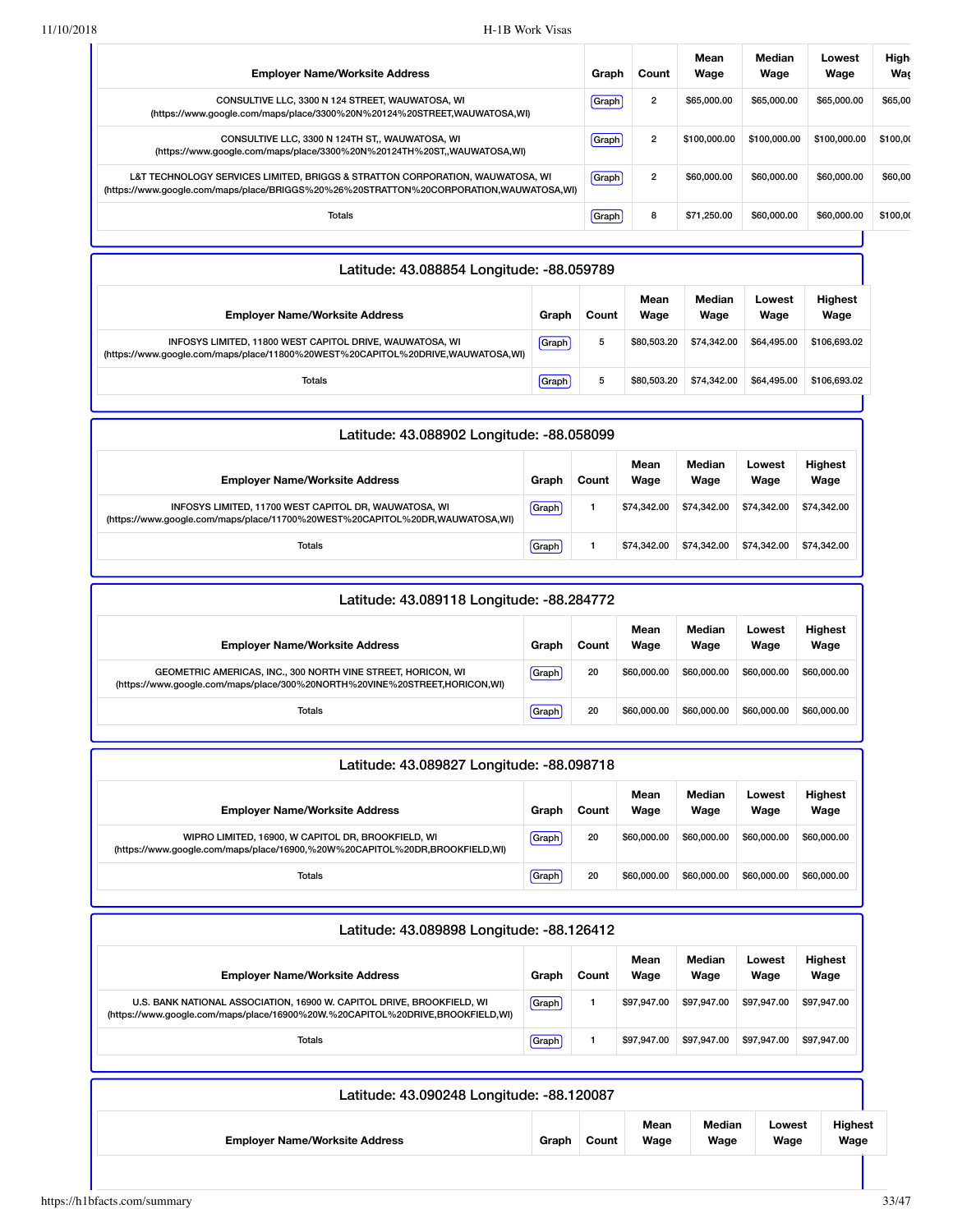| Employer Name/Worksite Address | Graph | Count | Mean Wage | Median Wage | Lowest Wage | High Wag |
|---|---|---|---|---|---|---|
| CONSULTIVE LLC, 3300 N 124 STREET, WAUWATOSA, WI (https://www.google.com/maps/place/3300%20N%20124%20STREET,WAUWATOSA,WI) | Graph | 2 | $65,000.00 | $65,000.00 | $65,000.00 | $65,00 |
| CONSULTIVE LLC, 3300 N 124TH ST,, WAUWATOSA, WI (https://www.google.com/maps/place/3300%20N%20124TH%20ST,,WAUWATOSA,WI) | Graph | 2 | $100,000.00 | $100,000.00 | $100,000.00 | $100,0 |
| L&T TECHNOLOGY SERVICES LIMITED, BRIGGS & STRATTON CORPORATION, WAUWATOSA, WI (https://www.google.com/maps/place/BRIGGS%20%26%20STRATTON%20CORPORATION,WAUWATOSA,WI) | Graph | 2 | $60,000.00 | $60,000.00 | $60,000.00 | $60,00 |
| Totals | Graph | 8 | $71,250.00 | $60,000.00 | $60,000.00 | $100,0 |

## Latitude: 43.088854 Longitude: -88.059789

| Employer Name/Worksite Address | Graph | Count | Mean Wage | Median Wage | Lowest Wage | Highest Wage |
|---|---|---|---|---|---|---|
| INFOSYS LIMITED, 11800 WEST CAPITOL DRIVE, WAUWATOSA, WI (https://www.google.com/maps/place/11800%20WEST%20CAPITOL%20DRIVE,WAUWATOSA,WI) | Graph | 5 | $80,503.20 | $74,342.00 | $64,495.00 | $106,693.02 |
| Totals | Graph | 5 | $80,503.20 | $74,342.00 | $64,495.00 | $106,693.02 |

## Latitude: 43.088902 Longitude: -88.058099

| Employer Name/Worksite Address | Graph | Count | Mean Wage | Median Wage | Lowest Wage | Highest Wage |
|---|---|---|---|---|---|---|
| INFOSYS LIMITED, 11700 WEST CAPITOL DR, WAUWATOSA, WI (https://www.google.com/maps/place/11700%20WEST%20CAPITOL%20DR,WAUWATOSA,WI) | Graph | 1 | $74,342.00 | $74,342.00 | $74,342.00 | $74,342.00 |
| Totals | Graph | 1 | $74,342.00 | $74,342.00 | $74,342.00 | $74,342.00 |

## Latitude: 43.089118 Longitude: -88.284772

| Employer Name/Worksite Address | Graph | Count | Mean Wage | Median Wage | Lowest Wage | Highest Wage |
|---|---|---|---|---|---|---|
| GEOMETRIC AMERICAS, INC., 300 NORTH VINE STREET, HORICON, WI (https://www.google.com/maps/place/300%20NORTH%20VINE%20STREET,HORICON,WI) | Graph | 20 | $60,000.00 | $60,000.00 | $60,000.00 | $60,000.00 |
| Totals | Graph | 20 | $60,000.00 | $60,000.00 | $60,000.00 | $60,000.00 |

## Latitude: 43.089827 Longitude: -88.098718

| Employer Name/Worksite Address | Graph | Count | Mean Wage | Median Wage | Lowest Wage | Highest Wage |
|---|---|---|---|---|---|---|
| WIPRO LIMITED, 16900, W CAPITOL DR, BROOKFIELD, WI (https://www.google.com/maps/place/16900,%20W%20CAPITOL%20DR,BROOKFIELD,WI) | Graph | 20 | $60,000.00 | $60,000.00 | $60,000.00 | $60,000.00 |
| Totals | Graph | 20 | $60,000.00 | $60,000.00 | $60,000.00 | $60,000.00 |

## Latitude: 43.089898 Longitude: -88.126412

| Employer Name/Worksite Address | Graph | Count | Mean Wage | Median Wage | Lowest Wage | Highest Wage |
|---|---|---|---|---|---|---|
| U.S. BANK NATIONAL ASSOCIATION, 16900 W. CAPITOL DRIVE, BROOKFIELD, WI (https://www.google.com/maps/place/16900%20W.%20CAPITOL%20DRIVE,BROOKFIELD,WI) | Graph | 1 | $97,947.00 | $97,947.00 | $97,947.00 | $97,947.00 |
| Totals | Graph | 1 | $97,947.00 | $97,947.00 | $97,947.00 | $97,947.00 |

## Latitude: 43.090248 Longitude: -88.120087

| Employer Name/Worksite Address | Graph | Count | Mean Wage | Median Wage | Lowest Wage | Highest Wage |
|---|---|---|---|---|---|---|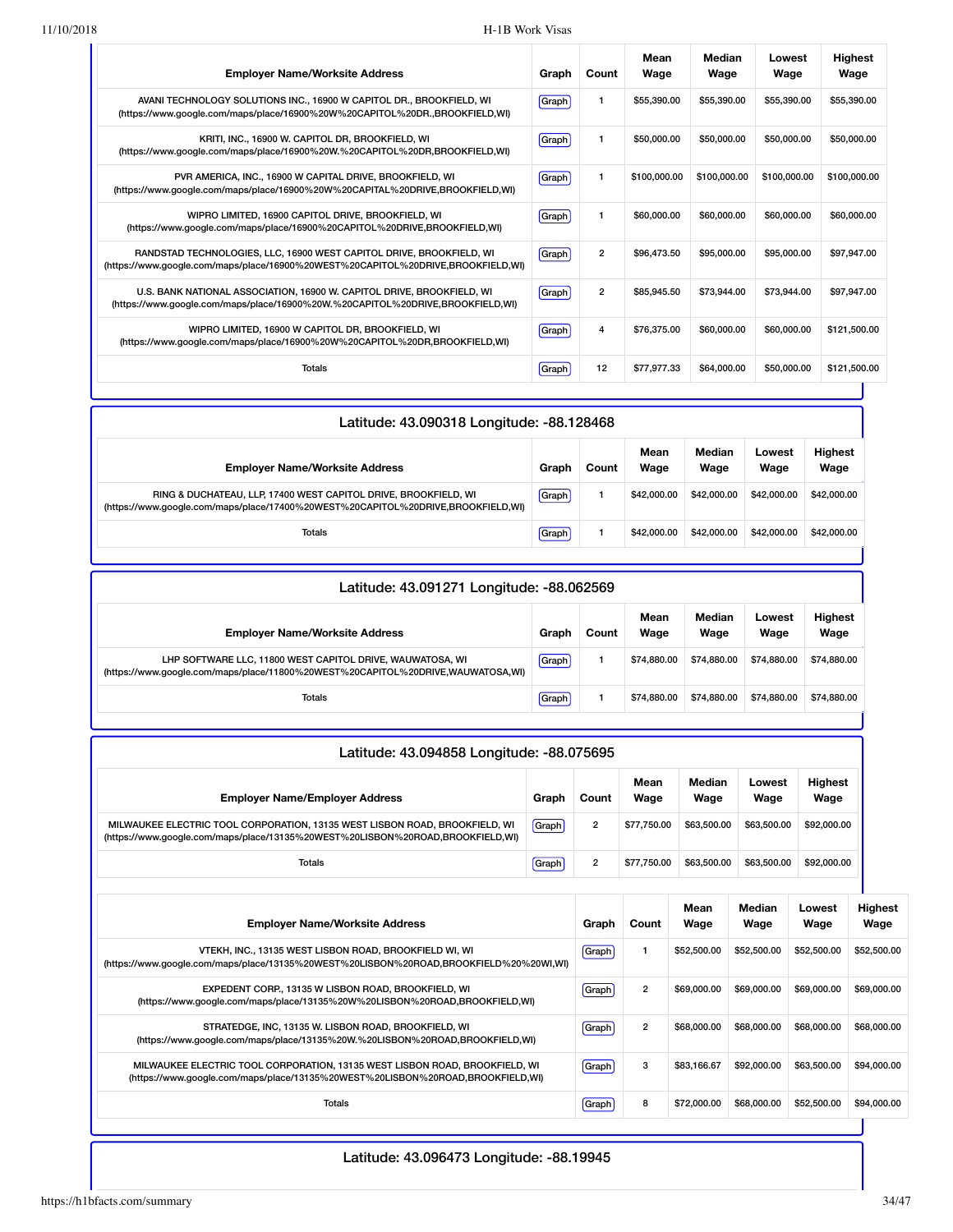| Employer Name/Worksite Address | Graph | Count | Mean Wage | Median Wage | Lowest Wage | Highest Wage |
|---|---|---|---|---|---|---|
| AVANI TECHNOLOGY SOLUTIONS INC., 16900 W CAPITOL DR., BROOKFIELD, WI (https://www.google.com/maps/place/16900%20W%20CAPITOL%20DR.,BROOKFIELD,WI) | Graph | 1 | $55,390.00 | $55,390.00 | $55,390.00 | $55,390.00 |
| KRITI, INC., 16900 W. CAPITOL DR, BROOKFIELD, WI (https://www.google.com/maps/place/16900%20W.%20CAPITOL%20DR,BROOKFIELD,WI) | Graph | 1 | $50,000.00 | $50,000.00 | $50,000.00 | $50,000.00 |
| PVR AMERICA, INC., 16900 W CAPITAL DRIVE, BROOKFIELD, WI (https://www.google.com/maps/place/16900%20W%20CAPITAL%20DRIVE,BROOKFIELD,WI) | Graph | 1 | $100,000.00 | $100,000.00 | $100,000.00 | $100,000.00 |
| WIPRO LIMITED, 16900 CAPITOL DRIVE, BROOKFIELD, WI (https://www.google.com/maps/place/16900%20CAPITOL%20DRIVE,BROOKFIELD,WI) | Graph | 1 | $60,000.00 | $60,000.00 | $60,000.00 | $60,000.00 |
| RANDSTAD TECHNOLOGIES, LLC, 16900 WEST CAPITOL DRIVE, BROOKFIELD, WI (https://www.google.com/maps/place/16900%20WEST%20CAPITOL%20DRIVE,BROOKFIELD,WI) | Graph | 2 | $96,473.50 | $95,000.00 | $95,000.00 | $97,947.00 |
| U.S. BANK NATIONAL ASSOCIATION, 16900 W. CAPITOL DRIVE, BROOKFIELD, WI (https://www.google.com/maps/place/16900%20W.%20CAPITOL%20DRIVE,BROOKFIELD,WI) | Graph | 2 | $85,945.50 | $73,944.00 | $73,944.00 | $97,947.00 |
| WIPRO LIMITED, 16900 W CAPITOL DR, BROOKFIELD, WI (https://www.google.com/maps/place/16900%20W%20CAPITOL%20DR,BROOKFIELD,WI) | Graph | 4 | $76,375.00 | $60,000.00 | $60,000.00 | $121,500.00 |
| Totals | Graph | 12 | $77,977.33 | $64,000.00 | $50,000.00 | $121,500.00 |

## Latitude: 43.090318 Longitude: -88.128468

| Employer Name/Worksite Address | Graph | Count | Mean Wage | Median Wage | Lowest Wage | Highest Wage |
|---|---|---|---|---|---|---|
| RING & DUCHATEAU, LLP, 17400 WEST CAPITOL DRIVE, BROOKFIELD, WI (https://www.google.com/maps/place/17400%20WEST%20CAPITOL%20DRIVE,BROOKFIELD,WI) | Graph | 1 | $42,000.00 | $42,000.00 | $42,000.00 | $42,000.00 |
| Totals | Graph | 1 | $42,000.00 | $42,000.00 | $42,000.00 | $42,000.00 |

## Latitude: 43.091271 Longitude: -88.062569

| Employer Name/Worksite Address | Graph | Count | Mean Wage | Median Wage | Lowest Wage | Highest Wage |
|---|---|---|---|---|---|---|
| LHP SOFTWARE LLC, 11800 WEST CAPITOL DRIVE, WAUWATOSA, WI (https://www.google.com/maps/place/11800%20WEST%20CAPITOL%20DRIVE,WAUWATOSA,WI) | Graph | 1 | $74,880.00 | $74,880.00 | $74,880.00 | $74,880.00 |
| Totals | Graph | 1 | $74,880.00 | $74,880.00 | $74,880.00 | $74,880.00 |

## Latitude: 43.094858 Longitude: -88.075695

| Employer Name/Employer Address | Graph | Count | Mean Wage | Median Wage | Lowest Wage | Highest Wage |
|---|---|---|---|---|---|---|
| MILWAUKEE ELECTRIC TOOL CORPORATION, 13135 WEST LISBON ROAD, BROOKFIELD, WI (https://www.google.com/maps/place/13135%20WEST%20LISBON%20ROAD,BROOKFIELD,WI) | Graph | 2 | $77,750.00 | $63,500.00 | $63,500.00 | $92,000.00 |
| Totals | Graph | 2 | $77,750.00 | $63,500.00 | $63,500.00 | $92,000.00 |

| Employer Name/Worksite Address | Graph | Count | Mean Wage | Median Wage | Lowest Wage | Highest Wage |
|---|---|---|---|---|---|---|
| VTEKH, INC., 13135 WEST LISBON ROAD, BROOKFIELD WI, WI (https://www.google.com/maps/place/13135%20WEST%20LISBON%20ROAD,BROOKFIELD%20%20WI,WI) | Graph | 1 | $52,500.00 | $52,500.00 | $52,500.00 | $52,500.00 |
| EXPEDENT CORP., 13135 W LISBON ROAD, BROOKFIELD, WI (https://www.google.com/maps/place/13135%20W%20LISBON%20ROAD,BROOKFIELD,WI) | Graph | 2 | $69,000.00 | $69,000.00 | $69,000.00 | $69,000.00 |
| STRATEDGE, INC, 13135 W. LISBON ROAD, BROOKFIELD, WI (https://www.google.com/maps/place/13135%20W.%20LISBON%20ROAD,BROOKFIELD,WI) | Graph | 2 | $68,000.00 | $68,000.00 | $68,000.00 | $68,000.00 |
| MILWAUKEE ELECTRIC TOOL CORPORATION, 13135 WEST LISBON ROAD, BROOKFIELD, WI (https://www.google.com/maps/place/13135%20WEST%20LISBON%20ROAD,BROOKFIELD,WI) | Graph | 3 | $83,166.67 | $92,000.00 | $63,500.00 | $94,000.00 |
| Totals | Graph | 8 | $72,000.00 | $68,000.00 | $52,500.00 | $94,000.00 |

## Latitude: 43.096473 Longitude: -88.19945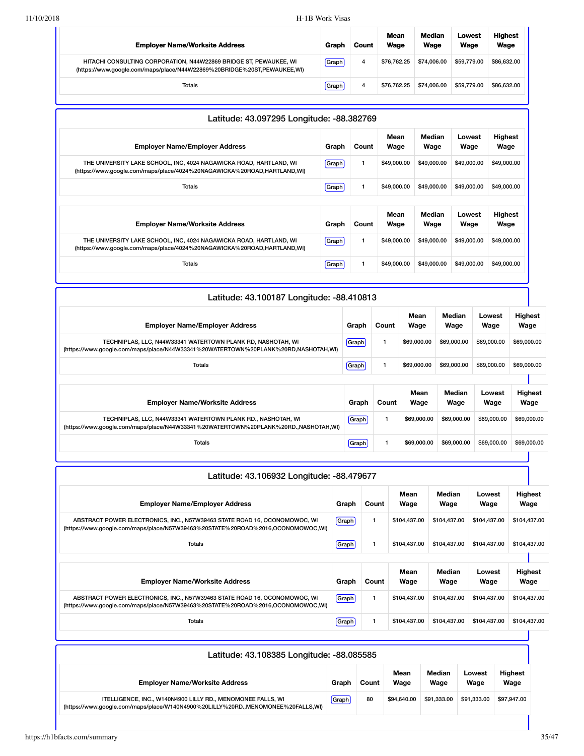| Employer Name/Worksite Address | Graph | Count | Mean Wage | Median Wage | Lowest Wage | Highest Wage |
|---|---|---|---|---|---|---|
| HITACHI CONSULTING CORPORATION, N44W22869 BRIDGE ST, PEWAUKEE, WI (https://www.google.com/maps/place/N44W22869%20BRIDGE%20ST,PEWAUKEE,WI) | Graph | 4 | $76,762.25 | $74,006.00 | $59,779.00 | $86,632.00 |
| Totals | Graph | 4 | $76,762.25 | $74,006.00 | $59,779.00 | $86,632.00 |

## Latitude: 43.097295 Longitude: -88.382769

| Employer Name/Employer Address | Graph | Count | Mean Wage | Median Wage | Lowest Wage | Highest Wage |
|---|---|---|---|---|---|---|
| THE UNIVERSITY LAKE SCHOOL, INC, 4024 NAGAWICKA ROAD, HARTLAND, WI (https://www.google.com/maps/place/4024%20NAGAWICKA%20ROAD,HARTLAND,WI) | Graph | 1 | $49,000.00 | $49,000.00 | $49,000.00 | $49,000.00 |
| Totals | Graph | 1 | $49,000.00 | $49,000.00 | $49,000.00 | $49,000.00 |

| Employer Name/Worksite Address | Graph | Count | Mean Wage | Median Wage | Lowest Wage | Highest Wage |
|---|---|---|---|---|---|---|
| THE UNIVERSITY LAKE SCHOOL, INC, 4024 NAGAWICKA ROAD, HARTLAND, WI (https://www.google.com/maps/place/4024%20NAGAWICKA%20ROAD,HARTLAND,WI) | Graph | 1 | $49,000.00 | $49,000.00 | $49,000.00 | $49,000.00 |
| Totals | Graph | 1 | $49,000.00 | $49,000.00 | $49,000.00 | $49,000.00 |

## Latitude: 43.100187 Longitude: -88.410813

| Employer Name/Employer Address | Graph | Count | Mean Wage | Median Wage | Lowest Wage | Highest Wage |
|---|---|---|---|---|---|---|
| TECHNIPLAS, LLC, N44W33341 WATERTOWN PLANK RD, NASHOTAH, WI (https://www.google.com/maps/place/N44W33341%20WATERTOWN%20PLANK%20RD,NASHOTAH,WI) | Graph | 1 | $69,000.00 | $69,000.00 | $69,000.00 | $69,000.00 |
| Totals | Graph | 1 | $69,000.00 | $69,000.00 | $69,000.00 | $69,000.00 |

| Employer Name/Worksite Address | Graph | Count | Mean Wage | Median Wage | Lowest Wage | Highest Wage |
|---|---|---|---|---|---|---|
| TECHNIPLAS, LLC, N44W33341 WATERTOWN PLANK RD., NASHOTAH, WI (https://www.google.com/maps/place/N44W33341%20WATERTOWN%20PLANK%20RD.,NASHOTAH,WI) | Graph | 1 | $69,000.00 | $69,000.00 | $69,000.00 | $69,000.00 |
| Totals | Graph | 1 | $69,000.00 | $69,000.00 | $69,000.00 | $69,000.00 |

## Latitude: 43.106932 Longitude: -88.479677

| Employer Name/Employer Address | Graph | Count | Mean Wage | Median Wage | Lowest Wage | Highest Wage |
|---|---|---|---|---|---|---|
| ABSTRACT POWER ELECTRONICS, INC., N57W39463 STATE ROAD 16, OCONOMOWOC, WI (https://www.google.com/maps/place/N57W39463%20STATE%20ROAD%2016,OCONOMOWOC,WI) | Graph | 1 | $104,437.00 | $104,437.00 | $104,437.00 | $104,437.00 |
| Totals | Graph | 1 | $104,437.00 | $104,437.00 | $104,437.00 | $104,437.00 |

| Employer Name/Worksite Address | Graph | Count | Mean Wage | Median Wage | Lowest Wage | Highest Wage |
|---|---|---|---|---|---|---|
| ABSTRACT POWER ELECTRONICS, INC., N57W39463 STATE ROAD 16, OCONOMOWOC, WI (https://www.google.com/maps/place/N57W39463%20STATE%20ROAD%2016,OCONOMOWOC,WI) | Graph | 1 | $104,437.00 | $104,437.00 | $104,437.00 | $104,437.00 |
| Totals | Graph | 1 | $104,437.00 | $104,437.00 | $104,437.00 | $104,437.00 |

## Latitude: 43.108385 Longitude: -88.085585

| Employer Name/Worksite Address | Graph | Count | Mean Wage | Median Wage | Lowest Wage | Highest Wage |
|---|---|---|---|---|---|---|
| ITELLIGENCE, INC., W140N4900 LILLY RD., MENOMONEE FALLS, WI (https://www.google.com/maps/place/W140N4900%20LILLY%20RD.,MENOMONEE%20FALLS,WI) | Graph | 80 | $94,640.00 | $91,333.00 | $91,333.00 | $97,947.00 |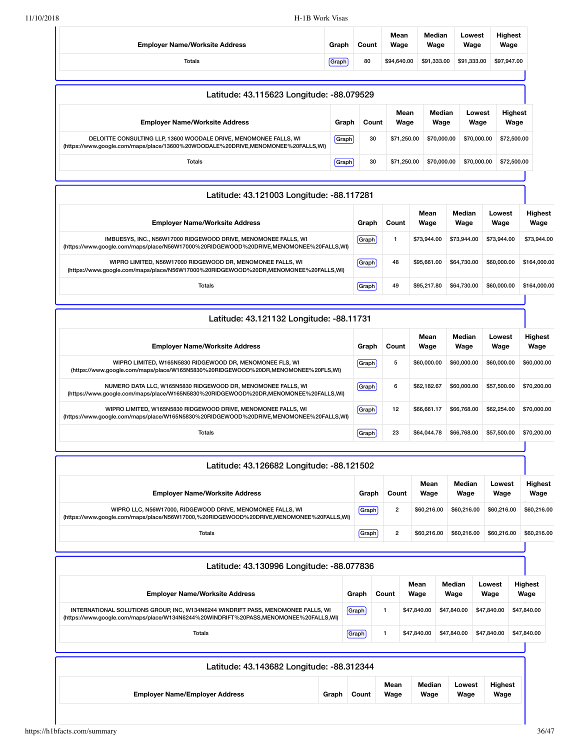| Employer Name/Worksite Address | Graph | Count | Mean Wage | Median Wage | Lowest Wage | Highest Wage |
|---|---|---|---|---|---|---|
| Totals | Graph | 80 | $94,640.00 | $91,333.00 | $91,333.00 | $97,947.00 |

### Latitude: 43.115623 Longitude: -88.079529

| Employer Name/Worksite Address | Graph | Count | Mean Wage | Median Wage | Lowest Wage | Highest Wage |
|---|---|---|---|---|---|---|
| DELOITTE CONSULTING LLP, 13600 WOODALE DRIVE, MENOMONEE FALLS, WI (https://www.google.com/maps/place/13600%20WOODALE%20DRIVE,MENOMONEE%20FALLS,WI) | Graph | 30 | $71,250.00 | $70,000.00 | $70,000.00 | $72,500.00 |
| Totals | Graph | 30 | $71,250.00 | $70,000.00 | $70,000.00 | $72,500.00 |

### Latitude: 43.121003 Longitude: -88.117281

| Employer Name/Worksite Address | Graph | Count | Mean Wage | Median Wage | Lowest Wage | Highest Wage |
|---|---|---|---|---|---|---|
| IMBUESYS, INC., N56W17000 RIDGEWOOD DRIVE, MENOMONEE FALLS, WI (https://www.google.com/maps/place/N56W17000%20RIDGEWOOD%20DRIVE,MENOMONEE%20FALLS,WI) | Graph | 1 | $73,944.00 | $73,944.00 | $73,944.00 | $73,944.00 |
| WIPRO LIMITED, N56W17000 RIDGEWOOD DR, MENOMONEE FALLS, WI (https://www.google.com/maps/place/N56W17000%20RIDGEWOOD%20DR,MENOMONEE%20FALLS,WI) | Graph | 48 | $95,661.00 | $64,730.00 | $60,000.00 | $164,000.00 |
| Totals | Graph | 49 | $95,217.80 | $64,730.00 | $60,000.00 | $164,000.00 |

### Latitude: 43.121132 Longitude: -88.11731

| Employer Name/Worksite Address | Graph | Count | Mean Wage | Median Wage | Lowest Wage | Highest Wage |
|---|---|---|---|---|---|---|
| WIPRO LIMITED, W165N5830 RIDGEWOOD DR, MENOMONEE FLS, WI (https://www.google.com/maps/place/W165N5830%20RIDGEWOOD%20DR,MENOMONEE%20FLS,WI) | Graph | 5 | $60,000.00 | $60,000.00 | $60,000.00 | $60,000.00 |
| NUMERO DATA LLC, W165N5830 RIDGEWOOD DR, MENOMONEE FALLS, WI (https://www.google.com/maps/place/W165N5830%20RIDGEWOOD%20DR,MENOMONEE%20FALLS,WI) | Graph | 6 | $62,182.67 | $60,000.00 | $57,500.00 | $70,200.00 |
| WIPRO LIMITED, W165N5830 RIDGEWOOD DRIVE, MENOMONEE FALLS, WI (https://www.google.com/maps/place/W165N5830%20RIDGEWOOD%20DRIVE,MENOMONEE%20FALLS,WI) | Graph | 12 | $66,661.17 | $66,768.00 | $62,254.00 | $70,000.00 |
| Totals | Graph | 23 | $64,044.78 | $66,768.00 | $57,500.00 | $70,200.00 |

### Latitude: 43.126682 Longitude: -88.121502

| Employer Name/Worksite Address | Graph | Count | Mean Wage | Median Wage | Lowest Wage | Highest Wage |
|---|---|---|---|---|---|---|
| WIPRO LLC, N56W17000, RIDGEWOOD DRIVE, MENOMONEE FALLS, WI (https://www.google.com/maps/place/N56W17000,%20RIDGEWOOD%20DRIVE,MENOMONEE%20FALLS,WI) | Graph | 2 | $60,216.00 | $60,216.00 | $60,216.00 | $60,216.00 |
| Totals | Graph | 2 | $60,216.00 | $60,216.00 | $60,216.00 | $60,216.00 |

### Latitude: 43.130996 Longitude: -88.077836

| Employer Name/Worksite Address | Graph | Count | Mean Wage | Median Wage | Lowest Wage | Highest Wage |
|---|---|---|---|---|---|---|
| INTERNATIONAL SOLUTIONS GROUP, INC, W134N6244 WINDRIFT PASS, MENOMONEE FALLS, WI (https://www.google.com/maps/place/W134N6244%20WINDRIFT%20PASS,MENOMONEE%20FALLS,WI) | Graph | 1 | $47,840.00 | $47,840.00 | $47,840.00 | $47,840.00 |
| Totals | Graph | 1 | $47,840.00 | $47,840.00 | $47,840.00 | $47,840.00 |

### Latitude: 43.143682 Longitude: -88.312344

| Employer Name/Employer Address | Graph | Count | Mean Wage | Median Wage | Lowest Wage | Highest Wage |
|---|---|---|---|---|---|---|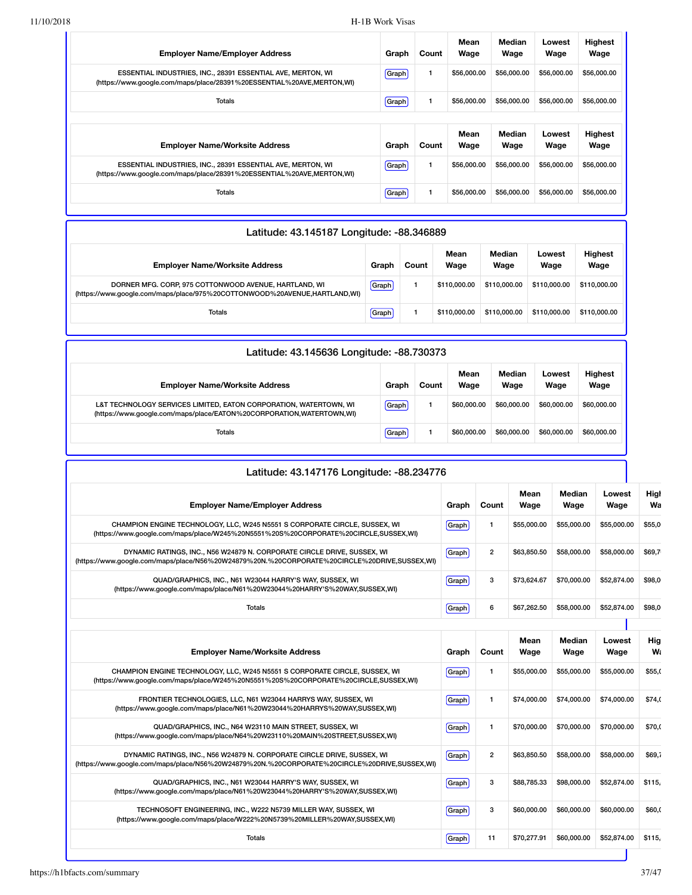| Employer Name/Employer Address | Graph | Count | Mean Wage | Median Wage | Lowest Wage | Highest Wage |
|---|---|---|---|---|---|---|
| ESSENTIAL INDUSTRIES, INC., 28391 ESSENTIAL AVE, MERTON, WI (https://www.google.com/maps/place/28391%20ESSENTIAL%20AVE,MERTON,WI) | Graph | 1 | $56,000.00 | $56,000.00 | $56,000.00 | $56,000.00 |
| Totals | Graph | 1 | $56,000.00 | $56,000.00 | $56,000.00 | $56,000.00 |

| Employer Name/Worksite Address | Graph | Count | Mean Wage | Median Wage | Lowest Wage | Highest Wage |
|---|---|---|---|---|---|---|
| ESSENTIAL INDUSTRIES, INC., 28391 ESSENTIAL AVE, MERTON, WI (https://www.google.com/maps/place/28391%20ESSENTIAL%20AVE,MERTON,WI) | Graph | 1 | $56,000.00 | $56,000.00 | $56,000.00 | $56,000.00 |
| Totals | Graph | 1 | $56,000.00 | $56,000.00 | $56,000.00 | $56,000.00 |

## Latitude: 43.145187 Longitude: -88.346889

| Employer Name/Worksite Address | Graph | Count | Mean Wage | Median Wage | Lowest Wage | Highest Wage |
|---|---|---|---|---|---|---|
| DORNER MFG. CORP, 975 COTTONWOOD AVENUE, HARTLAND, WI (https://www.google.com/maps/place/975%20COTTONWOOD%20AVENUE,HARTLAND,WI) | Graph | 1 | $110,000.00 | $110,000.00 | $110,000.00 | $110,000.00 |
| Totals | Graph | 1 | $110,000.00 | $110,000.00 | $110,000.00 | $110,000.00 |

## Latitude: 43.145636 Longitude: -88.730373

| Employer Name/Worksite Address | Graph | Count | Mean Wage | Median Wage | Lowest Wage | Highest Wage |
|---|---|---|---|---|---|---|
| L&T TECHNOLOGY SERVICES LIMITED, EATON CORPORATION, WATERTOWN, WI (https://www.google.com/maps/place/EATON%20CORPORATION,WATERTOWN,WI) | Graph | 1 | $60,000.00 | $60,000.00 | $60,000.00 | $60,000.00 |
| Totals | Graph | 1 | $60,000.00 | $60,000.00 | $60,000.00 | $60,000.00 |

## Latitude: 43.147176 Longitude: -88.234776

| Employer Name/Employer Address | Graph | Count | Mean Wage | Median Wage | Lowest Wage | Highest Wage |
|---|---|---|---|---|---|---|
| CHAMPION ENGINE TECHNOLOGY, LLC, W245 N5551 S CORPORATE CIRCLE, SUSSEX, WI (https://www.google.com/maps/place/W245%20N5551%20S%20CORPORATE%20CIRCLE,SUSSEX,WI) | Graph | 1 | $55,000.00 | $55,000.00 | $55,000.00 | $55,0 |
| DYNAMIC RATINGS, INC., N56 W24879 N. CORPORATE CIRCLE DRIVE, SUSSEX, WI (https://www.google.com/maps/place/N56%20W24879%20N.%20CORPORATE%20CIRCLE%20DRIVE,SUSSEX,WI) | Graph | 2 | $63,850.50 | $58,000.00 | $58,000.00 | $69,7 |
| QUAD/GRAPHICS, INC., N61 W23044 HARRY'S WAY, SUSSEX, WI (https://www.google.com/maps/place/N61%20W23044%20HARRY'S%20WAY,SUSSEX,WI) | Graph | 3 | $73,624.67 | $70,000.00 | $52,874.00 | $98,0 |
| Totals | Graph | 6 | $67,262.50 | $58,000.00 | $52,874.00 | $98,0 |

| Employer Name/Worksite Address | Graph | Count | Mean Wage | Median Wage | Lowest Wage | Highest Wage |
|---|---|---|---|---|---|---|
| CHAMPION ENGINE TECHNOLOGY, LLC, W245 N5551 S CORPORATE CIRCLE, SUSSEX, WI (https://www.google.com/maps/place/W245%20N5551%20S%20CORPORATE%20CIRCLE,SUSSEX,WI) | Graph | 1 | $55,000.00 | $55,000.00 | $55,000.00 | $55,0 |
| FRONTIER TECHNOLOGIES, LLC, N61 W23044 HARRYS WAY, SUSSEX, WI (https://www.google.com/maps/place/N61%20W23044%20HARRYS%20WAY,SUSSEX,WI) | Graph | 1 | $74,000.00 | $74,000.00 | $74,000.00 | $74,0 |
| QUAD/GRAPHICS, INC., N64 W23110 MAIN STREET, SUSSEX, WI (https://www.google.com/maps/place/N64%20W23110%20MAIN%20STREET,SUSSEX,WI) | Graph | 1 | $70,000.00 | $70,000.00 | $70,000.00 | $70,0 |
| DYNAMIC RATINGS, INC., N56 W24879 N. CORPORATE CIRCLE DRIVE, SUSSEX, WI (https://www.google.com/maps/place/N56%20W24879%20N.%20CORPORATE%20CIRCLE%20DRIVE,SUSSEX,WI) | Graph | 2 | $63,850.50 | $58,000.00 | $58,000.00 | $69,7 |
| QUAD/GRAPHICS, INC., N61 W23044 HARRY'S WAY, SUSSEX, WI (https://www.google.com/maps/place/N61%20W23044%20HARRY'S%20WAY,SUSSEX,WI) | Graph | 3 | $88,785.33 | $98,000.00 | $52,874.00 | $115, |
| TECHNOSOFT ENGINEERING, INC., W222 N5739 MILLER WAY, SUSSEX, WI (https://www.google.com/maps/place/W222%20N5739%20MILLER%20WAY,SUSSEX,WI) | Graph | 3 | $60,000.00 | $60,000.00 | $60,000.00 | $60,0 |
| Totals | Graph | 11 | $70,277.91 | $60,000.00 | $52,874.00 | $115, |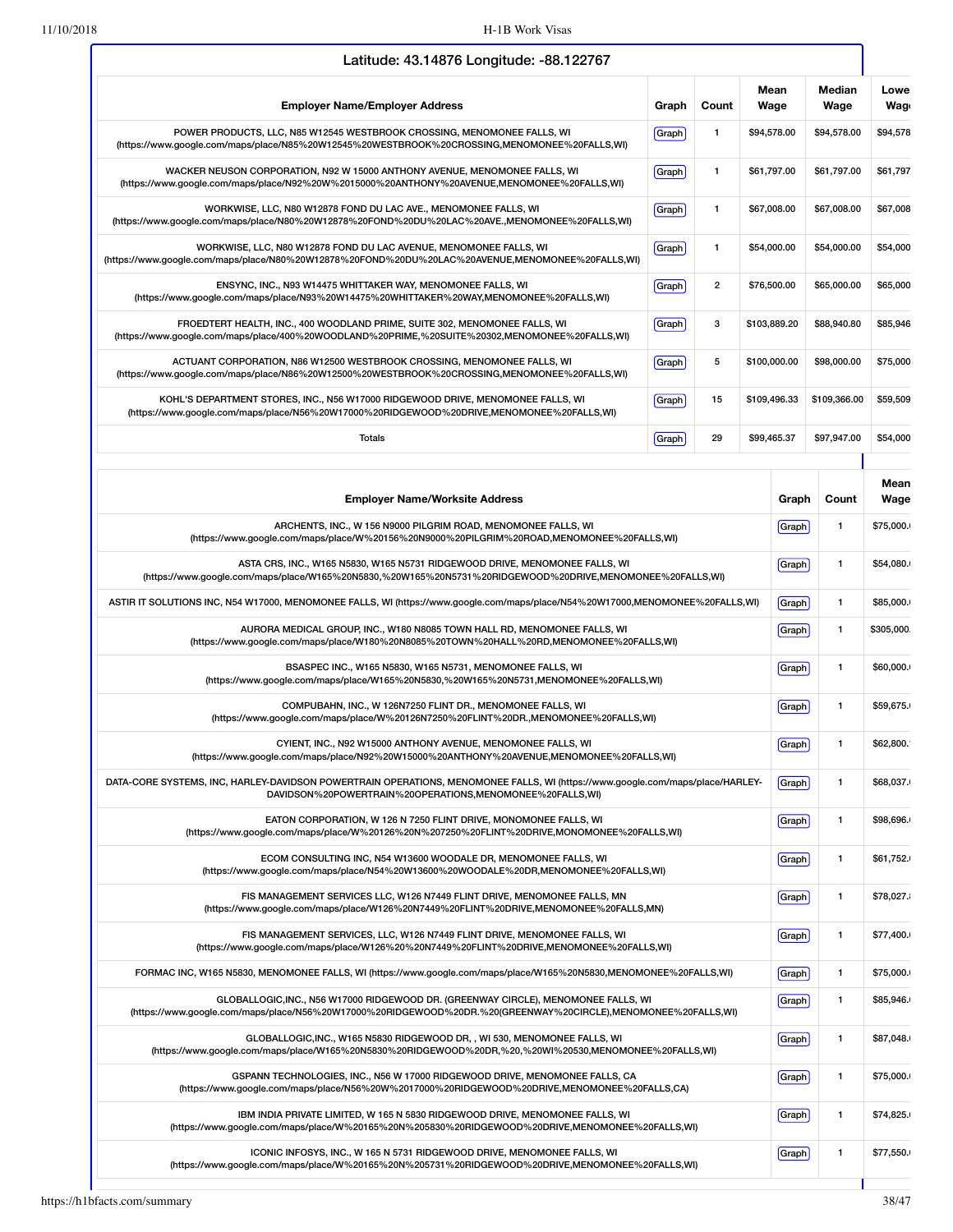## Latitude: 43.14876 Longitude: -88.122767

| Employer Name/Employer Address | Graph | Count | Mean Wage | Median Wage | Lowe Wag |
|---|---|---|---|---|---|
| POWER PRODUCTS, LLC, N85 W12545 WESTBROOK CROSSING, MENOMONEE FALLS, WI (https://www.google.com/maps/place/N85%20W12545%20WESTBROOK%20CROSSING,MENOMONEE%20FALLS,WI) | Graph | 1 | $94,578.00 | $94,578.00 | $94,578 |
| WACKER NEUSON CORPORATION, N92 W 15000 ANTHONY AVENUE, MENOMONEE FALLS, WI (https://www.google.com/maps/place/N92%20W%2015000%20ANTHONY%20AVENUE,MENOMONEE%20FALLS,WI) | Graph | 1 | $61,797.00 | $61,797.00 | $61,797 |
| WORKWISE, LLC, N80 W12878 FOND DU LAC AVE., MENOMONEE FALLS, WI (https://www.google.com/maps/place/N80%20W12878%20FOND%20DU%20LAC%20AVE.,MENOMONEE%20FALLS,WI) | Graph | 1 | $67,008.00 | $67,008.00 | $67,008 |
| WORKWISE, LLC, N80 W12878 FOND DU LAC AVENUE, MENOMONEE FALLS, WI (https://www.google.com/maps/place/N80%20W12878%20FOND%20DU%20LAC%20AVENUE,MENOMONEE%20FALLS,WI) | Graph | 1 | $54,000.00 | $54,000.00 | $54,000 |
| ENSYNC, INC., N93 W14475 WHITTAKER WAY, MENOMONEE FALLS, WI (https://www.google.com/maps/place/N93%20W14475%20WHITTAKER%20WAY,MENOMONEE%20FALLS,WI) | Graph | 2 | $76,500.00 | $65,000.00 | $65,000 |
| FROEDTERT HEALTH, INC., 400 WOODLAND PRIME, SUITE 302, MENOMONEE FALLS, WI (https://www.google.com/maps/place/400%20WOODLAND%20PRIME,%20SUITE%20302,MENOMONEE%20FALLS,WI) | Graph | 3 | $103,889.20 | $88,940.80 | $85,946 |
| ACTUANT CORPORATION, N86 W12500 WESTBROOK CROSSING, MENOMONEE FALLS, WI (https://www.google.com/maps/place/N86%20W12500%20WESTBROOK%20CROSSING,MENOMONEE%20FALLS,WI) | Graph | 5 | $100,000.00 | $98,000.00 | $75,000 |
| KOHL'S DEPARTMENT STORES, INC., N56 W17000 RIDGEWOOD DRIVE, MENOMONEE FALLS, WI (https://www.google.com/maps/place/N56%20W17000%20RIDGEWOOD%20DRIVE,MENOMONEE%20FALLS,WI) | Graph | 15 | $109,496.33 | $109,366.00 | $59,509 |
| Totals | Graph | 29 | $99,465.37 | $97,947.00 | $54,000 |

| Employer Name/Worksite Address | Graph | Count | Mean Wage |
|---|---|---|---|
| ARCHENTS, INC., W 156 N9000 PILGRIM ROAD, MENOMONEE FALLS, WI (https://www.google.com/maps/place/W%20156%20N9000%20PILGRIM%20ROAD,MENOMONEE%20FALLS,WI) | Graph | 1 | $75,000. |
| ASTA CRS, INC., W165 N5830, W165 N5731 RIDGEWOOD DRIVE, MENOMONEE FALLS, WI (https://www.google.com/maps/place/W165%20N5830,%20W165%20N5731%20RIDGEWOOD%20DRIVE,MENOMONEE%20FALLS,WI) | Graph | 1 | $54,080. |
| ASTIR IT SOLUTIONS INC, N54 W17000, MENOMONEE FALLS, WI (https://www.google.com/maps/place/N54%20W17000,MENOMONEE%20FALLS,WI) | Graph | 1 | $85,000. |
| AURORA MEDICAL GROUP, INC., W180 N8085 TOWN HALL RD, MENOMONEE FALLS, WI (https://www.google.com/maps/place/W180%20N8085%20TOWN%20HALL%20RD,MENOMONEE%20FALLS,WI) | Graph | 1 | $305,000. |
| BSASPEC INC., W165 N5830, W165 N5731, MENOMONEE FALLS, WI (https://www.google.com/maps/place/W165%20N5830,%20W165%20N5731,MENOMONEE%20FALLS,WI) | Graph | 1 | $60,000. |
| COMPUBAHN, INC., W 126N7250 FLINT DR., MENOMONEE FALLS, WI (https://www.google.com/maps/place/W%20126N7250%20FLINT%20DR.,MENOMONEE%20FALLS,WI) | Graph | 1 | $59,675. |
| CYIENT, INC., N92 W15000 ANTHONY AVENUE, MENOMONEE FALLS, WI (https://www.google.com/maps/place/N92%20W15000%20ANTHONY%20AVENUE,MENOMONEE%20FALLS,WI) | Graph | 1 | $62,800. |
| DATA-CORE SYSTEMS, INC, HARLEY-DAVIDSON POWERTRAIN OPERATIONS, MENOMONEE FALLS, WI (https://www.google.com/maps/place/HARLEY-DAVIDSON%20POWERTRAIN%20OPERATIONS,MENOMONEE%20FALLS,WI) | Graph | 1 | $68,037. |
| EATON CORPORATION, W 126 N 7250 FLINT DRIVE, MONOMONEE FALLS, WI (https://www.google.com/maps/place/W%20126%20N%207250%20FLINT%20DRIVE,MONOMONEE%20FALLS,WI) | Graph | 1 | $98,696. |
| ECOM CONSULTING INC, N54 W13600 WOODALE DR, MENOMONEE FALLS, WI (https://www.google.com/maps/place/N54%20W13600%20WOODALE%20DR,MENOMONEE%20FALLS,WI) | Graph | 1 | $61,752. |
| FIS MANAGEMENT SERVICES LLC, W126 N7449 FLINT DRIVE, MENOMONEE FALLS, MN (https://www.google.com/maps/place/W126%20N7449%20FLINT%20DRIVE,MENOMONEE%20FALLS,MN) | Graph | 1 | $78,027. |
| FIS MANAGEMENT SERVICES, LLC, W126 N7449 FLINT DRIVE, MENOMONEE FALLS, WI (https://www.google.com/maps/place/W126%20%20N7449%20FLINT%20DRIVE,MENOMONEE%20FALLS,WI) | Graph | 1 | $77,400. |
| FORMAC INC, W165 N5830, MENOMONEE FALLS, WI (https://www.google.com/maps/place/W165%20N5830,MENOMONEE%20FALLS,WI) | Graph | 1 | $75,000. |
| GLOBALLOGIC,INC., N56 W17000 RIDGEWOOD DR. (GREENWAY CIRCLE), MENOMONEE FALLS, WI (https://www.google.com/maps/place/N56%20W17000%20RIDGEWOOD%20DR.%20(GREENWAY%20CIRCLE),MENOMONEE%20FALLS,WI) | Graph | 1 | $85,946. |
| GLOBALLOGIC,INC., W165 N5830 RIDGEWOOD DR, , WI 530, MENOMONEE FALLS, WI (https://www.google.com/maps/place/W165%20N5830%20RIDGEWOOD%20DR,%20,%20WI%20530,MENOMONEE%20FALLS,WI) | Graph | 1 | $87,048. |
| GSPANN TECHNOLOGIES, INC., N56 W 17000 RIDGEWOOD DRIVE, MENOMONEE FALLS, CA (https://www.google.com/maps/place/N56%20W%2017000%20RIDGEWOOD%20DRIVE,MENOMONEE%20FALLS,CA) | Graph | 1 | $75,000. |
| IBM INDIA PRIVATE LIMITED, W 165 N 5830 RIDGEWOOD DRIVE, MENOMONEE FALLS, WI (https://www.google.com/maps/place/W%20165%20N%205830%20RIDGEWOOD%20DRIVE,MENOMONEE%20FALLS,WI) | Graph | 1 | $74,825. |
| ICONIC INFOSYS, INC., W 165 N 5731 RIDGEWOOD DRIVE, MENOMONEE FALLS, WI (https://www.google.com/maps/place/W%20165%20N%205731%20RIDGEWOOD%20DRIVE,MENOMONEE%20FALLS,WI) | Graph | 1 | $77,550. |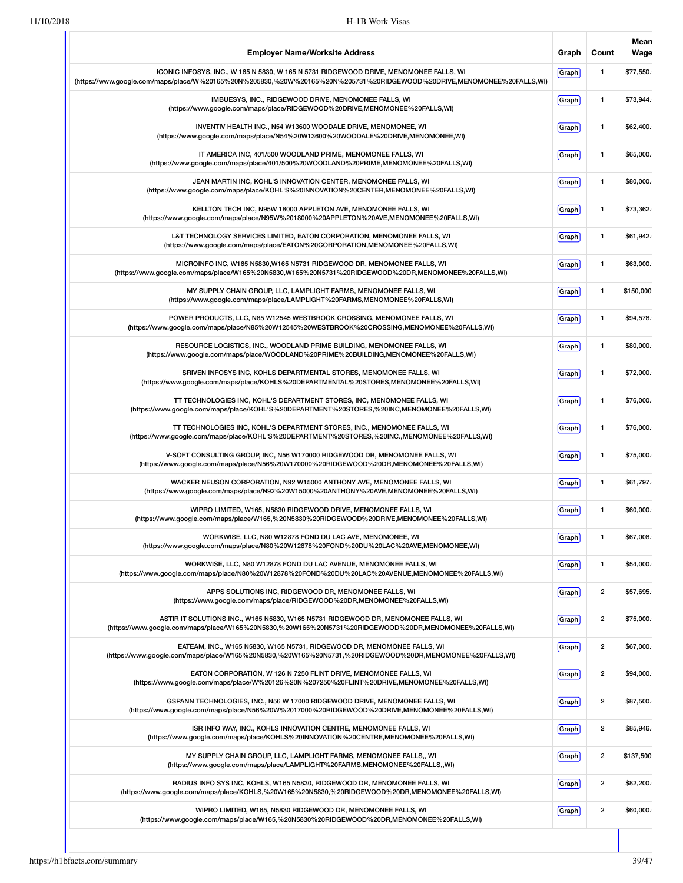| Employer Name/Worksite Address | Graph | Count | Mean Wage |
|---|---|---|---|
| ICONIC INFOSYS, INC., W 165 N 5830, W 165 N 5731 RIDGEWOOD DRIVE, MENOMONEE FALLS, WI (https://www.google.com/maps/place/W%20165%20N%205830,%20W%20165%20N%205731%20RIDGEWOOD%20DRIVE,MENOMONEE%20FALLS,WI) | Graph | 1 | $77,550. |
| IMBUESYS, INC., RIDGEWOOD DRIVE, MENOMONEE FALLS, WI (https://www.google.com/maps/place/RIDGEWOOD%20DRIVE,MENOMONEE%20FALLS,WI) | Graph | 1 | $73,944. |
| INVENTIV HEALTH INC., N54 W13600 WOODALE DRIVE, MENOMONEE, WI (https://www.google.com/maps/place/N54%20W13600%20WOODALE%20DRIVE,MENOMONEE,WI) | Graph | 1 | $62,400. |
| IT AMERICA INC, 401/500 WOODLAND PRIME, MENOMONEE FALLS, WI (https://www.google.com/maps/place/401/500%20WOODLAND%20PRIME,MENOMONEE%20FALLS,WI) | Graph | 1 | $65,000. |
| JEAN MARTIN INC, KOHL'S INNOVATION CENTER, MENOMONEE FALLS, WI (https://www.google.com/maps/place/KOHL'S%20INNOVATION%20CENTER,MENOMONEE%20FALLS,WI) | Graph | 1 | $80,000. |
| KELLTON TECH INC, N95W 18000 APPLETON AVE, MENOMONEE FALLS, WI (https://www.google.com/maps/place/N95W%2018000%20APPLETON%20AVE,MENOMONEE%20FALLS,WI) | Graph | 1 | $73,362. |
| L&T TECHNOLOGY SERVICES LIMITED, EATON CORPORATION, MENOMONEE FALLS, WI (https://www.google.com/maps/place/EATON%20CORPORATION,MENOMONEE%20FALLS,WI) | Graph | 1 | $61,942. |
| MICROINFO INC, W165 N5830,W165 N5731 RIDGEWOOD DR, MENOMONEE FALLS, WI (https://www.google.com/maps/place/W165%20N5830,W165%20N5731%20RIDGEWOOD%20DR,MENOMONEE%20FALLS,WI) | Graph | 1 | $63,000. |
| MY SUPPLY CHAIN GROUP, LLC, LAMPLIGHT FARMS, MENOMONEE FALLS, WI (https://www.google.com/maps/place/LAMPLIGHT%20FARMS,MENOMONEE%20FALLS,WI) | Graph | 1 | $150,000. |
| POWER PRODUCTS, LLC, N85 W12545 WESTBROOK CROSSING, MENOMONEE FALLS, WI (https://www.google.com/maps/place/N85%20W12545%20WESTBROOK%20CROSSING,MENOMONEE%20FALLS,WI) | Graph | 1 | $94,578. |
| RESOURCE LOGISTICS, INC., WOODLAND PRIME BUILDING, MENOMONEE FALLS, WI (https://www.google.com/maps/place/WOODLAND%20PRIME%20BUILDING,MENOMONEE%20FALLS,WI) | Graph | 1 | $80,000. |
| SRIVEN INFOSYS INC, KOHLS DEPARTMENTAL STORES, MENOMONEE FALLS, WI (https://www.google.com/maps/place/KOHLS%20DEPARTMENTAL%20STORES,MENOMONEE%20FALLS,WI) | Graph | 1 | $72,000. |
| TT TECHNOLOGIES INC, KOHL'S DEPARTMENT STORES, INC, MENOMONEE FALLS, WI (https://www.google.com/maps/place/KOHL'S%20DEPARTMENT%20STORES,%20INC,MENOMONEE%20FALLS,WI) | Graph | 1 | $76,000. |
| TT TECHNOLOGIES INC, KOHL'S DEPARTMENT STORES, INC., MENOMONEE FALLS, WI (https://www.google.com/maps/place/KOHL'S%20DEPARTMENT%20STORES,%20INC.,MENOMONEE%20FALLS,WI) | Graph | 1 | $76,000. |
| V-SOFT CONSULTING GROUP, INC, N56 W170000 RIDGEWOOD DR, MENOMONEE FALLS, WI (https://www.google.com/maps/place/N56%20W170000%20RIDGEWOOD%20DR,MENOMONEE%20FALLS,WI) | Graph | 1 | $75,000. |
| WACKER NEUSON CORPORATION, N92 W15000 ANTHONY AVE, MENOMONEE FALLS, WI (https://www.google.com/maps/place/N92%20W15000%20ANTHONY%20AVE,MENOMONEE%20FALLS,WI) | Graph | 1 | $61,797. |
| WIPRO LIMITED, W165, N5830 RIDGEWOOD DRIVE, MENOMONEE FALLS, WI (https://www.google.com/maps/place/W165,%20N5830%20RIDGEWOOD%20DRIVE,MENOMONEE%20FALLS,WI) | Graph | 1 | $60,000. |
| WORKWISE, LLC, N80 W12878 FOND DU LAC AVE, MENOMONEE, WI (https://www.google.com/maps/place/N80%20W12878%20FOND%20DU%20LAC%20AVE,MENOMONEE,WI) | Graph | 1 | $67,008. |
| WORKWISE, LLC, N80 W12878 FOND DU LAC AVENUE, MENOMONEE FALLS, WI (https://www.google.com/maps/place/N80%20W12878%20FOND%20DU%20LAC%20AVENUE,MENOMONEE%20FALLS,WI) | Graph | 1 | $54,000. |
| APPS SOLUTIONS INC, RIDGEWOOD DR, MENOMONEE FALLS, WI (https://www.google.com/maps/place/RIDGEWOOD%20DR,MENOMONEE%20FALLS,WI) | Graph | 2 | $57,695. |
| ASTIR IT SOLUTIONS INC., W165 N5830, W165 N5731 RIDGEWOOD DR, MENOMONEE FALLS, WI (https://www.google.com/maps/place/W165%20N5830,%20W165%20N5731%20RIDGEWOOD%20DR,MENOMONEE%20FALLS,WI) | Graph | 2 | $75,000. |
| EATEAM, INC., W165 N5830, W165 N5731, RIDGEWOOD DR, MENOMONEE FALLS, WI (https://www.google.com/maps/place/W165%20N5830,%20W165%20N5731,%20RIDGEWOOD%20DR,MENOMONEE%20FALLS,WI) | Graph | 2 | $67,000. |
| EATON CORPORATION, W 126 N 7250 FLINT DRIVE, MENOMONEE FALLS, WI (https://www.google.com/maps/place/W%20126%20N%207250%20FLINT%20DRIVE,MENOMONEE%20FALLS,WI) | Graph | 2 | $94,000. |
| GSPANN TECHNOLOGIES, INC., N56 W 17000 RIDGEWOOD DRIVE, MENOMONEE FALLS, WI (https://www.google.com/maps/place/N56%20W%2017000%20RIDGEWOOD%20DRIVE,MENOMONEE%20FALLS,WI) | Graph | 2 | $87,500. |
| ISR INFO WAY, INC., KOHLS INNOVATION CENTRE, MENOMONEE FALLS, WI (https://www.google.com/maps/place/KOHLS%20INNOVATION%20CENTRE,MENOMONEE%20FALLS,WI) | Graph | 2 | $85,946. |
| MY SUPPLY CHAIN GROUP, LLC, LAMPLIGHT FARMS, MENOMONEE FALLS,, WI (https://www.google.com/maps/place/LAMPLIGHT%20FARMS,MENOMONEE%20FALLS,,WI) | Graph | 2 | $137,500. |
| RADIUS INFO SYS INC, KOHLS, W165 N5830, RIDGEWOOD DR, MENOMONEE FALLS, WI (https://www.google.com/maps/place/KOHLS,%20W165%20N5830,%20RIDGEWOOD%20DR,MENOMONEE%20FALLS,WI) | Graph | 2 | $82,200. |
| WIPRO LIMITED, W165, N5830 RIDGEWOOD DR, MENOMONEE FALLS, WI (https://www.google.com/maps/place/W165,%20N5830%20RIDGEWOOD%20DR,MENOMONEE%20FALLS,WI) | Graph | 2 | $60,000. |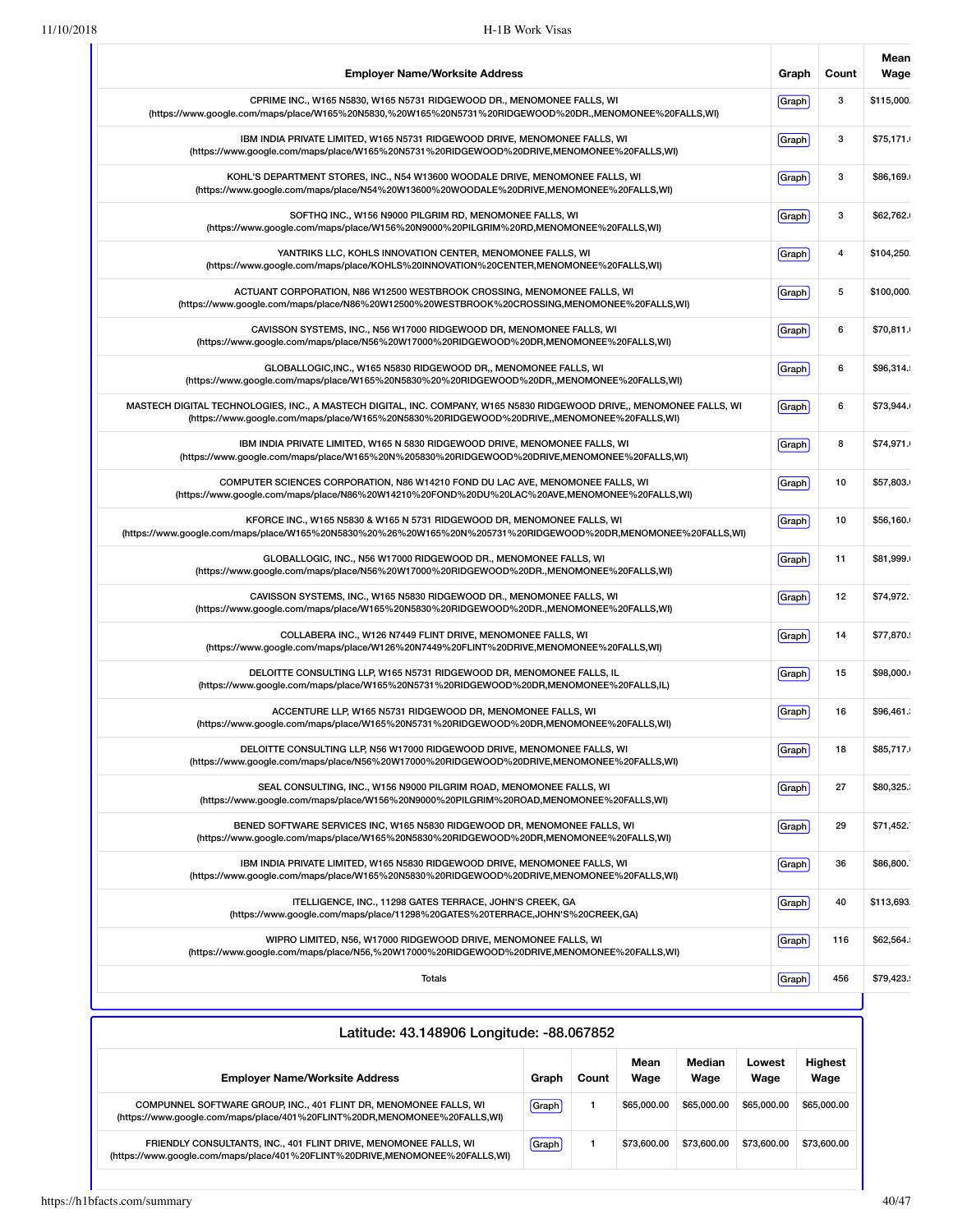| Employer Name/Worksite Address | Graph | Count | Mean Wage |
|---|---|---|---|
| CPRIME INC., W165 N5830, W165 N5731 RIDGEWOOD DR., MENOMONEE FALLS, WI (https://www.google.com/maps/place/W165%20N5830,%20W165%20N5731%20RIDGEWOOD%20DR.,MENOMONEE%20FALLS,WI) | Graph | 3 | $115,000. |
| IBM INDIA PRIVATE LIMITED, W165 N5731 RIDGEWOOD DRIVE, MENOMONEE FALLS, WI (https://www.google.com/maps/place/W165%20N5731%20RIDGEWOOD%20DRIVE,MENOMONEE%20FALLS,WI) | Graph | 3 | $75,171. |
| KOHL'S DEPARTMENT STORES, INC., N54 W13600 WOODALE DRIVE, MENOMONEE FALLS, WI (https://www.google.com/maps/place/N54%20W13600%20WOODALE%20DRIVE,MENOMONEE%20FALLS,WI) | Graph | 3 | $86,169. |
| SOFTHQ INC., W156 N9000 PILGRIM RD, MENOMONEE FALLS, WI (https://www.google.com/maps/place/W156%20N9000%20PILGRIM%20RD,MENOMONEE%20FALLS,WI) | Graph | 3 | $62,762. |
| YANTRIKS LLC, KOHLS INNOVATION CENTER, MENOMONEE FALLS, WI (https://www.google.com/maps/place/KOHLS%20INNOVATION%20CENTER,MENOMONEE%20FALLS,WI) | Graph | 4 | $104,250. |
| ACTUANT CORPORATION, N86 W12500 WESTBROOK CROSSING, MENOMONEE FALLS, WI (https://www.google.com/maps/place/N86%20W12500%20WESTBROOK%20CROSSING,MENOMONEE%20FALLS,WI) | Graph | 5 | $100,000. |
| CAVISSON SYSTEMS, INC., N56 W17000 RIDGEWOOD DR, MENOMONEE FALLS, WI (https://www.google.com/maps/place/N56%20W17000%20RIDGEWOOD%20DR,MENOMONEE%20FALLS,WI) | Graph | 6 | $70,811. |
| GLOBALLOGIC,INC., W165 N5830 RIDGEWOOD DR,, MENOMONEE FALLS, WI (https://www.google.com/maps/place/W165%20N5830%20%20RIDGEWOOD%20DR,,MENOMONEE%20FALLS,WI) | Graph | 6 | $96,314. |
| MASTECH DIGITAL TECHNOLOGIES, INC., A MASTECH DIGITAL, INC. COMPANY, W165 N5830 RIDGEWOOD DRIVE,, MENOMONEE FALLS, WI (https://www.google.com/maps/place/W165%20N5830%20RIDGEWOOD%20DRIVE,,MENOMONEE%20FALLS,WI) | Graph | 6 | $73,944. |
| IBM INDIA PRIVATE LIMITED, W165 N 5830 RIDGEWOOD DRIVE, MENOMONEE FALLS, WI (https://www.google.com/maps/place/W165%20N%205830%20RIDGEWOOD%20DRIVE,MENOMONEE%20FALLS,WI) | Graph | 8 | $74,971. |
| COMPUTER SCIENCES CORPORATION, N86 W14210 FOND DU LAC AVE, MENOMONEE FALLS, WI (https://www.google.com/maps/place/N86%20W14210%20FOND%20DU%20LAC%20AVE,MENOMONEE%20FALLS,WI) | Graph | 10 | $57,803. |
| KFORCE INC., W165 N5830 & W165 N 5731 RIDGEWOOD DR, MENOMONEE FALLS, WI (https://www.google.com/maps/place/W165%20N5830%20%26%20W165%20N%205731%20RIDGEWOOD%20DR,MENOMONEE%20FALLS,WI) | Graph | 10 | $56,160. |
| GLOBALLOGIC, INC., N56 W17000 RIDGEWOOD DR., MENOMONEE FALLS, WI (https://www.google.com/maps/place/N56%20W17000%20RIDGEWOOD%20DR.,MENOMONEE%20FALLS,WI) | Graph | 11 | $81,999. |
| CAVISSON SYSTEMS, INC., W165 N5830 RIDGEWOOD DR., MENOMONEE FALLS, WI (https://www.google.com/maps/place/W165%20N5830%20RIDGEWOOD%20DR.,MENOMONEE%20FALLS,WI) | Graph | 12 | $74,972. |
| COLLABERA INC., W126 N7449 FLINT DRIVE, MENOMONEE FALLS, WI (https://www.google.com/maps/place/W126%20N7449%20FLINT%20DRIVE,MENOMONEE%20FALLS,WI) | Graph | 14 | $77,870. |
| DELOITTE CONSULTING LLP, W165 N5731 RIDGEWOOD DR, MENOMONEE FALLS, IL (https://www.google.com/maps/place/W165%20N5731%20RIDGEWOOD%20DR,MENOMONEE%20FALLS,IL) | Graph | 15 | $98,000. |
| ACCENTURE LLP, W165 N5731 RIDGEWOOD DR, MENOMONEE FALLS, WI (https://www.google.com/maps/place/W165%20N5731%20RIDGEWOOD%20DR,MENOMONEE%20FALLS,WI) | Graph | 16 | $96,461. |
| DELOITTE CONSULTING LLP, N56 W17000 RIDGEWOOD DRIVE, MENOMONEE FALLS, WI (https://www.google.com/maps/place/N56%20W17000%20RIDGEWOOD%20DRIVE,MENOMONEE%20FALLS,WI) | Graph | 18 | $85,717. |
| SEAL CONSULTING, INC., W156 N9000 PILGRIM ROAD, MENOMONEE FALLS, WI (https://www.google.com/maps/place/W156%20N9000%20PILGRIM%20ROAD,MENOMONEE%20FALLS,WI) | Graph | 27 | $80,325. |
| BENED SOFTWARE SERVICES INC, W165 N5830 RIDGEWOOD DR, MENOMONEE FALLS, WI (https://www.google.com/maps/place/W165%20N5830%20RIDGEWOOD%20DR,MENOMONEE%20FALLS,WI) | Graph | 29 | $71,452. |
| IBM INDIA PRIVATE LIMITED, W165 N5830 RIDGEWOOD DRIVE, MENOMONEE FALLS, WI (https://www.google.com/maps/place/W165%20N5830%20RIDGEWOOD%20DRIVE,MENOMONEE%20FALLS,WI) | Graph | 36 | $86,800. |
| ITELLIGENCE, INC., 11298 GATES TERRACE, JOHN'S CREEK, GA (https://www.google.com/maps/place/11298%20GATES%20TERRACE,JOHN'S%20CREEK,GA) | Graph | 40 | $113,693. |
| WIPRO LIMITED, N56, W17000 RIDGEWOOD DRIVE, MENOMONEE FALLS, WI (https://www.google.com/maps/place/N56,%20W17000%20RIDGEWOOD%20DRIVE,MENOMONEE%20FALLS,WI) | Graph | 116 | $62,564. |
| Totals | Graph | 456 | $79,423. |

## Latitude: 43.148906 Longitude: -88.067852

| Employer Name/Worksite Address | Graph | Count | Mean Wage | Median Wage | Lowest Wage | Highest Wage |
|---|---|---|---|---|---|---|
| COMPUNNEL SOFTWARE GROUP, INC., 401 FLINT DR, MENOMONEE FALLS, WI (https://www.google.com/maps/place/401%20FLINT%20DR,MENOMONEE%20FALLS,WI) | Graph | 1 | $65,000.00 | $65,000.00 | $65,000.00 | $65,000.00 |
| FRIENDLY CONSULTANTS, INC., 401 FLINT DRIVE, MENOMONEE FALLS, WI (https://www.google.com/maps/place/401%20FLINT%20DRIVE,MENOMONEE%20FALLS,WI) | Graph | 1 | $73,600.00 | $73,600.00 | $73,600.00 | $73,600.00 |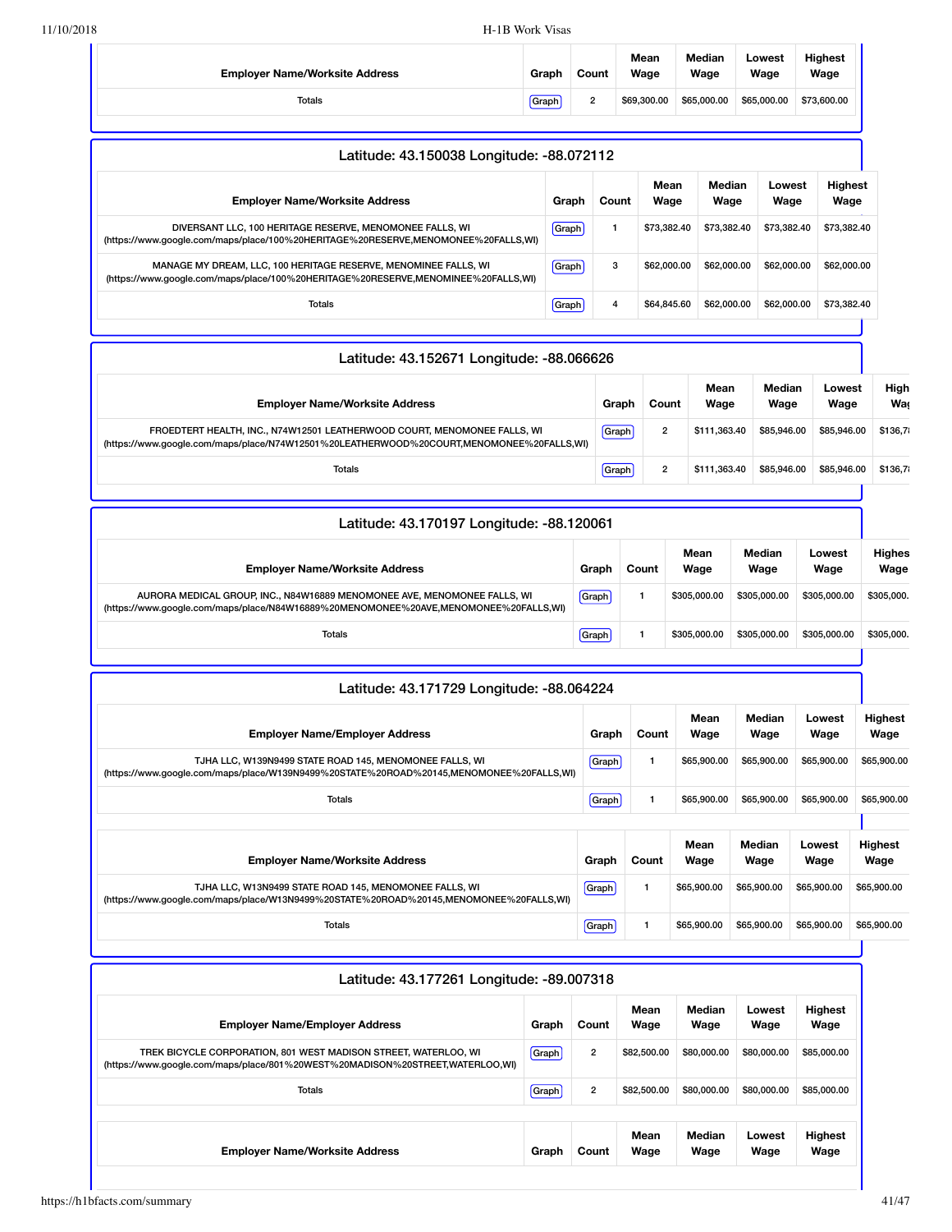| Employer Name/Worksite Address | Graph | Count | Mean Wage | Median Wage | Lowest Wage | Highest Wage |
|---|---|---|---|---|---|---|
| Totals | Graph | 2 | $69,300.00 | $65,000.00 | $65,000.00 | $73,600.00 |

### Latitude: 43.150038 Longitude: -88.072112

| Employer Name/Worksite Address | Graph | Count | Mean Wage | Median Wage | Lowest Wage | Highest Wage |
|---|---|---|---|---|---|---|
| DIVERSANT LLC, 100 HERITAGE RESERVE, MENOMONEE FALLS, WI (https://www.google.com/maps/place/100%20HERITAGE%20RESERVE,MENOMONEE%20FALLS,WI) | Graph | 1 | $73,382.40 | $73,382.40 | $73,382.40 | $73,382.40 |
| MANAGE MY DREAM, LLC, 100 HERITAGE RESERVE, MENOMINEE FALLS, WI (https://www.google.com/maps/place/100%20HERITAGE%20RESERVE,MENOMINEE%20FALLS,WI) | Graph | 3 | $62,000.00 | $62,000.00 | $62,000.00 | $62,000.00 |
| Totals | Graph | 4 | $64,845.60 | $62,000.00 | $62,000.00 | $73,382.40 |

### Latitude: 43.152671 Longitude: -88.066626

| Employer Name/Worksite Address | Graph | Count | Mean Wage | Median Wage | Lowest Wage | Highest Wage |
|---|---|---|---|---|---|---|
| FROEDTERT HEALTH, INC., N74W12501 LEATHERWOOD COURT, MENOMONEE FALLS, WI (https://www.google.com/maps/place/N74W12501%20LEATHERWOOD%20COURT,MENOMONEE%20FALLS,WI) | Graph | 2 | $111,363.40 | $85,946.00 | $85,946.00 | $136,7 |
| Totals | Graph | 2 | $111,363.40 | $85,946.00 | $85,946.00 | $136,7 |

### Latitude: 43.170197 Longitude: -88.120061

| Employer Name/Worksite Address | Graph | Count | Mean Wage | Median Wage | Lowest Wage | Highest Wage |
|---|---|---|---|---|---|---|
| AURORA MEDICAL GROUP, INC., N84W16889 MENOMONEE AVE, MENOMONEE FALLS, WI (https://www.google.com/maps/place/N84W16889%20MENOMONEE%20AVE,MENOMONEE%20FALLS,WI) | Graph | 1 | $305,000.00 | $305,000.00 | $305,000.00 | $305,000. |
| Totals | Graph | 1 | $305,000.00 | $305,000.00 | $305,000.00 | $305,000. |

### Latitude: 43.171729 Longitude: -88.064224

| Employer Name/Employer Address | Graph | Count | Mean Wage | Median Wage | Lowest Wage | Highest Wage |
|---|---|---|---|---|---|---|
| TJHA LLC, W139N9499 STATE ROAD 145, MENOMONEE FALLS, WI (https://www.google.com/maps/place/W139N9499%20STATE%20ROAD%20145,MENOMONEE%20FALLS,WI) | Graph | 1 | $65,900.00 | $65,900.00 | $65,900.00 | $65,900.00 |
| Totals | Graph | 1 | $65,900.00 | $65,900.00 | $65,900.00 | $65,900.00 |

| Employer Name/Worksite Address | Graph | Count | Mean Wage | Median Wage | Lowest Wage | Highest Wage |
|---|---|---|---|---|---|---|
| TJHA LLC, W13N9499 STATE ROAD 145, MENOMONEE FALLS, WI (https://www.google.com/maps/place/W13N9499%20STATE%20ROAD%20145,MENOMONEE%20FALLS,WI) | Graph | 1 | $65,900.00 | $65,900.00 | $65,900.00 | $65,900.00 |
| Totals | Graph | 1 | $65,900.00 | $65,900.00 | $65,900.00 | $65,900.00 |

### Latitude: 43.177261 Longitude: -89.007318

| Employer Name/Employer Address | Graph | Count | Mean Wage | Median Wage | Lowest Wage | Highest Wage |
|---|---|---|---|---|---|---|
| TREK BICYCLE CORPORATION, 801 WEST MADISON STREET, WATERLOO, WI (https://www.google.com/maps/place/801%20WEST%20MADISON%20STREET,WATERLOO,WI) | Graph | 2 | $82,500.00 | $80,000.00 | $80,000.00 | $85,000.00 |
| Totals | Graph | 2 | $82,500.00 | $80,000.00 | $80,000.00 | $85,000.00 |

| Employer Name/Worksite Address | Graph | Count | Mean Wage | Median Wage | Lowest Wage | Highest Wage |
|---|---|---|---|---|---|---|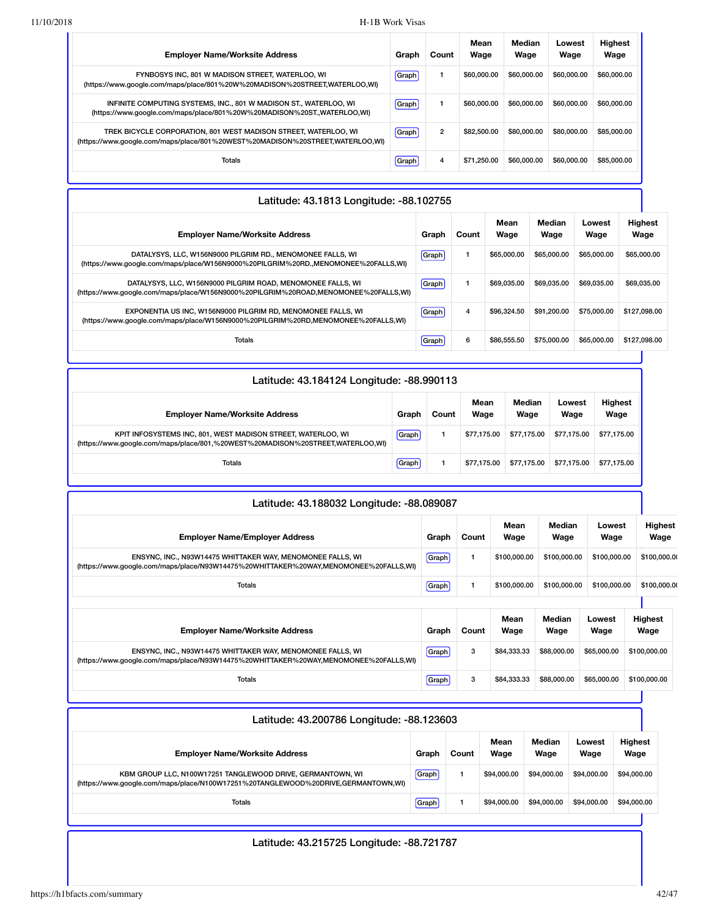| Employer Name/Worksite Address | Graph | Count | Mean Wage | Median Wage | Lowest Wage | Highest Wage |
|---|---|---|---|---|---|---|
| FYNBOSYS INC, 801 W MADISON STREET, WATERLOO, WI (https://www.google.com/maps/place/801%20W%20MADISON%20STREET,WATERLOO,WI) | Graph | 1 | $60,000.00 | $60,000.00 | $60,000.00 | $60,000.00 |
| INFINITE COMPUTING SYSTEMS, INC., 801 W MADISON ST., WATERLOO, WI (https://www.google.com/maps/place/801%20W%20MADISON%20ST.,WATERLOO,WI) | Graph | 1 | $60,000.00 | $60,000.00 | $60,000.00 | $60,000.00 |
| TREK BICYCLE CORPORATION, 801 WEST MADISON STREET, WATERLOO, WI (https://www.google.com/maps/place/801%20WEST%20MADISON%20STREET,WATERLOO,WI) | Graph | 2 | $82,500.00 | $80,000.00 | $80,000.00 | $85,000.00 |
| Totals | Graph | 4 | $71,250.00 | $60,000.00 | $60,000.00 | $85,000.00 |

## Latitude: 43.1813 Longitude: -88.102755

| Employer Name/Worksite Address | Graph | Count | Mean Wage | Median Wage | Lowest Wage | Highest Wage |
|---|---|---|---|---|---|---|
| DATALYSYS, LLC, W156N9000 PILGRIM RD., MENOMONEE FALLS, WI (https://www.google.com/maps/place/W156N9000%20PILGRIM%20RD.,MENOMONEE%20FALLS,WI) | Graph | 1 | $65,000.00 | $65,000.00 | $65,000.00 | $65,000.00 |
| DATALYSYS, LLC, W156N9000 PILGRIM ROAD, MENOMONEE FALLS, WI (https://www.google.com/maps/place/W156N9000%20PILGRIM%20ROAD,MENOMONEE%20FALLS,WI) | Graph | 1 | $69,035.00 | $69,035.00 | $69,035.00 | $69,035.00 |
| EXPONENTIA US INC, W156N9000 PILGRIM RD, MENOMONEE FALLS, WI (https://www.google.com/maps/place/W156N9000%20PILGRIM%20RD,MENOMONEE%20FALLS,WI) | Graph | 4 | $96,324.50 | $91,200.00 | $75,000.00 | $127,098.00 |
| Totals | Graph | 6 | $86,555.50 | $75,000.00 | $65,000.00 | $127,098.00 |

## Latitude: 43.184124 Longitude: -88.990113

| Employer Name/Worksite Address | Graph | Count | Mean Wage | Median Wage | Lowest Wage | Highest Wage |
|---|---|---|---|---|---|---|
| KPIT INFOSYSTEMS INC, 801, WEST MADISON STREET, WATERLOO, WI (https://www.google.com/maps/place/801,%20WEST%20MADISON%20STREET,WATERLOO,WI) | Graph | 1 | $77,175.00 | $77,175.00 | $77,175.00 | $77,175.00 |
| Totals | Graph | 1 | $77,175.00 | $77,175.00 | $77,175.00 | $77,175.00 |

## Latitude: 43.188032 Longitude: -88.089087

| Employer Name/Employer Address | Graph | Count | Mean Wage | Median Wage | Lowest Wage | Highest Wage |
|---|---|---|---|---|---|---|
| ENSYNC, INC., N93W14475 WHITTAKER WAY, MENOMONEE FALLS, WI (https://www.google.com/maps/place/N93W14475%20WHITTAKER%20WAY,MENOMONEE%20FALLS,WI) | Graph | 1 | $100,000.00 | $100,000.00 | $100,000.00 | $100,000.00 |
| Totals | Graph | 1 | $100,000.00 | $100,000.00 | $100,000.00 | $100,000.00 |

| Employer Name/Worksite Address | Graph | Count | Mean Wage | Median Wage | Lowest Wage | Highest Wage |
|---|---|---|---|---|---|---|
| ENSYNC, INC., N93W14475 WHITTAKER WAY, MENOMONEE FALLS, WI (https://www.google.com/maps/place/N93W14475%20WHITTAKER%20WAY,MENOMONEE%20FALLS,WI) | Graph | 3 | $84,333.33 | $88,000.00 | $65,000.00 | $100,000.00 |
| Totals | Graph | 3 | $84,333.33 | $88,000.00 | $65,000.00 | $100,000.00 |

## Latitude: 43.200786 Longitude: -88.123603

| Employer Name/Worksite Address | Graph | Count | Mean Wage | Median Wage | Lowest Wage | Highest Wage |
|---|---|---|---|---|---|---|
| KBM GROUP LLC, N100W17251 TANGLEWOOD DRIVE, GERMANTOWN, WI (https://www.google.com/maps/place/N100W17251%20TANGLEWOOD%20DRIVE,GERMANTOWN,WI) | Graph | 1 | $94,000.00 | $94,000.00 | $94,000.00 | $94,000.00 |
| Totals | Graph | 1 | $94,000.00 | $94,000.00 | $94,000.00 | $94,000.00 |

## Latitude: 43.215725 Longitude: -88.721787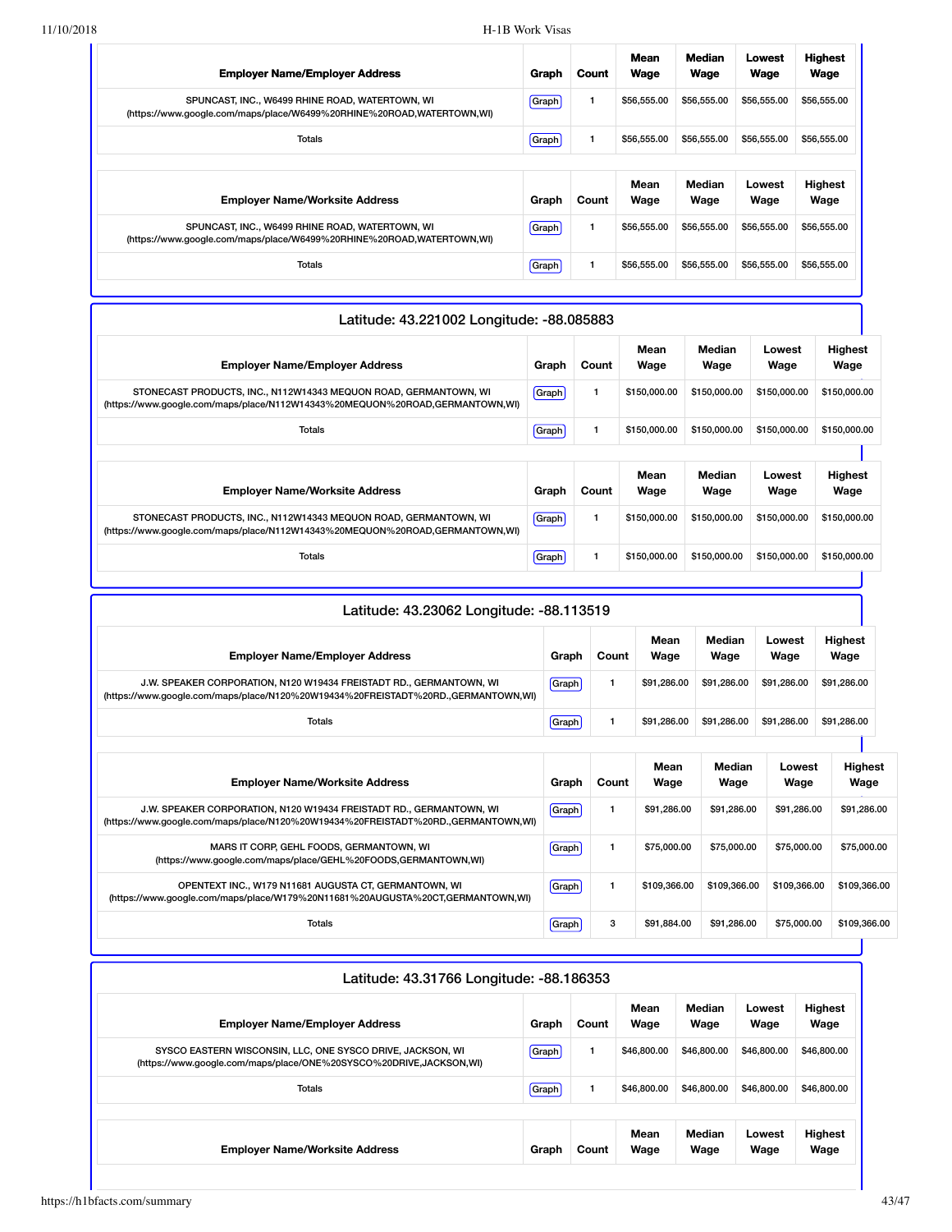| Employer Name/Employer Address | Graph | Count | Mean Wage | Median Wage | Lowest Wage | Highest Wage |
|---|---|---|---|---|---|---|
| SPUNCAST, INC., W6499 RHINE ROAD, WATERTOWN, WI (https://www.google.com/maps/place/W6499%20RHINE%20ROAD,WATERTOWN,WI) | Graph | 1 | $56,555.00 | $56,555.00 | $56,555.00 | $56,555.00 |
| Totals | Graph | 1 | $56,555.00 | $56,555.00 | $56,555.00 | $56,555.00 |

| Employer Name/Worksite Address | Graph | Count | Mean Wage | Median Wage | Lowest Wage | Highest Wage |
|---|---|---|---|---|---|---|
| SPUNCAST, INC., W6499 RHINE ROAD, WATERTOWN, WI (https://www.google.com/maps/place/W6499%20RHINE%20ROAD,WATERTOWN,WI) | Graph | 1 | $56,555.00 | $56,555.00 | $56,555.00 | $56,555.00 |
| Totals | Graph | 1 | $56,555.00 | $56,555.00 | $56,555.00 | $56,555.00 |

## Latitude: 43.221002 Longitude: -88.085883

| Employer Name/Employer Address | Graph | Count | Mean Wage | Median Wage | Lowest Wage | Highest Wage |
|---|---|---|---|---|---|---|
| STONECAST PRODUCTS, INC., N112W14343 MEQUON ROAD, GERMANTOWN, WI (https://www.google.com/maps/place/N112W14343%20MEQUON%20ROAD,GERMANTOWN,WI) | Graph | 1 | $150,000.00 | $150,000.00 | $150,000.00 | $150,000.00 |
| Totals | Graph | 1 | $150,000.00 | $150,000.00 | $150,000.00 | $150,000.00 |

| Employer Name/Worksite Address | Graph | Count | Mean Wage | Median Wage | Lowest Wage | Highest Wage |
|---|---|---|---|---|---|---|
| STONECAST PRODUCTS, INC., N112W14343 MEQUON ROAD, GERMANTOWN, WI (https://www.google.com/maps/place/N112W14343%20MEQUON%20ROAD,GERMANTOWN,WI) | Graph | 1 | $150,000.00 | $150,000.00 | $150,000.00 | $150,000.00 |
| Totals | Graph | 1 | $150,000.00 | $150,000.00 | $150,000.00 | $150,000.00 |

## Latitude: 43.23062 Longitude: -88.113519

| Employer Name/Employer Address | Graph | Count | Mean Wage | Median Wage | Lowest Wage | Highest Wage |
|---|---|---|---|---|---|---|
| J.W. SPEAKER CORPORATION, N120 W19434 FREISTADT RD., GERMANTOWN, WI (https://www.google.com/maps/place/N120%20W19434%20FREISTADT%20RD.,GERMANTOWN,WI) | Graph | 1 | $91,286.00 | $91,286.00 | $91,286.00 | $91,286.00 |
| Totals | Graph | 1 | $91,286.00 | $91,286.00 | $91,286.00 | $91,286.00 |

| Employer Name/Worksite Address | Graph | Count | Mean Wage | Median Wage | Lowest Wage | Highest Wage |
|---|---|---|---|---|---|---|
| J.W. SPEAKER CORPORATION, N120 W19434 FREISTADT RD., GERMANTOWN, WI (https://www.google.com/maps/place/N120%20W19434%20FREISTADT%20RD.,GERMANTOWN,WI) | Graph | 1 | $91,286.00 | $91,286.00 | $91,286.00 | $91,286.00 |
| MARS IT CORP, GEHL FOODS, GERMANTOWN, WI (https://www.google.com/maps/place/GEHL%20FOODS,GERMANTOWN,WI) | Graph | 1 | $75,000.00 | $75,000.00 | $75,000.00 | $75,000.00 |
| OPENTEXT INC., W179 N11681 AUGUSTA CT, GERMANTOWN, WI (https://www.google.com/maps/place/W179%20N11681%20AUGUSTA%20CT,GERMANTOWN,WI) | Graph | 1 | $109,366.00 | $109,366.00 | $109,366.00 | $109,366.00 |
| Totals | Graph | 3 | $91,884.00 | $91,286.00 | $75,000.00 | $109,366.00 |

## Latitude: 43.31766 Longitude: -88.186353

| Employer Name/Employer Address | Graph | Count | Mean Wage | Median Wage | Lowest Wage | Highest Wage |
|---|---|---|---|---|---|---|
| SYSCO EASTERN WISCONSIN, LLC, ONE SYSCO DRIVE, JACKSON, WI (https://www.google.com/maps/place/ONE%20SYSCO%20DRIVE,JACKSON,WI) | Graph | 1 | $46,800.00 | $46,800.00 | $46,800.00 | $46,800.00 |
| Totals | Graph | 1 | $46,800.00 | $46,800.00 | $46,800.00 | $46,800.00 |

| Employer Name/Worksite Address | Graph | Count | Mean Wage | Median Wage | Lowest Wage | Highest Wage |
|---|---|---|---|---|---|---|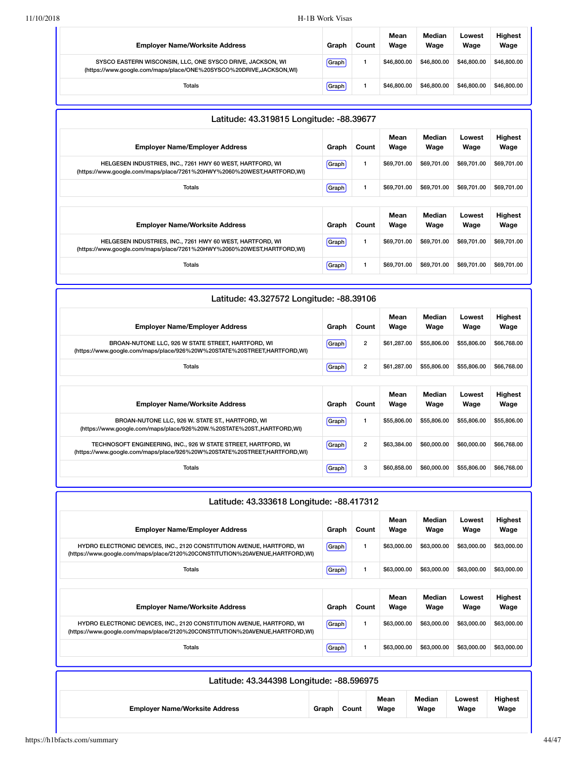| Employer Name/Worksite Address | Graph | Count | Mean Wage | Median Wage | Lowest Wage | Highest Wage |
|---|---|---|---|---|---|---|
| SYSCO EASTERN WISCONSIN, LLC, ONE SYSCO DRIVE, JACKSON, WI (https://www.google.com/maps/place/ONE%20SYSCO%20DRIVE,JACKSON,WI) | Graph | 1 | $46,800.00 | $46,800.00 | $46,800.00 | $46,800.00 |
| Totals | Graph | 1 | $46,800.00 | $46,800.00 | $46,800.00 | $46,800.00 |

## Latitude: 43.319815 Longitude: -88.39677

| Employer Name/Employer Address | Graph | Count | Mean Wage | Median Wage | Lowest Wage | Highest Wage |
|---|---|---|---|---|---|---|
| HELGESEN INDUSTRIES, INC., 7261 HWY 60 WEST, HARTFORD, WI (https://www.google.com/maps/place/7261%20HWY%2060%20WEST,HARTFORD,WI) | Graph | 1 | $69,701.00 | $69,701.00 | $69,701.00 | $69,701.00 |
| Totals | Graph | 1 | $69,701.00 | $69,701.00 | $69,701.00 | $69,701.00 |

| Employer Name/Worksite Address | Graph | Count | Mean Wage | Median Wage | Lowest Wage | Highest Wage |
|---|---|---|---|---|---|---|
| HELGESEN INDUSTRIES, INC., 7261 HWY 60 WEST, HARTFORD, WI (https://www.google.com/maps/place/7261%20HWY%2060%20WEST,HARTFORD,WI) | Graph | 1 | $69,701.00 | $69,701.00 | $69,701.00 | $69,701.00 |
| Totals | Graph | 1 | $69,701.00 | $69,701.00 | $69,701.00 | $69,701.00 |

## Latitude: 43.327572 Longitude: -88.39106

| Employer Name/Employer Address | Graph | Count | Mean Wage | Median Wage | Lowest Wage | Highest Wage |
|---|---|---|---|---|---|---|
| BROAN-NUTONE LLC, 926 W STATE STREET, HARTFORD, WI (https://www.google.com/maps/place/926%20W%20STATE%20STREET,HARTFORD,WI) | Graph | 2 | $61,287.00 | $55,806.00 | $55,806.00 | $66,768.00 |
| Totals | Graph | 2 | $61,287.00 | $55,806.00 | $55,806.00 | $66,768.00 |

| Employer Name/Worksite Address | Graph | Count | Mean Wage | Median Wage | Lowest Wage | Highest Wage |
|---|---|---|---|---|---|---|
| BROAN-NUTONE LLC, 926 W. STATE ST., HARTFORD, WI (https://www.google.com/maps/place/926%20W.%20STATE%20ST.,HARTFORD,WI) | Graph | 1 | $55,806.00 | $55,806.00 | $55,806.00 | $55,806.00 |
| TECHNOSOFT ENGINEERING, INC., 926 W STATE STREET, HARTFORD, WI (https://www.google.com/maps/place/926%20W%20STATE%20STREET,HARTFORD,WI) | Graph | 2 | $63,384.00 | $60,000.00 | $60,000.00 | $66,768.00 |
| Totals | Graph | 3 | $60,858.00 | $60,000.00 | $55,806.00 | $66,768.00 |

## Latitude: 43.333618 Longitude: -88.417312

| Employer Name/Employer Address | Graph | Count | Mean Wage | Median Wage | Lowest Wage | Highest Wage |
|---|---|---|---|---|---|---|
| HYDRO ELECTRONIC DEVICES, INC., 2120 CONSTITUTION AVENUE, HARTFORD, WI (https://www.google.com/maps/place/2120%20CONSTITUTION%20AVENUE,HARTFORD,WI) | Graph | 1 | $63,000.00 | $63,000.00 | $63,000.00 | $63,000.00 |
| Totals | Graph | 1 | $63,000.00 | $63,000.00 | $63,000.00 | $63,000.00 |

| Employer Name/Worksite Address | Graph | Count | Mean Wage | Median Wage | Lowest Wage | Highest Wage |
|---|---|---|---|---|---|---|
| HYDRO ELECTRONIC DEVICES, INC., 2120 CONSTITUTION AVENUE, HARTFORD, WI (https://www.google.com/maps/place/2120%20CONSTITUTION%20AVENUE,HARTFORD,WI) | Graph | 1 | $63,000.00 | $63,000.00 | $63,000.00 | $63,000.00 |
| Totals | Graph | 1 | $63,000.00 | $63,000.00 | $63,000.00 | $63,000.00 |

## Latitude: 43.344398 Longitude: -88.596975

| Employer Name/Worksite Address | Graph | Count | Mean Wage | Median Wage | Lowest Wage | Highest Wage |
|---|---|---|---|---|---|---|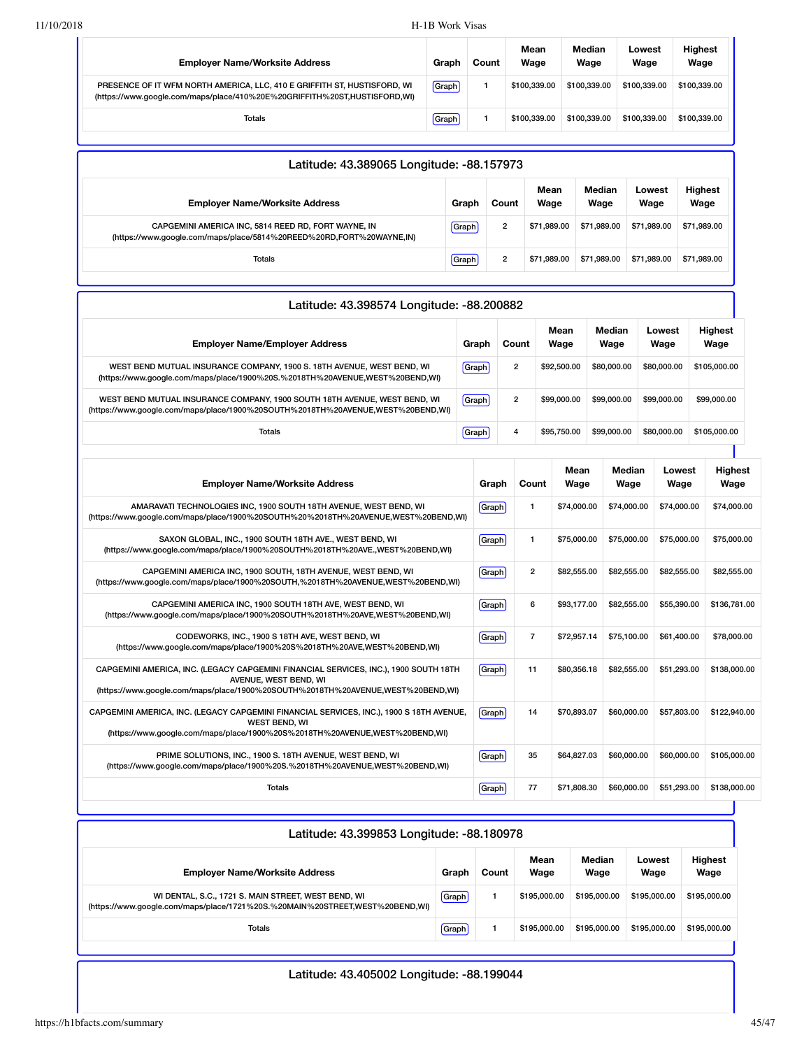| Employer Name/Worksite Address | Graph | Count | Mean Wage | Median Wage | Lowest Wage | Highest Wage |
|---|---|---|---|---|---|---|
| PRESENCE OF IT WFM NORTH AMERICA, LLC, 410 E GRIFFITH ST, HUSTISFORD, WI (https://www.google.com/maps/place/410%20E%20GRIFFITH%20ST,HUSTISFORD,WI) | Graph | 1 | $100,339.00 | $100,339.00 | $100,339.00 | $100,339.00 |
| Totals | Graph | 1 | $100,339.00 | $100,339.00 | $100,339.00 | $100,339.00 |

## Latitude: 43.389065 Longitude: -88.157973

| Employer Name/Worksite Address | Graph | Count | Mean Wage | Median Wage | Lowest Wage | Highest Wage |
|---|---|---|---|---|---|---|
| CAPGEMINI AMERICA INC, 5814 REED RD, FORT WAYNE, IN (https://www.google.com/maps/place/5814%20REED%20RD,FORT%20WAYNE,IN) | Graph | 2 | $71,989.00 | $71,989.00 | $71,989.00 | $71,989.00 |
| Totals | Graph | 2 | $71,989.00 | $71,989.00 | $71,989.00 | $71,989.00 |

## Latitude: 43.398574 Longitude: -88.200882

| Employer Name/Employer Address | Graph | Count | Mean Wage | Median Wage | Lowest Wage | Highest Wage |
|---|---|---|---|---|---|---|
| WEST BEND MUTUAL INSURANCE COMPANY, 1900 S. 18TH AVENUE, WEST BEND, WI (https://www.google.com/maps/place/1900%20S.%2018TH%20AVENUE,WEST%20BEND,WI) | Graph | 2 | $92,500.00 | $80,000.00 | $80,000.00 | $105,000.00 |
| WEST BEND MUTUAL INSURANCE COMPANY, 1900 SOUTH 18TH AVENUE, WEST BEND, WI (https://www.google.com/maps/place/1900%20SOUTH%2018TH%20AVENUE,WEST%20BEND,WI) | Graph | 2 | $99,000.00 | $99,000.00 | $99,000.00 | $99,000.00 |
| Totals | Graph | 4 | $95,750.00 | $99,000.00 | $80,000.00 | $105,000.00 |

| Employer Name/Worksite Address | Graph | Count | Mean Wage | Median Wage | Lowest Wage | Highest Wage |
|---|---|---|---|---|---|---|
| AMARAVATI TECHNOLOGIES INC, 1900 SOUTH 18TH AVENUE, WEST BEND, WI (https://www.google.com/maps/place/1900%20SOUTH%20%2018TH%20AVENUE,WEST%20BEND,WI) | Graph | 1 | $74,000.00 | $74,000.00 | $74,000.00 | $74,000.00 |
| SAXON GLOBAL, INC., 1900 SOUTH 18TH AVE., WEST BEND, WI (https://www.google.com/maps/place/1900%20SOUTH%2018TH%20AVE.,WEST%20BEND,WI) | Graph | 1 | $75,000.00 | $75,000.00 | $75,000.00 | $75,000.00 |
| CAPGEMINI AMERICA INC, 1900 SOUTH, 18TH AVENUE, WEST BEND, WI (https://www.google.com/maps/place/1900%20SOUTH,%2018TH%20AVENUE,WEST%20BEND,WI) | Graph | 2 | $82,555.00 | $82,555.00 | $82,555.00 | $82,555.00 |
| CAPGEMINI AMERICA INC, 1900 SOUTH 18TH AVE, WEST BEND, WI (https://www.google.com/maps/place/1900%20SOUTH%2018TH%20AVE,WEST%20BEND,WI) | Graph | 6 | $93,177.00 | $82,555.00 | $55,390.00 | $136,781.00 |
| CODEWORKS, INC., 1900 S 18TH AVE, WEST BEND, WI (https://www.google.com/maps/place/1900%20S%2018TH%20AVE,WEST%20BEND,WI) | Graph | 7 | $72,957.14 | $75,100.00 | $61,400.00 | $78,000.00 |
| CAPGEMINI AMERICA, INC. (LEGACY CAPGEMINI FINANCIAL SERVICES, INC.), 1900 SOUTH 18TH AVENUE, WEST BEND, WI (https://www.google.com/maps/place/1900%20SOUTH%2018TH%20AVENUE,WEST%20BEND,WI) | Graph | 11 | $80,356.18 | $82,555.00 | $51,293.00 | $138,000.00 |
| CAPGEMINI AMERICA, INC. (LEGACY CAPGEMINI FINANCIAL SERVICES, INC.), 1900 S 18TH AVENUE, WEST BEND, WI (https://www.google.com/maps/place/1900%20S%2018TH%20AVENUE,WEST%20BEND,WI) | Graph | 14 | $70,893.07 | $60,000.00 | $57,803.00 | $122,940.00 |
| PRIME SOLUTIONS, INC., 1900 S. 18TH AVENUE, WEST BEND, WI (https://www.google.com/maps/place/1900%20S.%2018TH%20AVENUE,WEST%20BEND,WI) | Graph | 35 | $64,827.03 | $60,000.00 | $60,000.00 | $105,000.00 |
| Totals | Graph | 77 | $71,808.30 | $60,000.00 | $51,293.00 | $138,000.00 |

## Latitude: 43.399853 Longitude: -88.180978

| Employer Name/Worksite Address | Graph | Count | Mean Wage | Median Wage | Lowest Wage | Highest Wage |
|---|---|---|---|---|---|---|
| WI DENTAL, S.C., 1721 S. MAIN STREET, WEST BEND, WI (https://www.google.com/maps/place/1721%20S.%20MAIN%20STREET,WEST%20BEND,WI) | Graph | 1 | $195,000.00 | $195,000.00 | $195,000.00 | $195,000.00 |
| Totals | Graph | 1 | $195,000.00 | $195,000.00 | $195,000.00 | $195,000.00 |

## Latitude: 43.405002 Longitude: -88.199044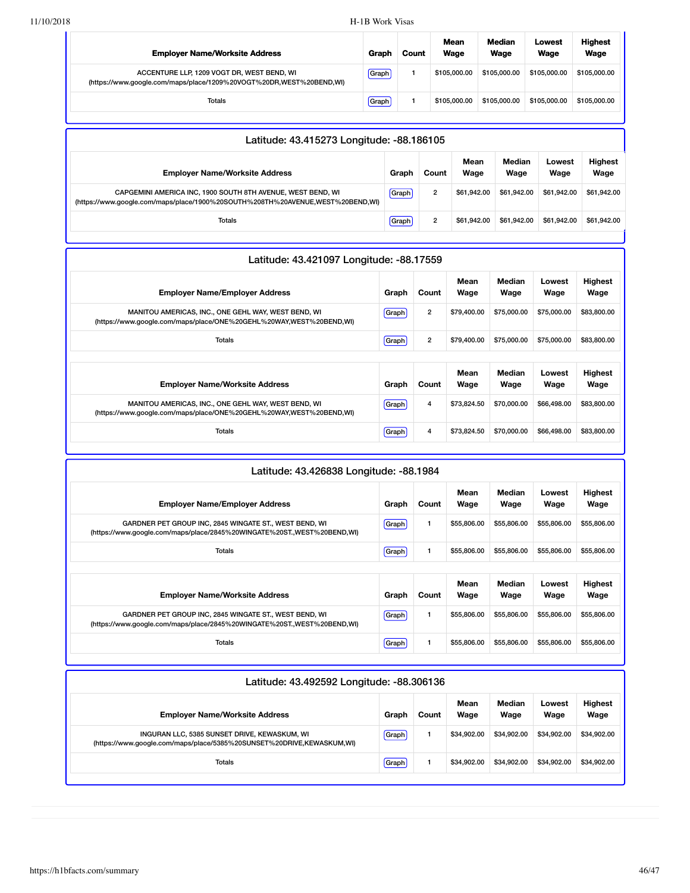| Employer Name/Worksite Address | Graph | Count | Mean Wage | Median Wage | Lowest Wage | Highest Wage |
|---|---|---|---|---|---|---|
| ACCENTURE LLP, 1209 VOGT DR, WEST BEND, WI (https://www.google.com/maps/place/1209%20VOGT%20DR,WEST%20BEND,WI) | Graph | 1 | $105,000.00 | $105,000.00 | $105,000.00 | $105,000.00 |
| Totals | Graph | 1 | $105,000.00 | $105,000.00 | $105,000.00 | $105,000.00 |

## Latitude: 43.415273 Longitude: -88.186105

| Employer Name/Worksite Address | Graph | Count | Mean Wage | Median Wage | Lowest Wage | Highest Wage |
|---|---|---|---|---|---|---|
| CAPGEMINI AMERICA INC, 1900 SOUTH 8TH AVENUE, WEST BEND, WI (https://www.google.com/maps/place/1900%20SOUTH%208TH%20AVENUE,WEST%20BEND,WI) | Graph | 2 | $61,942.00 | $61,942.00 | $61,942.00 | $61,942.00 |
| Totals | Graph | 2 | $61,942.00 | $61,942.00 | $61,942.00 | $61,942.00 |

## Latitude: 43.421097 Longitude: -88.17559

| Employer Name/Employer Address | Graph | Count | Mean Wage | Median Wage | Lowest Wage | Highest Wage |
|---|---|---|---|---|---|---|
| MANITOU AMERICAS, INC., ONE GEHL WAY, WEST BEND, WI (https://www.google.com/maps/place/ONE%20GEHL%20WAY,WEST%20BEND,WI) | Graph | 2 | $79,400.00 | $75,000.00 | $75,000.00 | $83,800.00 |
| Totals | Graph | 2 | $79,400.00 | $75,000.00 | $75,000.00 | $83,800.00 |

| Employer Name/Worksite Address | Graph | Count | Mean Wage | Median Wage | Lowest Wage | Highest Wage |
|---|---|---|---|---|---|---|
| MANITOU AMERICAS, INC., ONE GEHL WAY, WEST BEND, WI (https://www.google.com/maps/place/ONE%20GEHL%20WAY,WEST%20BEND,WI) | Graph | 4 | $73,824.50 | $70,000.00 | $66,498.00 | $83,800.00 |
| Totals | Graph | 4 | $73,824.50 | $70,000.00 | $66,498.00 | $83,800.00 |

## Latitude: 43.426838 Longitude: -88.1984

| Employer Name/Employer Address | Graph | Count | Mean Wage | Median Wage | Lowest Wage | Highest Wage |
|---|---|---|---|---|---|---|
| GARDNER PET GROUP INC, 2845 WINGATE ST., WEST BEND, WI (https://www.google.com/maps/place/2845%20WINGATE%20ST.,WEST%20BEND,WI) | Graph | 1 | $55,806.00 | $55,806.00 | $55,806.00 | $55,806.00 |
| Totals | Graph | 1 | $55,806.00 | $55,806.00 | $55,806.00 | $55,806.00 |

| Employer Name/Worksite Address | Graph | Count | Mean Wage | Median Wage | Lowest Wage | Highest Wage |
|---|---|---|---|---|---|---|
| GARDNER PET GROUP INC, 2845 WINGATE ST., WEST BEND, WI (https://www.google.com/maps/place/2845%20WINGATE%20ST.,WEST%20BEND,WI) | Graph | 1 | $55,806.00 | $55,806.00 | $55,806.00 | $55,806.00 |
| Totals | Graph | 1 | $55,806.00 | $55,806.00 | $55,806.00 | $55,806.00 |

## Latitude: 43.492592 Longitude: -88.306136

| Employer Name/Worksite Address | Graph | Count | Mean Wage | Median Wage | Lowest Wage | Highest Wage |
|---|---|---|---|---|---|---|
| INGURAN LLC, 5385 SUNSET DRIVE, KEWASKUM, WI (https://www.google.com/maps/place/5385%20SUNSET%20DRIVE,KEWASKUM,WI) | Graph | 1 | $34,902.00 | $34,902.00 | $34,902.00 | $34,902.00 |
| Totals | Graph | 1 | $34,902.00 | $34,902.00 | $34,902.00 | $34,902.00 |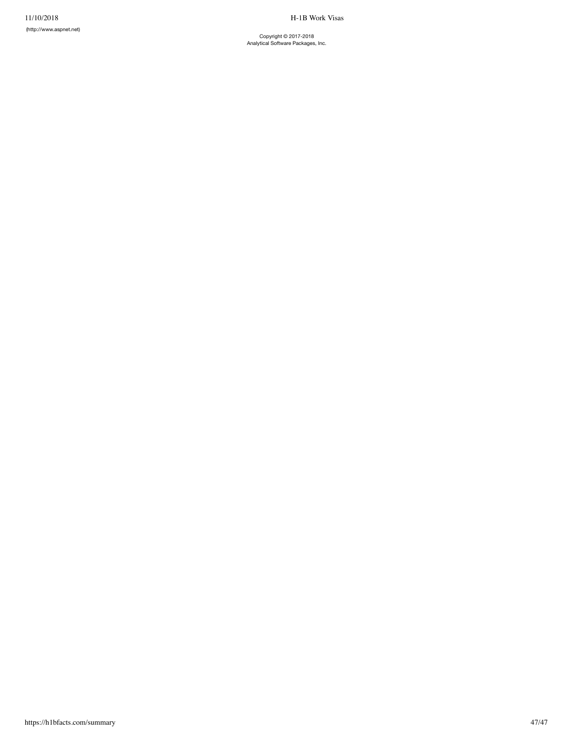(http://www.aspnet.net)

Copyright © 2017-2018
Analytical Software Packages, Inc.